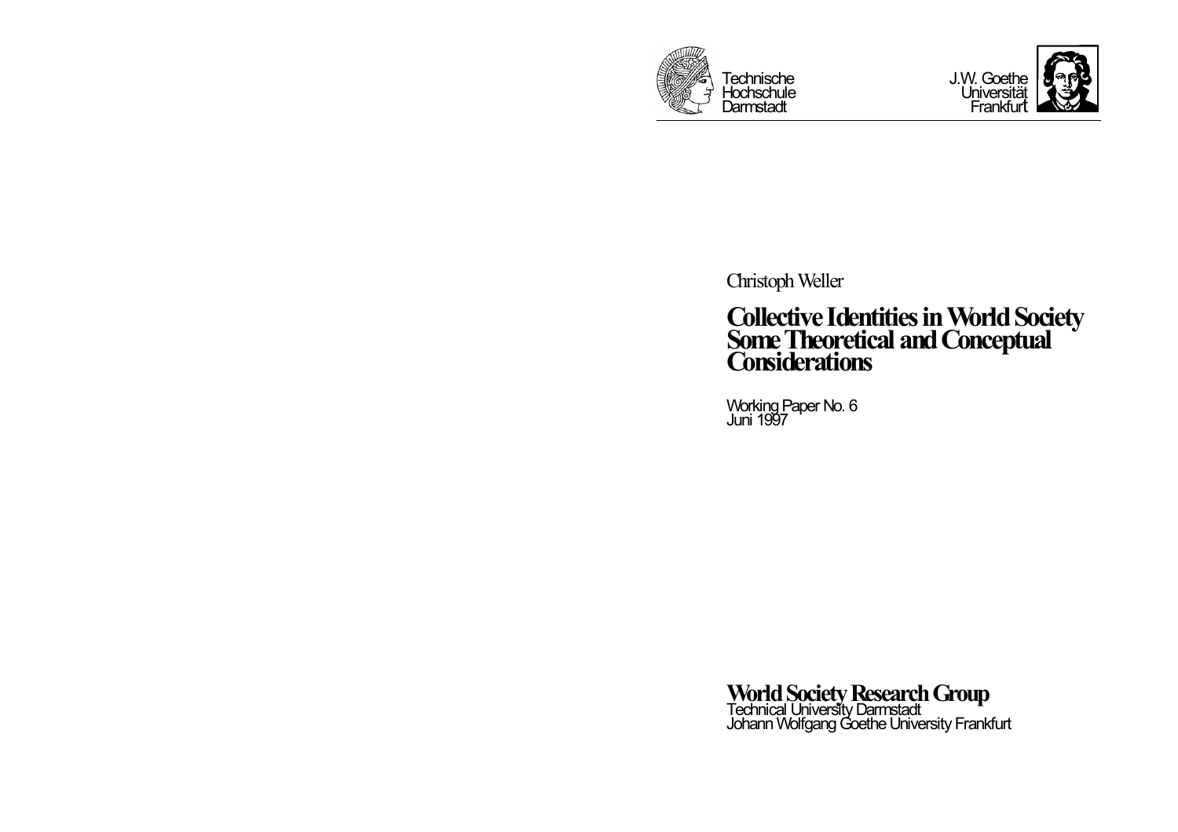Technische Hochschule Darmstadt

J.W. Goethe Universität Frankfurt

Christoph Weller

# Collective Identities in World Society Some Theoretical and Conceptual Considerations

Working Paper No. 6
Juni 1997

**World Society Research Group**
Technical University Darmstadt
Johann Wolfgang Goethe University Frankfurt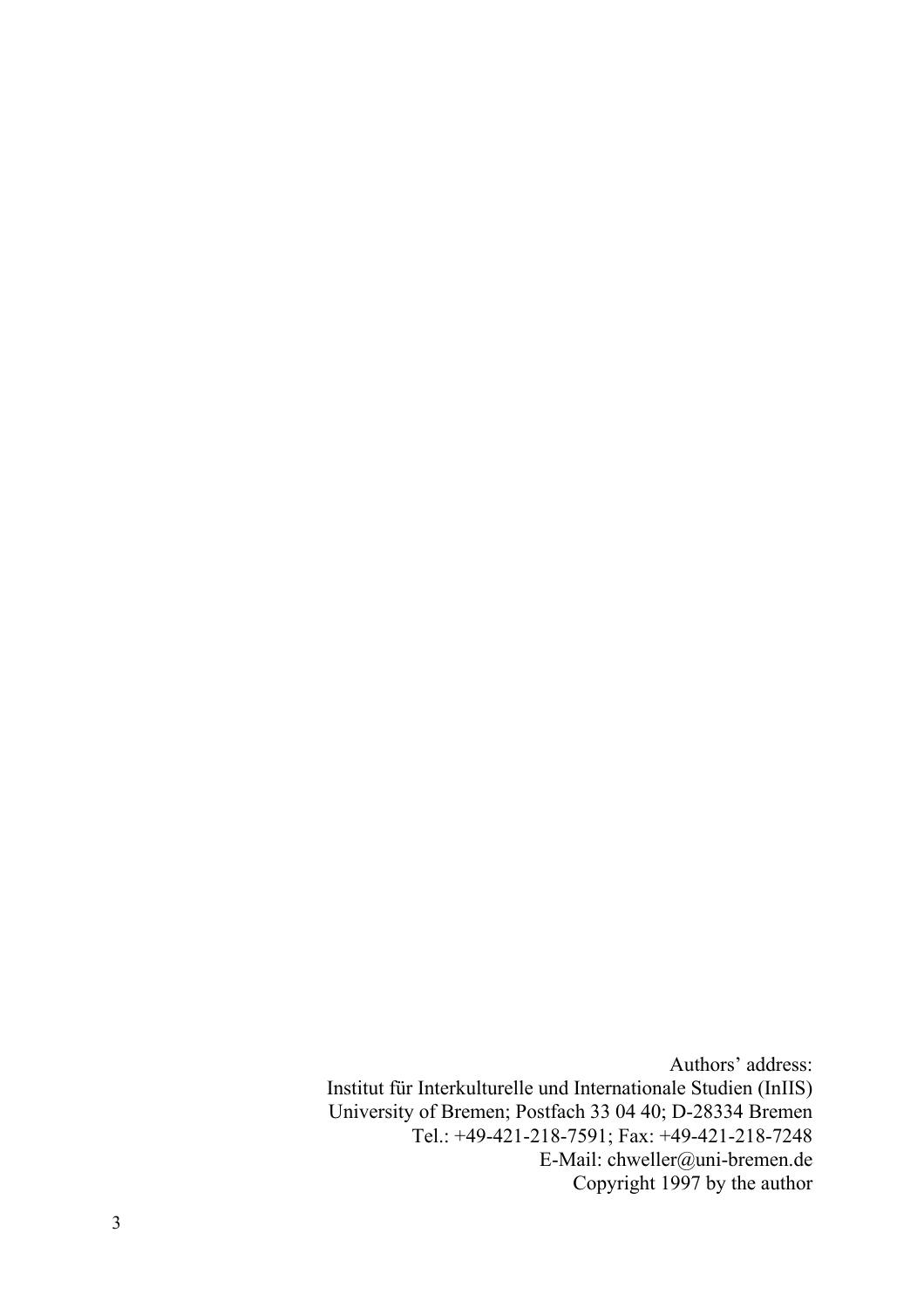Authors' address:
Institut für Interkulturelle und Internationale Studien (InIIS)
University of Bremen; Postfach 33 04 40; D-28334 Bremen
Tel.: +49-421-218-7591; Fax: +49-421-218-7248
E-Mail: chweller@uni-bremen.de
Copyright 1997 by the author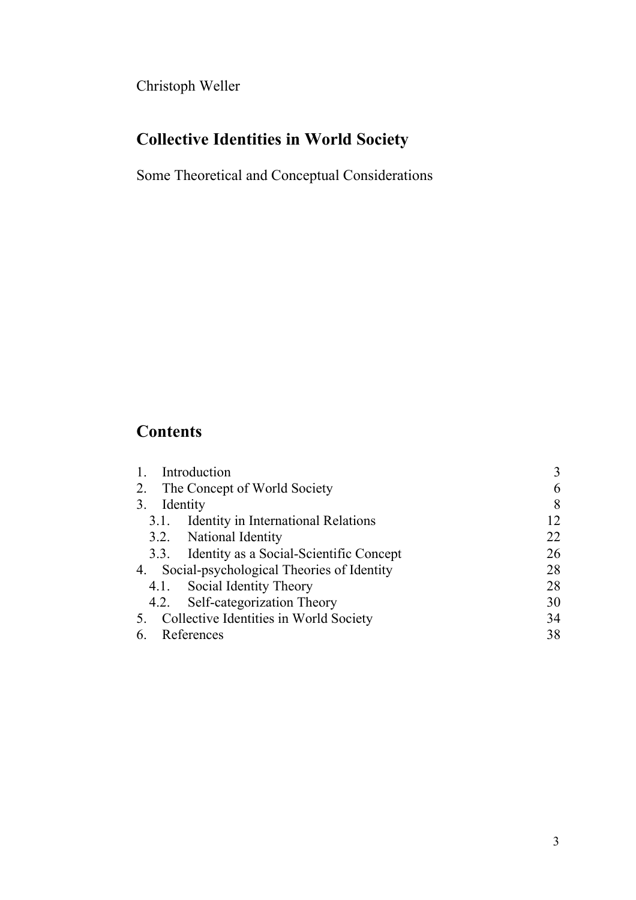Christoph Weller

# Collective Identities in World Society

Some Theoretical and Conceptual Considerations

## Contents

| | |
|---|---|
| 1. Introduction | 3 |
| 2. The Concept of World Society | 6 |
| 3. Identity | 8 |
| 3.1. Identity in International Relations | 12 |
| 3.2. National Identity | 22 |
| 3.3. Identity as a Social-Scientific Concept | 26 |
| 4. Social-psychological Theories of Identity | 28 |
| 4.1. Social Identity Theory | 28 |
| 4.2. Self-categorization Theory | 30 |
| 5. Collective Identities in World Society | 34 |
| 6. References | 38 |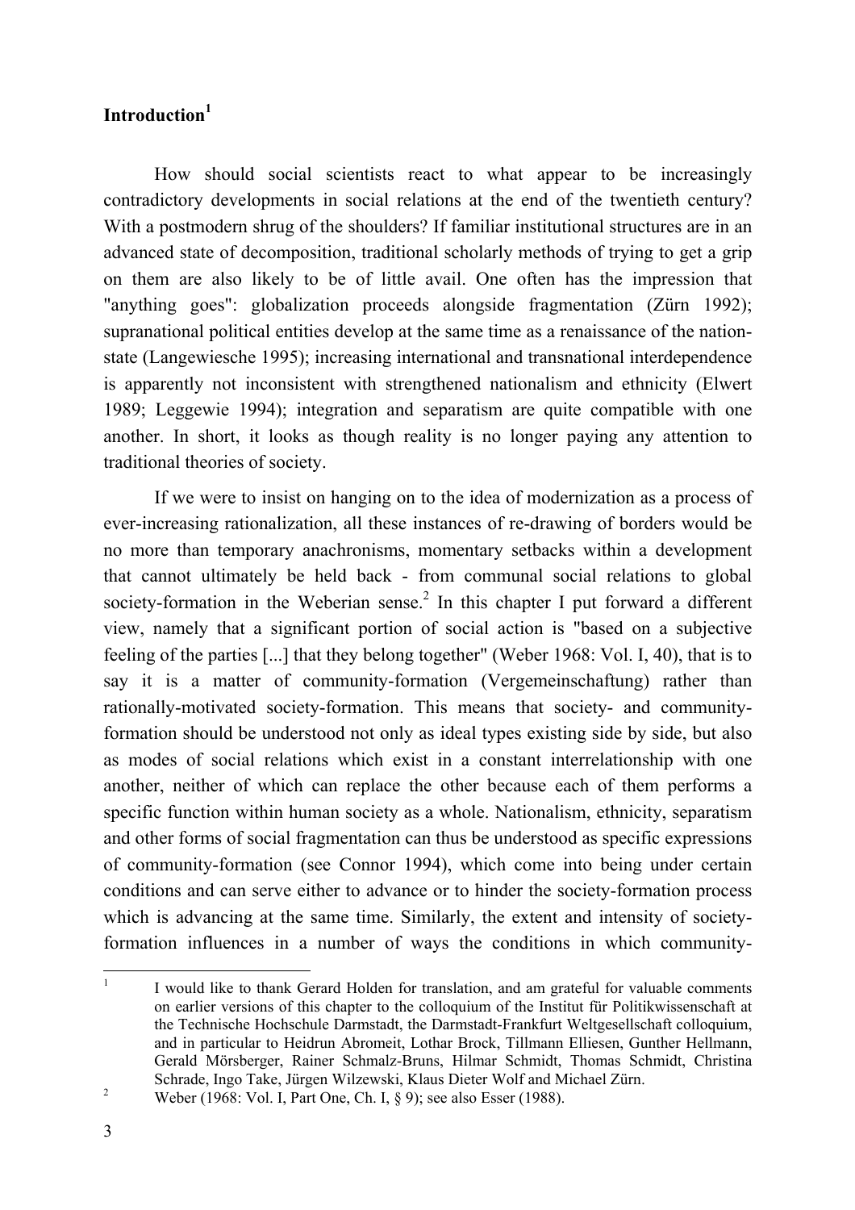## Introduction[1]

How should social scientists react to what appear to be increasingly contradictory developments in social relations at the end of the twentieth century? With a postmodern shrug of the shoulders? If familiar institutional structures are in an advanced state of decomposition, traditional scholarly methods of trying to get a grip on them are also likely to be of little avail. One often has the impression that "anything goes": globalization proceeds alongside fragmentation (Zürn 1992); supranational political entities develop at the same time as a renaissance of the nation-state (Langewiesche 1995); increasing international and transnational interdependence is apparently not inconsistent with strengthened nationalism and ethnicity (Elwert 1989; Leggewie 1994); integration and separatism are quite compatible with one another. In short, it looks as though reality is no longer paying any attention to traditional theories of society.

If we were to insist on hanging on to the idea of modernization as a process of ever-increasing rationalization, all these instances of re-drawing of borders would be no more than temporary anachronisms, momentary setbacks within a development that cannot ultimately be held back - from communal social relations to global society-formation in the Weberian sense.[2] In this chapter I put forward a different view, namely that a significant portion of social action is "based on a subjective feeling of the parties [...] that they belong together" (Weber 1968: Vol. I, 40), that is to say it is a matter of community-formation (Vergemeinschaftung) rather than rationally-motivated society-formation. This means that society- and community-formation should be understood not only as ideal types existing side by side, but also as modes of social relations which exist in a constant interrelationship with one another, neither of which can replace the other because each of them performs a specific function within human society as a whole. Nationalism, ethnicity, separatism and other forms of social fragmentation can thus be understood as specific expressions of community-formation (see Connor 1994), which come into being under certain conditions and can serve either to advance or to hinder the society-formation process which is advancing at the same time. Similarly, the extent and intensity of society-formation influences in a number of ways the conditions in which community-

---

[1] I would like to thank Gerard Holden for translation, and am grateful for valuable comments on earlier versions of this chapter to the colloquium of the Institut für Politikwissenschaft at the Technische Hochschule Darmstadt, the Darmstadt-Frankfurt Weltgesellschaft colloquium, and in particular to Heidrun Abromeit, Lothar Brock, Tillmann Elliesen, Gunther Hellmann, Gerald Mörsberger, Rainer Schmalz-Bruns, Hilmar Schmidt, Thomas Schmidt, Christina Schrade, Ingo Take, Jürgen Wilzewski, Klaus Dieter Wolf and Michael Zürn.

[2] Weber (1968: Vol. I, Part One, Ch. I, § 9); see also Esser (1988).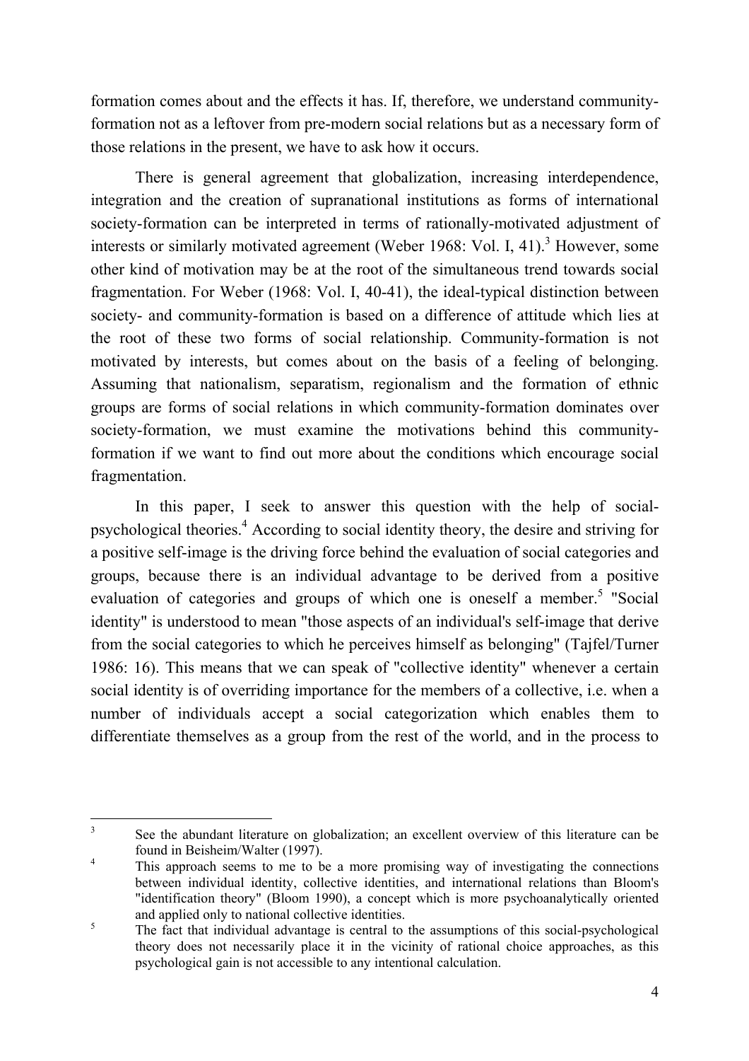formation comes about and the effects it has. If, therefore, we understand community-formation not as a leftover from pre-modern social relations but as a necessary form of those relations in the present, we have to ask how it occurs.

There is general agreement that globalization, increasing interdependence, integration and the creation of supranational institutions as forms of international society-formation can be interpreted in terms of rationally-motivated adjustment of interests or similarly motivated agreement (Weber 1968: Vol. I, 41).[3] However, some other kind of motivation may be at the root of the simultaneous trend towards social fragmentation. For Weber (1968: Vol. I, 40-41), the ideal-typical distinction between society- and community-formation is based on a difference of attitude which lies at the root of these two forms of social relationship. Community-formation is not motivated by interests, but comes about on the basis of a feeling of belonging. Assuming that nationalism, separatism, regionalism and the formation of ethnic groups are forms of social relations in which community-formation dominates over society-formation, we must examine the motivations behind this community-formation if we want to find out more about the conditions which encourage social fragmentation.

In this paper, I seek to answer this question with the help of social-psychological theories.[4] According to social identity theory, the desire and striving for a positive self-image is the driving force behind the evaluation of social categories and groups, because there is an individual advantage to be derived from a positive evaluation of categories and groups of which one is oneself a member.[5] "Social identity" is understood to mean "those aspects of an individual's self-image that derive from the social categories to which he perceives himself as belonging" (Tajfel/Turner 1986: 16). This means that we can speak of "collective identity" whenever a certain social identity is of overriding importance for the members of a collective, i.e. when a number of individuals accept a social categorization which enables them to differentiate themselves as a group from the rest of the world, and in the process to

---

[3] See the abundant literature on globalization; an excellent overview of this literature can be found in Beisheim/Walter (1997).

[4] This approach seems to me to be a more promising way of investigating the connections between individual identity, collective identities, and international relations than Bloom's "identification theory" (Bloom 1990), a concept which is more psychoanalytically oriented and applied only to national collective identities.

[5] The fact that individual advantage is central to the assumptions of this social-psychological theory does not necessarily place it in the vicinity of rational choice approaches, as this psychological gain is not accessible to any intentional calculation.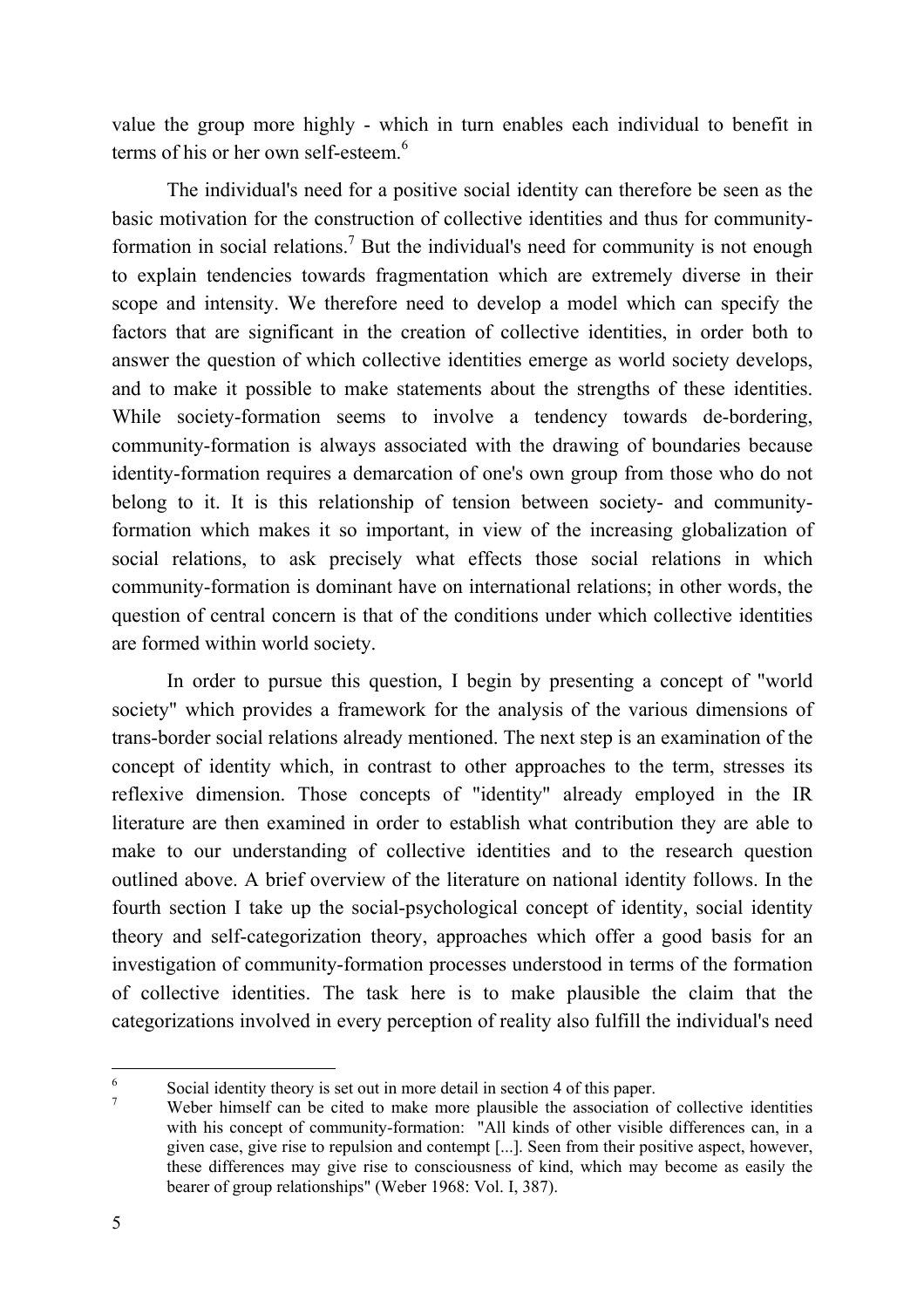value the group more highly - which in turn enables each individual to benefit in terms of his or her own self-esteem.[6]

The individual's need for a positive social identity can therefore be seen as the basic motivation for the construction of collective identities and thus for community-formation in social relations.[7] But the individual's need for community is not enough to explain tendencies towards fragmentation which are extremely diverse in their scope and intensity. We therefore need to develop a model which can specify the factors that are significant in the creation of collective identities, in order both to answer the question of which collective identities emerge as world society develops, and to make it possible to make statements about the strengths of these identities. While society-formation seems to involve a tendency towards de-bordering, community-formation is always associated with the drawing of boundaries because identity-formation requires a demarcation of one's own group from those who do not belong to it. It is this relationship of tension between society- and community-formation which makes it so important, in view of the increasing globalization of social relations, to ask precisely what effects those social relations in which community-formation is dominant have on international relations; in other words, the question of central concern is that of the conditions under which collective identities are formed within world society.

In order to pursue this question, I begin by presenting a concept of "world society" which provides a framework for the analysis of the various dimensions of trans-border social relations already mentioned. The next step is an examination of the concept of identity which, in contrast to other approaches to the term, stresses its reflexive dimension. Those concepts of "identity" already employed in the IR literature are then examined in order to establish what contribution they are able to make to our understanding of collective identities and to the research question outlined above. A brief overview of the literature on national identity follows. In the fourth section I take up the social-psychological concept of identity, social identity theory and self-categorization theory, approaches which offer a good basis for an investigation of community-formation processes understood in terms of the formation of collective identities. The task here is to make plausible the claim that the categorizations involved in every perception of reality also fulfill the individual's need

---

[6] Social identity theory is set out in more detail in section 4 of this paper.

[7] Weber himself can be cited to make more plausible the association of collective identities with his concept of community-formation: "All kinds of other visible differences can, in a given case, give rise to repulsion and contempt [...]. Seen from their positive aspect, however, these differences may give rise to consciousness of kind, which may become as easily the bearer of group relationships" (Weber 1968: Vol. I, 387).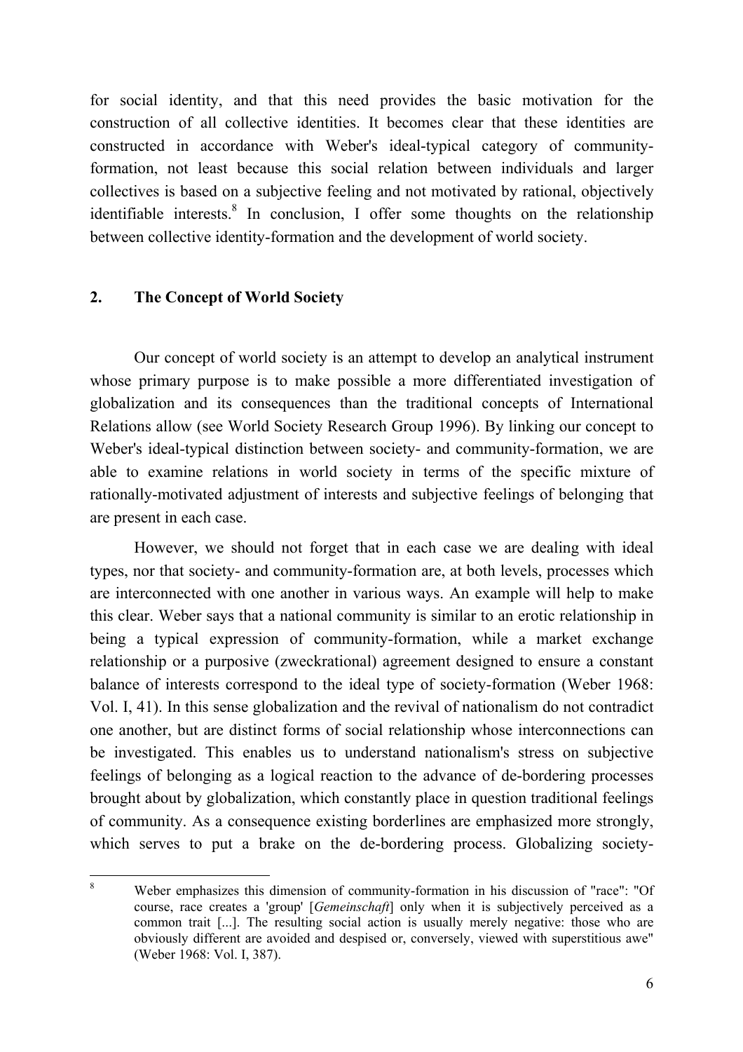for social identity, and that this need provides the basic motivation for the construction of all collective identities. It becomes clear that these identities are constructed in accordance with Weber's ideal-typical category of community-formation, not least because this social relation between individuals and larger collectives is based on a subjective feeling and not motivated by rational, objectively identifiable interests.[8] In conclusion, I offer some thoughts on the relationship between collective identity-formation and the development of world society.

## 2. The Concept of World Society

Our concept of world society is an attempt to develop an analytical instrument whose primary purpose is to make possible a more differentiated investigation of globalization and its consequences than the traditional concepts of International Relations allow (see World Society Research Group 1996). By linking our concept to Weber's ideal-typical distinction between society- and community-formation, we are able to examine relations in world society in terms of the specific mixture of rationally-motivated adjustment of interests and subjective feelings of belonging that are present in each case.

However, we should not forget that in each case we are dealing with ideal types, nor that society- and community-formation are, at both levels, processes which are interconnected with one another in various ways. An example will help to make this clear. Weber says that a national community is similar to an erotic relationship in being a typical expression of community-formation, while a market exchange relationship or a purposive (zweckrational) agreement designed to ensure a constant balance of interests correspond to the ideal type of society-formation (Weber 1968: Vol. I, 41). In this sense globalization and the revival of nationalism do not contradict one another, but are distinct forms of social relationship whose interconnections can be investigated. This enables us to understand nationalism's stress on subjective feelings of belonging as a logical reaction to the advance of de-bordering processes brought about by globalization, which constantly place in question traditional feelings of community. As a consequence existing borderlines are emphasized more strongly, which serves to put a brake on the de-bordering process. Globalizing society-

[8] Weber emphasizes this dimension of community-formation in his discussion of "race": "Of course, race creates a 'group' [*Gemeinschaft*] only when it is subjectively perceived as a common trait [...]. The resulting social action is usually merely negative: those who are obviously different are avoided and despised or, conversely, viewed with superstitious awe" (Weber 1968: Vol. I, 387).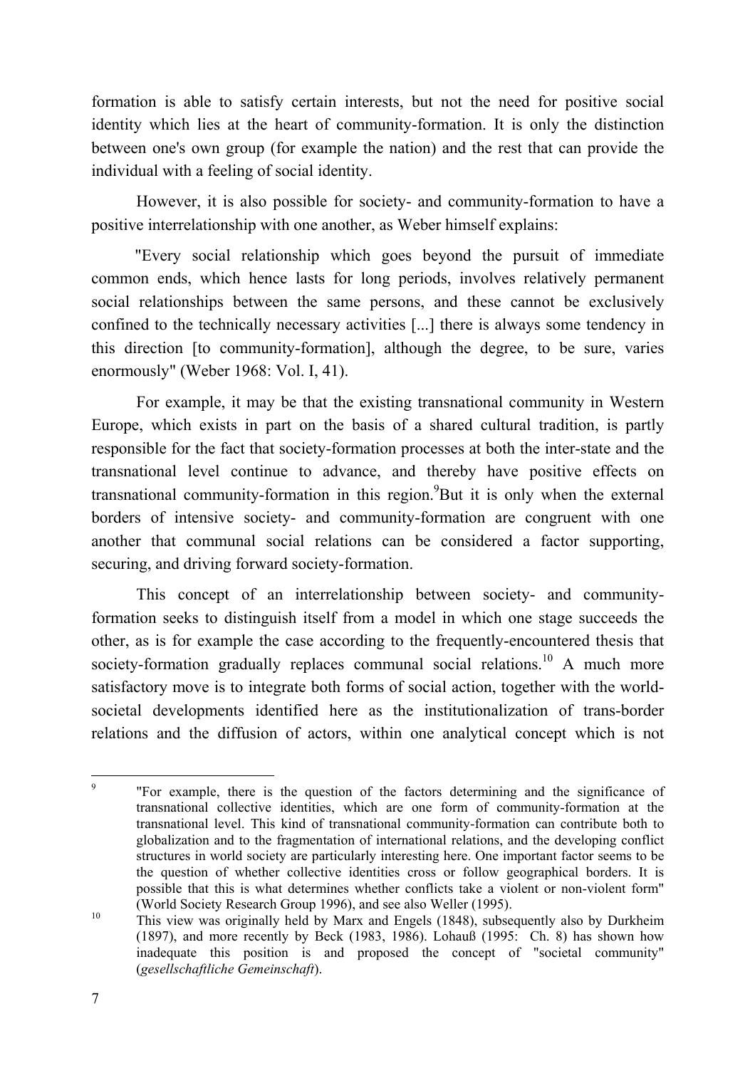formation is able to satisfy certain interests, but not the need for positive social identity which lies at the heart of community-formation. It is only the distinction between one's own group (for example the nation) and the rest that can provide the individual with a feeling of social identity.

However, it is also possible for society- and community-formation to have a positive interrelationship with one another, as Weber himself explains:

"Every social relationship which goes beyond the pursuit of immediate common ends, which hence lasts for long periods, involves relatively permanent social relationships between the same persons, and these cannot be exclusively confined to the technically necessary activities [...] there is always some tendency in this direction [to community-formation], although the degree, to be sure, varies enormously" (Weber 1968: Vol. I, 41).

For example, it may be that the existing transnational community in Western Europe, which exists in part on the basis of a shared cultural tradition, is partly responsible for the fact that society-formation processes at both the inter-state and the transnational level continue to advance, and thereby have positive effects on transnational community-formation in this region.[9] But it is only when the external borders of intensive society- and community-formation are congruent with one another that communal social relations can be considered a factor supporting, securing, and driving forward society-formation.

This concept of an interrelationship between society- and community-formation seeks to distinguish itself from a model in which one stage succeeds the other, as is for example the case according to the frequently-encountered thesis that society-formation gradually replaces communal social relations.[10] A much more satisfactory move is to integrate both forms of social action, together with the world-societal developments identified here as the institutionalization of trans-border relations and the diffusion of actors, within one analytical concept which is not

---

[9] "For example, there is the question of the factors determining and the significance of transnational collective identities, which are one form of community-formation at the transnational level. This kind of transnational community-formation can contribute both to globalization and to the fragmentation of international relations, and the developing conflict structures in world society are particularly interesting here. One important factor seems to be the question of whether collective identities cross or follow geographical borders. It is possible that this is what determines whether conflicts take a violent or non-violent form" (World Society Research Group 1996), and see also Weller (1995).

[10] This view was originally held by Marx and Engels (1848), subsequently also by Durkheim (1897), and more recently by Beck (1983, 1986). Lohauß (1995: Ch. 8) has shown how inadequate this position is and proposed the concept of "societal community" (*gesellschaftliche Gemeinschaft*).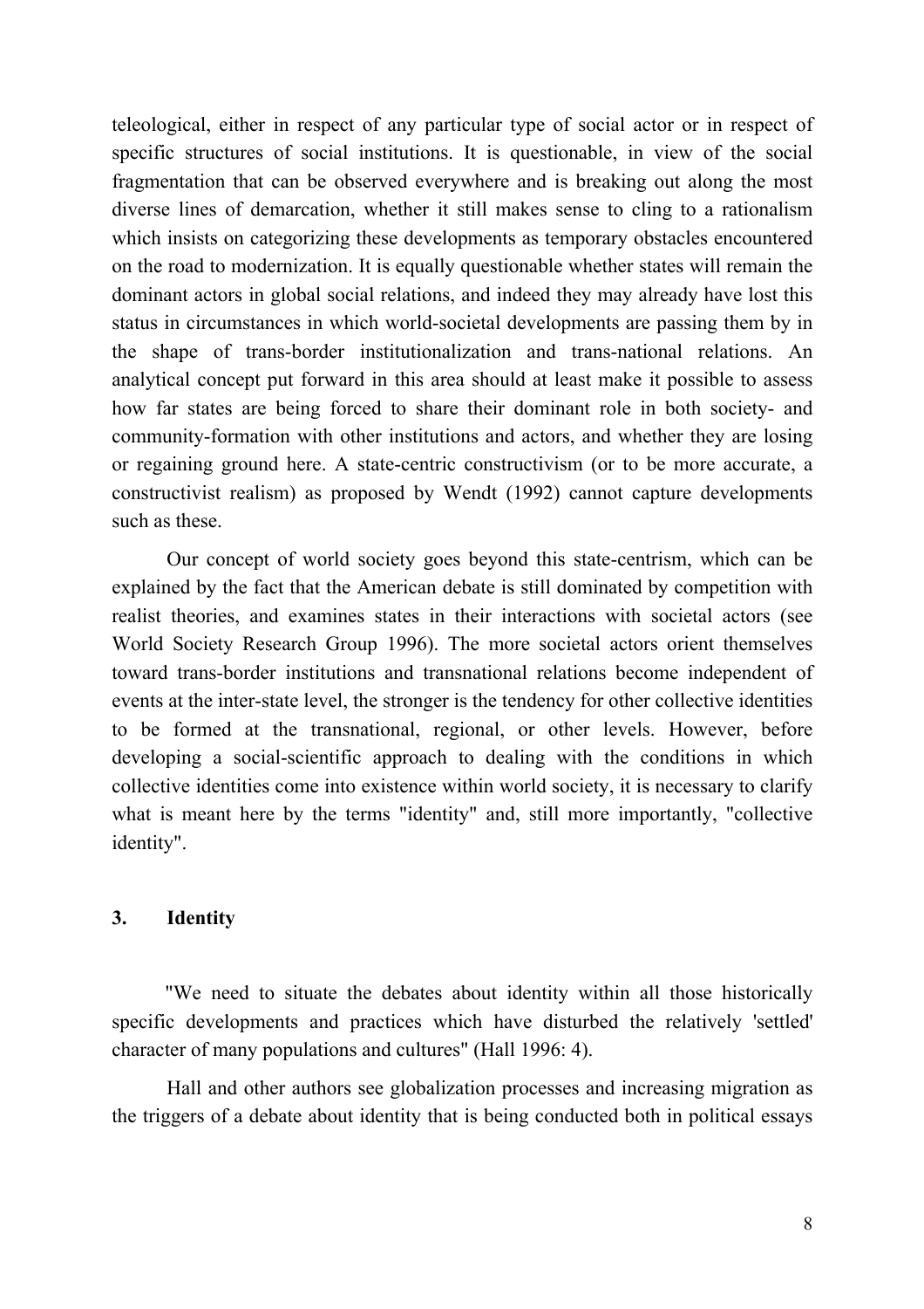teleological, either in respect of any particular type of social actor or in respect of specific structures of social institutions. It is questionable, in view of the social fragmentation that can be observed everywhere and is breaking out along the most diverse lines of demarcation, whether it still makes sense to cling to a rationalism which insists on categorizing these developments as temporary obstacles encountered on the road to modernization. It is equally questionable whether states will remain the dominant actors in global social relations, and indeed they may already have lost this status in circumstances in which world-societal developments are passing them by in the shape of trans-border institutionalization and trans-national relations. An analytical concept put forward in this area should at least make it possible to assess how far states are being forced to share their dominant role in both society- and community-formation with other institutions and actors, and whether they are losing or regaining ground here. A state-centric constructivism (or to be more accurate, a constructivist realism) as proposed by Wendt (1992) cannot capture developments such as these.

Our concept of world society goes beyond this state-centrism, which can be explained by the fact that the American debate is still dominated by competition with realist theories, and examines states in their interactions with societal actors (see World Society Research Group 1996). The more societal actors orient themselves toward trans-border institutions and transnational relations become independent of events at the inter-state level, the stronger is the tendency for other collective identities to be formed at the transnational, regional, or other levels. However, before developing a social-scientific approach to dealing with the conditions in which collective identities come into existence within world society, it is necessary to clarify what is meant here by the terms "identity" and, still more importantly, "collective identity".

## 3. Identity

"We need to situate the debates about identity within all those historically specific developments and practices which have disturbed the relatively 'settled' character of many populations and cultures" (Hall 1996: 4).

Hall and other authors see globalization processes and increasing migration as the triggers of a debate about identity that is being conducted both in political essays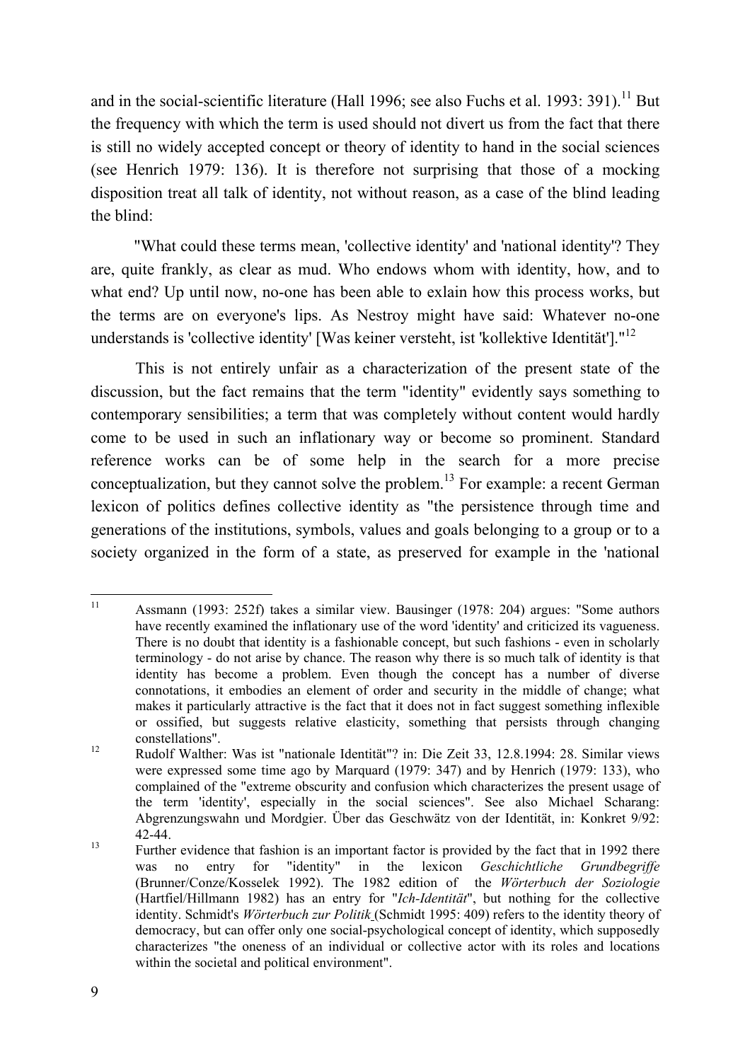and in the social-scientific literature (Hall 1996; see also Fuchs et al. 1993: 391).[11] But the frequency with which the term is used should not divert us from the fact that there is still no widely accepted concept or theory of identity to hand in the social sciences (see Henrich 1979: 136). It is therefore not surprising that those of a mocking disposition treat all talk of identity, not without reason, as a case of the blind leading the blind:

"What could these terms mean, 'collective identity' and 'national identity'? They are, quite frankly, as clear as mud. Who endows whom with identity, how, and to what end? Up until now, no-one has been able to exlain how this process works, but the terms are on everyone's lips. As Nestroy might have said: Whatever no-one understands is 'collective identity' [Was keiner versteht, ist 'kollektive Identität']."[12]

This is not entirely unfair as a characterization of the present state of the discussion, but the fact remains that the term "identity" evidently says something to contemporary sensibilities; a term that was completely without content would hardly come to be used in such an inflationary way or become so prominent. Standard reference works can be of some help in the search for a more precise conceptualization, but they cannot solve the problem.[13] For example: a recent German lexicon of politics defines collective identity as "the persistence through time and generations of the institutions, symbols, values and goals belonging to a group or to a society organized in the form of a state, as preserved for example in the 'national

---

[11] Assmann (1993: 252f) takes a similar view. Bausinger (1978: 204) argues: "Some authors have recently examined the inflationary use of the word 'identity' and criticized its vagueness. There is no doubt that identity is a fashionable concept, but such fashions - even in scholarly terminology - do not arise by chance. The reason why there is so much talk of identity is that identity has become a problem. Even though the concept has a number of diverse connotations, it embodies an element of order and security in the middle of change; what makes it particularly attractive is the fact that it does not in fact suggest something inflexible or ossified, but suggests relative elasticity, something that persists through changing constellations".

[12] Rudolf Walther: Was ist "nationale Identität"? in: Die Zeit 33, 12.8.1994: 28. Similar views were expressed some time ago by Marquard (1979: 347) and by Henrich (1979: 133), who complained of the "extreme obscurity and confusion which characterizes the present usage of the term 'identity', especially in the social sciences". See also Michael Scharang: Abgrenzungswahn und Mordgier. Über das Geschwätz von der Identität, in: Konkret 9/92: 42-44.

[13] Further evidence that fashion is an important factor is provided by the fact that in 1992 there was no entry for "identity" in the lexicon *Geschichtliche Grundbegriffe* (Brunner/Conze/Kosselek 1992). The 1982 edition of the *Wörterbuch der Soziologie* (Hartfiel/Hillmann 1982) has an entry for "*Ich-Identität*", but nothing for the collective identity. Schmidt's *Wörterbuch zur Politik* (Schmidt 1995: 409) refers to the identity theory of democracy, but can offer only one social-psychological concept of identity, which supposedly characterizes "the oneness of an individual or collective actor with its roles and locations within the societal and political environment".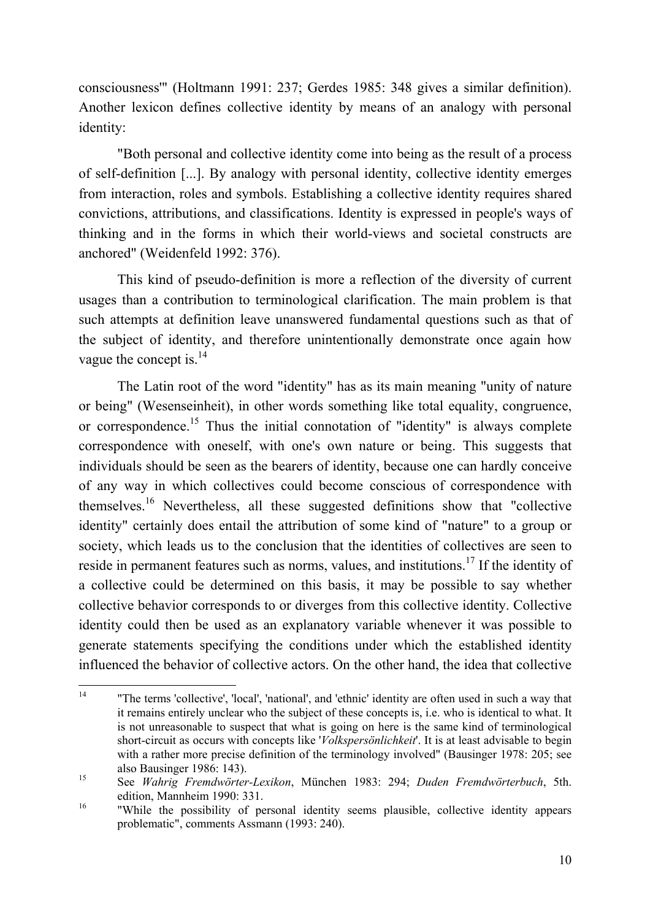consciousness'" (Holtmann 1991: 237; Gerdes 1985: 348 gives a similar definition). Another lexicon defines collective identity by means of an analogy with personal identity:

"Both personal and collective identity come into being as the result of a process of self-definition [...]. By analogy with personal identity, collective identity emerges from interaction, roles and symbols. Establishing a collective identity requires shared convictions, attributions, and classifications. Identity is expressed in people's ways of thinking and in the forms in which their world-views and societal constructs are anchored" (Weidenfeld 1992: 376).

This kind of pseudo-definition is more a reflection of the diversity of current usages than a contribution to terminological clarification. The main problem is that such attempts at definition leave unanswered fundamental questions such as that of the subject of identity, and therefore unintentionally demonstrate once again how vague the concept is.[14]

The Latin root of the word "identity" has as its main meaning "unity of nature or being" (Wesenseinheit), in other words something like total equality, congruence, or correspondence.[15] Thus the initial connotation of "identity" is always complete correspondence with oneself, with one's own nature or being. This suggests that individuals should be seen as the bearers of identity, because one can hardly conceive of any way in which collectives could become conscious of correspondence with themselves.[16] Nevertheless, all these suggested definitions show that "collective identity" certainly does entail the attribution of some kind of "nature" to a group or society, which leads us to the conclusion that the identities of collectives are seen to reside in permanent features such as norms, values, and institutions.[17] If the identity of a collective could be determined on this basis, it may be possible to say whether collective behavior corresponds to or diverges from this collective identity. Collective identity could then be used as an explanatory variable whenever it was possible to generate statements specifying the conditions under which the established identity influenced the behavior of collective actors. On the other hand, the idea that collective

---

[14] "The terms 'collective', 'local', 'national', and 'ethnic' identity are often used in such a way that it remains entirely unclear who the subject of these concepts is, i.e. who is identical to what. It is not unreasonable to suspect that what is going on here is the same kind of terminological short-circuit as occurs with concepts like '*Volkspersönlichkeit*'. It is at least advisable to begin with a rather more precise definition of the terminology involved" (Bausinger 1978: 205; see also Bausinger 1986: 143).

[15] See *Wahrig Fremdwörter-Lexikon*, München 1983: 294; *Duden Fremdwörterbuch*, 5th. edition, Mannheim 1990: 331.

[16] "While the possibility of personal identity seems plausible, collective identity appears problematic", comments Assmann (1993: 240).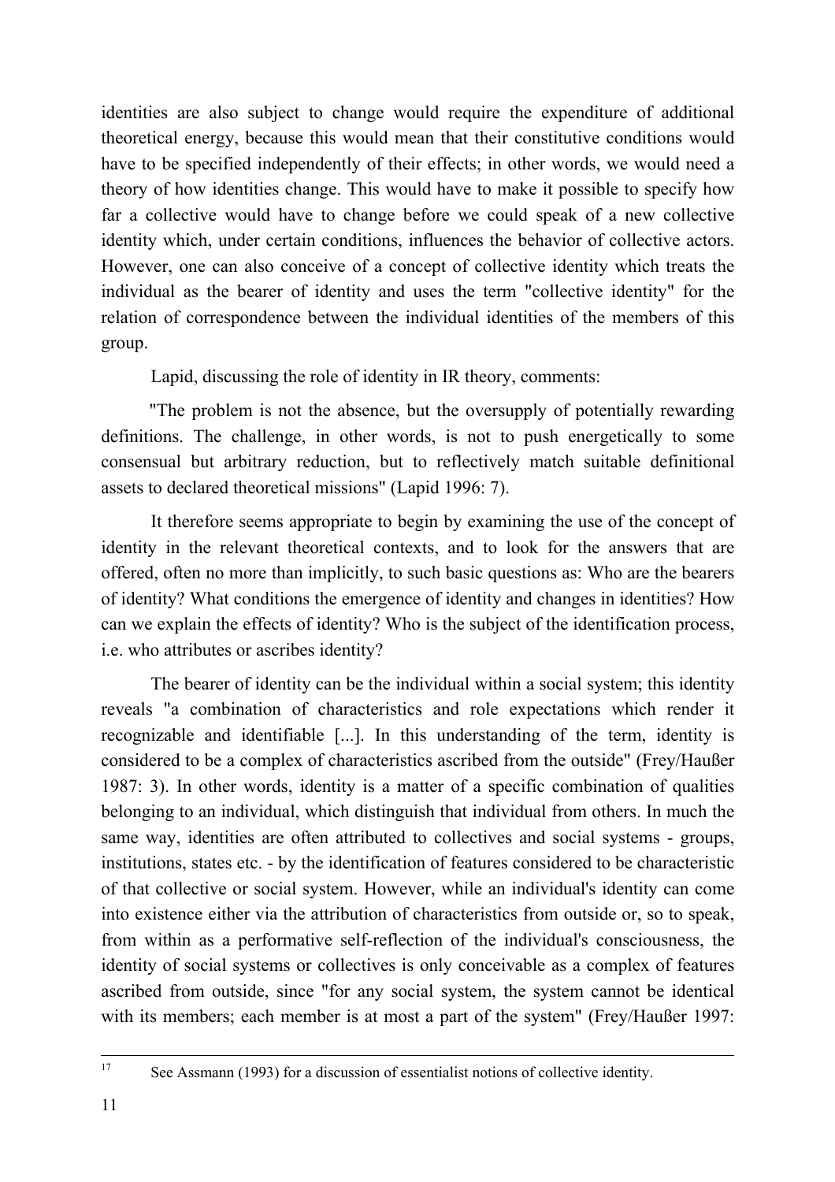identities are also subject to change would require the expenditure of additional theoretical energy, because this would mean that their constitutive conditions would have to be specified independently of their effects; in other words, we would need a theory of how identities change. This would have to make it possible to specify how far a collective would have to change before we could speak of a new collective identity which, under certain conditions, influences the behavior of collective actors. However, one can also conceive of a concept of collective identity which treats the individual as the bearer of identity and uses the term "collective identity" for the relation of correspondence between the individual identities of the members of this group.

Lapid, discussing the role of identity in IR theory, comments:

"The problem is not the absence, but the oversupply of potentially rewarding definitions. The challenge, in other words, is not to push energetically to some consensual but arbitrary reduction, but to reflectively match suitable definitional assets to declared theoretical missions" (Lapid 1996: 7).

It therefore seems appropriate to begin by examining the use of the concept of identity in the relevant theoretical contexts, and to look for the answers that are offered, often no more than implicitly, to such basic questions as: Who are the bearers of identity? What conditions the emergence of identity and changes in identities? How can we explain the effects of identity? Who is the subject of the identification process, i.e. who attributes or ascribes identity?

The bearer of identity can be the individual within a social system; this identity reveals "a combination of characteristics and role expectations which render it recognizable and identifiable [...]. In this understanding of the term, identity is considered to be a complex of characteristics ascribed from the outside" (Frey/Haußer 1987: 3). In other words, identity is a matter of a specific combination of qualities belonging to an individual, which distinguish that individual from others. In much the same way, identities are often attributed to collectives and social systems - groups, institutions, states etc. - by the identification of features considered to be characteristic of that collective or social system. However, while an individual's identity can come into existence either via the attribution of characteristics from outside or, so to speak, from within as a performative self-reflection of the individual's consciousness, the identity of social systems or collectives is only conceivable as a complex of features ascribed from outside, since "for any social system, the system cannot be identical with its members; each member is at most a part of the system" (Frey/Haußer 1997:

[17] See Assmann (1993) for a discussion of essentialist notions of collective identity.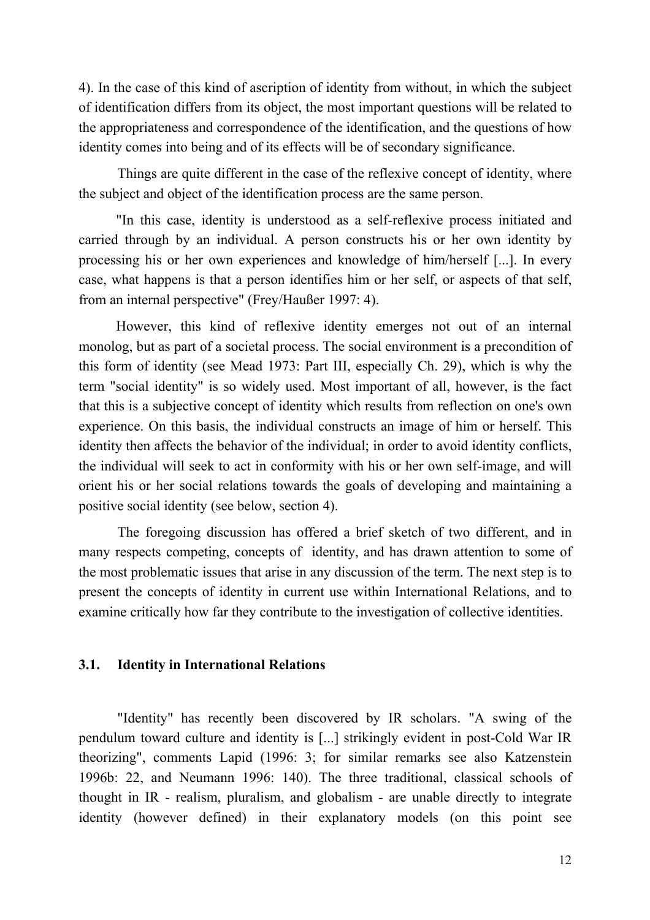4). In the case of this kind of ascription of identity from without, in which the subject of identification differs from its object, the most important questions will be related to the appropriateness and correspondence of the identification, and the questions of how identity comes into being and of its effects will be of secondary significance.

Things are quite different in the case of the reflexive concept of identity, where the subject and object of the identification process are the same person.

"In this case, identity is understood as a self-reflexive process initiated and carried through by an individual. A person constructs his or her own identity by processing his or her own experiences and knowledge of him/herself [...]. In every case, what happens is that a person identifies him or her self, or aspects of that self, from an internal perspective" (Frey/Haußer 1997: 4).

However, this kind of reflexive identity emerges not out of an internal monolog, but as part of a societal process. The social environment is a precondition of this form of identity (see Mead 1973: Part III, especially Ch. 29), which is why the term "social identity" is so widely used. Most important of all, however, is the fact that this is a subjective concept of identity which results from reflection on one's own experience. On this basis, the individual constructs an image of him or herself. This identity then affects the behavior of the individual; in order to avoid identity conflicts, the individual will seek to act in conformity with his or her own self-image, and will orient his or her social relations towards the goals of developing and maintaining a positive social identity (see below, section 4).

The foregoing discussion has offered a brief sketch of two different, and in many respects competing, concepts of identity, and has drawn attention to some of the most problematic issues that arise in any discussion of the term. The next step is to present the concepts of identity in current use within International Relations, and to examine critically how far they contribute to the investigation of collective identities.

### 3.1. Identity in International Relations

"Identity" has recently been discovered by IR scholars. "A swing of the pendulum toward culture and identity is [...] strikingly evident in post-Cold War IR theorizing", comments Lapid (1996: 3; for similar remarks see also Katzenstein 1996b: 22, and Neumann 1996: 140). The three traditional, classical schools of thought in IR - realism, pluralism, and globalism - are unable directly to integrate identity (however defined) in their explanatory models (on this point see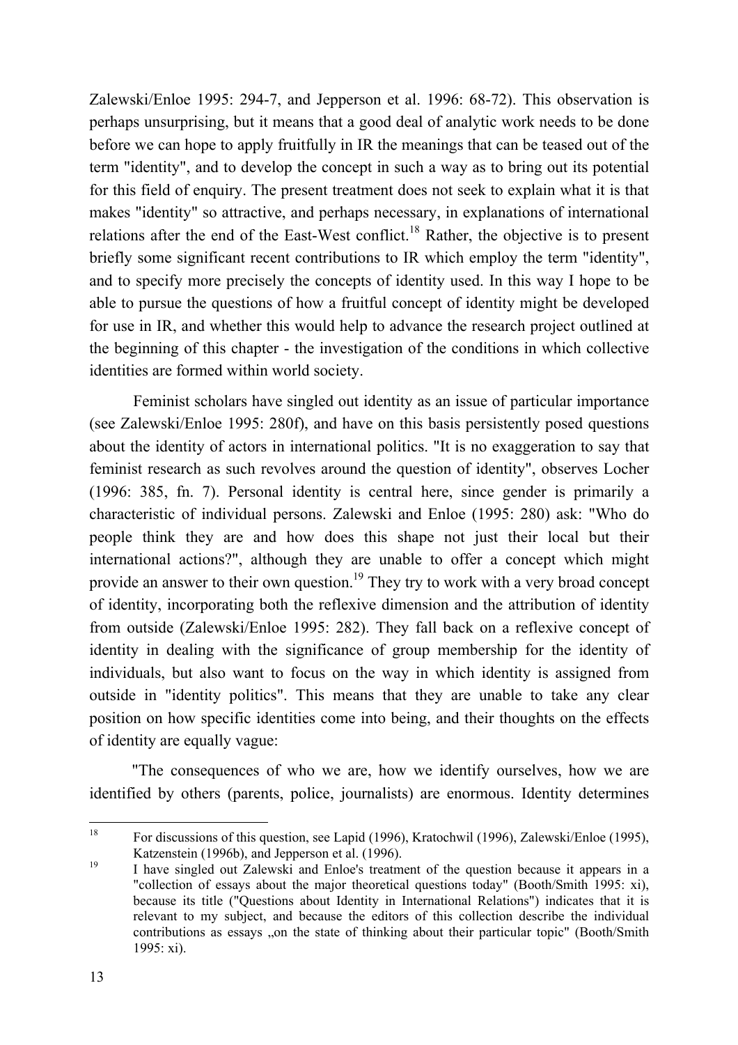Zalewski/Enloe 1995: 294-7, and Jepperson et al. 1996: 68-72). This observation is perhaps unsurprising, but it means that a good deal of analytic work needs to be done before we can hope to apply fruitfully in IR the meanings that can be teased out of the term "identity", and to develop the concept in such a way as to bring out its potential for this field of enquiry. The present treatment does not seek to explain what it is that makes "identity" so attractive, and perhaps necessary, in explanations of international relations after the end of the East-West conflict.[18] Rather, the objective is to present briefly some significant recent contributions to IR which employ the term "identity", and to specify more precisely the concepts of identity used. In this way I hope to be able to pursue the questions of how a fruitful concept of identity might be developed for use in IR, and whether this would help to advance the research project outlined at the beginning of this chapter - the investigation of the conditions in which collective identities are formed within world society.

Feminist scholars have singled out identity as an issue of particular importance (see Zalewski/Enloe 1995: 280f), and have on this basis persistently posed questions about the identity of actors in international politics. "It is no exaggeration to say that feminist research as such revolves around the question of identity", observes Locher (1996: 385, fn. 7). Personal identity is central here, since gender is primarily a characteristic of individual persons. Zalewski and Enloe (1995: 280) ask: "Who do people think they are and how does this shape not just their local but their international actions?", although they are unable to offer a concept which might provide an answer to their own question.[19] They try to work with a very broad concept of identity, incorporating both the reflexive dimension and the attribution of identity from outside (Zalewski/Enloe 1995: 282). They fall back on a reflexive concept of identity in dealing with the significance of group membership for the identity of individuals, but also want to focus on the way in which identity is assigned from outside in "identity politics". This means that they are unable to take any clear position on how specific identities come into being, and their thoughts on the effects of identity are equally vague:

"The consequences of who we are, how we identify ourselves, how we are identified by others (parents, police, journalists) are enormous. Identity determines

---

[18] For discussions of this question, see Lapid (1996), Kratochwil (1996), Zalewski/Enloe (1995), Katzenstein (1996b), and Jepperson et al. (1996).

[19] I have singled out Zalewski and Enloe's treatment of the question because it appears in a "collection of essays about the major theoretical questions today" (Booth/Smith 1995: xi), because its title ("Questions about Identity in International Relations") indicates that it is relevant to my subject, and because the editors of this collection describe the individual contributions as essays „on the state of thinking about their particular topic" (Booth/Smith 1995: xi).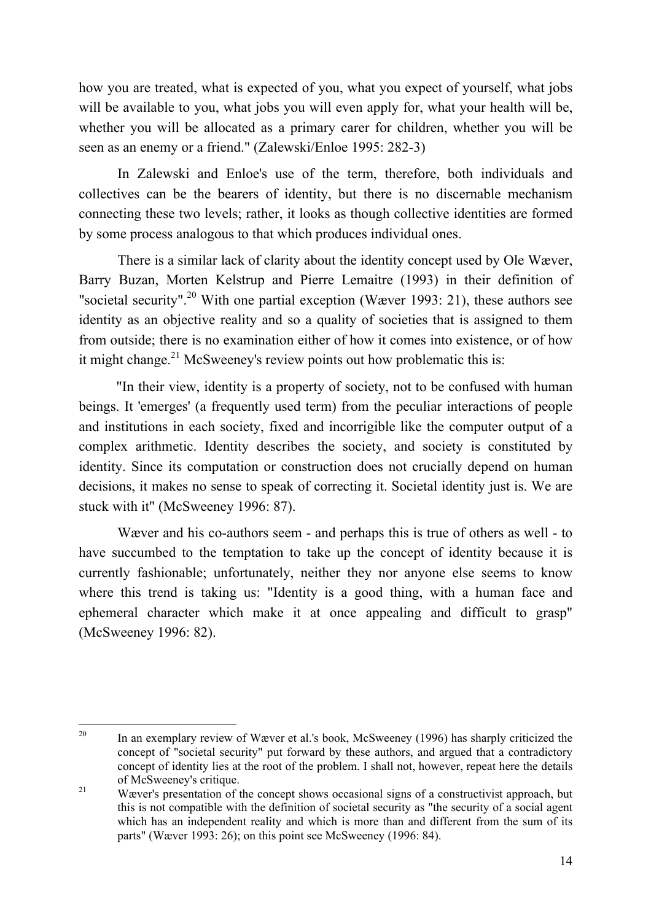how you are treated, what is expected of you, what you expect of yourself, what jobs will be available to you, what jobs you will even apply for, what your health will be, whether you will be allocated as a primary carer for children, whether you will be seen as an enemy or a friend." (Zalewski/Enloe 1995: 282-3)

In Zalewski and Enloe's use of the term, therefore, both individuals and collectives can be the bearers of identity, but there is no discernable mechanism connecting these two levels; rather, it looks as though collective identities are formed by some process analogous to that which produces individual ones.

There is a similar lack of clarity about the identity concept used by Ole Wæver, Barry Buzan, Morten Kelstrup and Pierre Lemaitre (1993) in their definition of "societal security".[20] With one partial exception (Wæver 1993: 21), these authors see identity as an objective reality and so a quality of societies that is assigned to them from outside; there is no examination either of how it comes into existence, or of how it might change.[21] McSweeney's review points out how problematic this is:

"In their view, identity is a property of society, not to be confused with human beings. It 'emerges' (a frequently used term) from the peculiar interactions of people and institutions in each society, fixed and incorrigible like the computer output of a complex arithmetic. Identity describes the society, and society is constituted by identity. Since its computation or construction does not crucially depend on human decisions, it makes no sense to speak of correcting it. Societal identity just is. We are stuck with it" (McSweeney 1996: 87).

Wæver and his co-authors seem - and perhaps this is true of others as well - to have succumbed to the temptation to take up the concept of identity because it is currently fashionable; unfortunately, neither they nor anyone else seems to know where this trend is taking us: "Identity is a good thing, with a human face and ephemeral character which make it at once appealing and difficult to grasp" (McSweeney 1996: 82).

---

[20] In an exemplary review of Wæver et al.'s book, McSweeney (1996) has sharply criticized the concept of "societal security" put forward by these authors, and argued that a contradictory concept of identity lies at the root of the problem. I shall not, however, repeat here the details of McSweeney's critique.

[21] Wæver's presentation of the concept shows occasional signs of a constructivist approach, but this is not compatible with the definition of societal security as "the security of a social agent which has an independent reality and which is more than and different from the sum of its parts" (Wæver 1993: 26); on this point see McSweeney (1996: 84).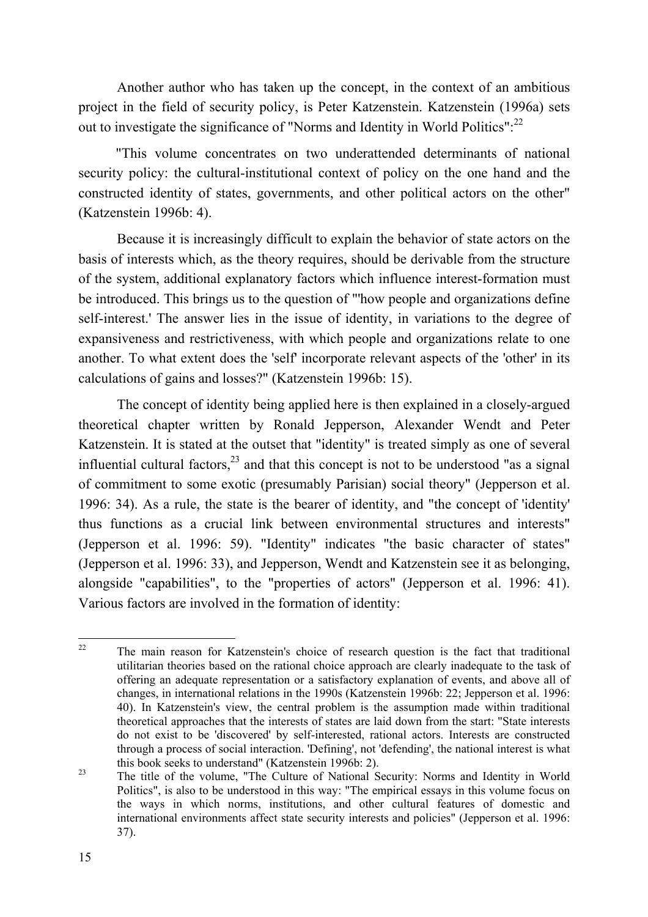Another author who has taken up the concept, in the context of an ambitious project in the field of security policy, is Peter Katzenstein. Katzenstein (1996a) sets out to investigate the significance of "Norms and Identity in World Politics":[22]

> "This volume concentrates on two underattended determinants of national security policy: the cultural-institutional context of policy on the one hand and the constructed identity of states, governments, and other political actors on the other" (Katzenstein 1996b: 4).

Because it is increasingly difficult to explain the behavior of state actors on the basis of interests which, as the theory requires, should be derivable from the structure of the system, additional explanatory factors which influence interest-formation must be introduced. This brings us to the question of "'how people and organizations define self-interest.' The answer lies in the issue of identity, in variations to the degree of expansiveness and restrictiveness, with which people and organizations relate to one another. To what extent does the 'self' incorporate relevant aspects of the 'other' in its calculations of gains and losses?" (Katzenstein 1996b: 15).

The concept of identity being applied here is then explained in a closely-argued theoretical chapter written by Ronald Jepperson, Alexander Wendt and Peter Katzenstein. It is stated at the outset that "identity" is treated simply as one of several influential cultural factors,[23] and that this concept is not to be understood "as a signal of commitment to some exotic (presumably Parisian) social theory" (Jepperson et al. 1996: 34). As a rule, the state is the bearer of identity, and "the concept of 'identity' thus functions as a crucial link between environmental structures and interests" (Jepperson et al. 1996: 59). "Identity" indicates "the basic character of states" (Jepperson et al. 1996: 33), and Jepperson, Wendt and Katzenstein see it as belonging, alongside "capabilities", to the "properties of actors" (Jepperson et al. 1996: 41). Various factors are involved in the formation of identity:

---

[22] The main reason for Katzenstein's choice of research question is the fact that traditional utilitarian theories based on the rational choice approach are clearly inadequate to the task of offering an adequate representation or a satisfactory explanation of events, and above all of changes, in international relations in the 1990s (Katzenstein 1996b: 22; Jepperson et al. 1996: 40). In Katzenstein's view, the central problem is the assumption made within traditional theoretical approaches that the interests of states are laid down from the start: "State interests do not exist to be 'discovered' by self-interested, rational actors. Interests are constructed through a process of social interaction. 'Defining', not 'defending', the national interest is what this book seeks to understand" (Katzenstein 1996b: 2).

[23] The title of the volume, "The Culture of National Security: Norms and Identity in World Politics", is also to be understood in this way: "The empirical essays in this volume focus on the ways in which norms, institutions, and other cultural features of domestic and international environments affect state security interests and policies" (Jepperson et al. 1996: 37).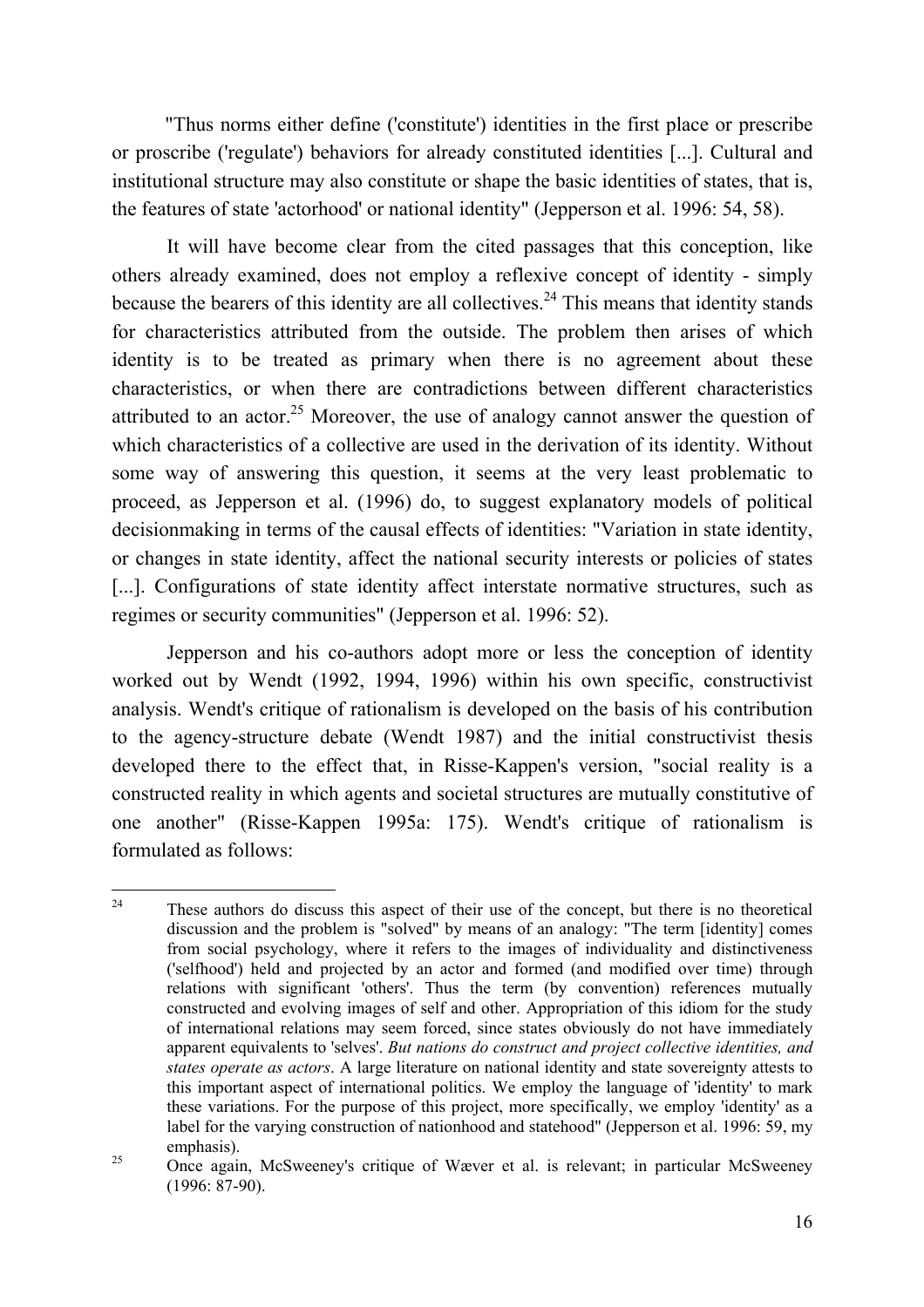"Thus norms either define ('constitute') identities in the first place or prescribe or proscribe ('regulate') behaviors for already constituted identities [...]. Cultural and institutional structure may also constitute or shape the basic identities of states, that is, the features of state 'actorhood' or national identity" (Jepperson et al. 1996: 54, 58).

It will have become clear from the cited passages that this conception, like others already examined, does not employ a reflexive concept of identity - simply because the bearers of this identity are all collectives.[24] This means that identity stands for characteristics attributed from the outside. The problem then arises of which identity is to be treated as primary when there is no agreement about these characteristics, or when there are contradictions between different characteristics attributed to an actor.[25] Moreover, the use of analogy cannot answer the question of which characteristics of a collective are used in the derivation of its identity. Without some way of answering this question, it seems at the very least problematic to proceed, as Jepperson et al. (1996) do, to suggest explanatory models of political decisionmaking in terms of the causal effects of identities: "Variation in state identity, or changes in state identity, affect the national security interests or policies of states [...]. Configurations of state identity affect interstate normative structures, such as regimes or security communities" (Jepperson et al. 1996: 52).

Jepperson and his co-authors adopt more or less the conception of identity worked out by Wendt (1992, 1994, 1996) within his own specific, constructivist analysis. Wendt's critique of rationalism is developed on the basis of his contribution to the agency-structure debate (Wendt 1987) and the initial constructivist thesis developed there to the effect that, in Risse-Kappen's version, "social reality is a constructed reality in which agents and societal structures are mutually constitutive of one another" (Risse-Kappen 1995a: 175). Wendt's critique of rationalism is formulated as follows:

---

[24] These authors do discuss this aspect of their use of the concept, but there is no theoretical discussion and the problem is "solved" by means of an analogy: "The term [identity] comes from social psychology, where it refers to the images of individuality and distinctiveness ('selfhood') held and projected by an actor and formed (and modified over time) through relations with significant 'others'. Thus the term (by convention) references mutually constructed and evolving images of self and other. Appropriation of this idiom for the study of international relations may seem forced, since states obviously do not have immediately apparent equivalents to 'selves'. *But nations do construct and project collective identities, and states operate as actors*. A large literature on national identity and state sovereignty attests to this important aspect of international politics. We employ the language of 'identity' to mark these variations. For the purpose of this project, more specifically, we employ 'identity' as a label for the varying construction of nationhood and statehood" (Jepperson et al. 1996: 59, my emphasis).

[25] Once again, McSweeney's critique of Wæver et al. is relevant; in particular McSweeney (1996: 87-90).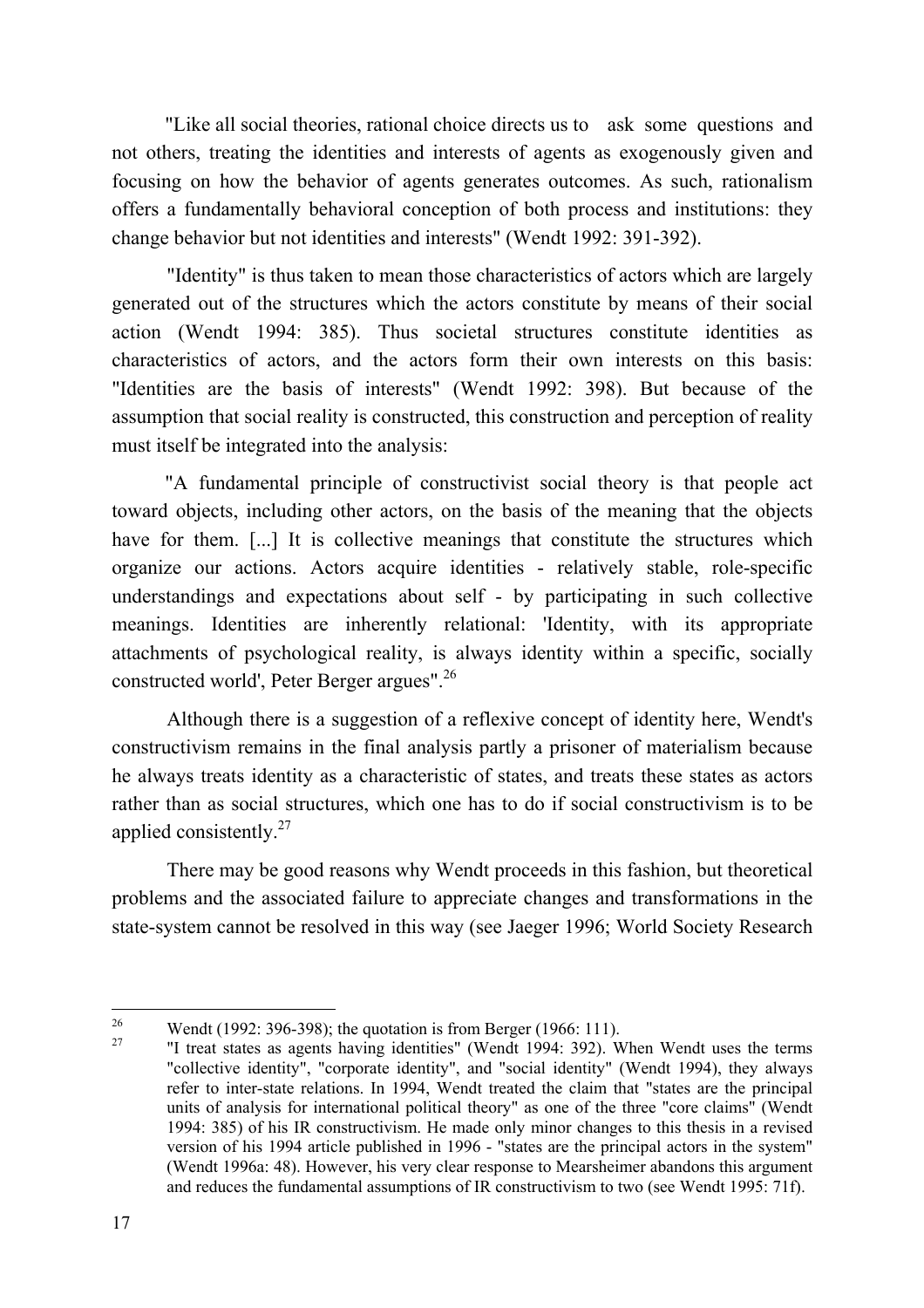"Like all social theories, rational choice directs us to ask some questions and not others, treating the identities and interests of agents as exogenously given and focusing on how the behavior of agents generates outcomes. As such, rationalism offers a fundamentally behavioral conception of both process and institutions: they change behavior but not identities and interests" (Wendt 1992: 391-392).

"Identity" is thus taken to mean those characteristics of actors which are largely generated out of the structures which the actors constitute by means of their social action (Wendt 1994: 385). Thus societal structures constitute identities as characteristics of actors, and the actors form their own interests on this basis: "Identities are the basis of interests" (Wendt 1992: 398). But because of the assumption that social reality is constructed, this construction and perception of reality must itself be integrated into the analysis:

"A fundamental principle of constructivist social theory is that people act toward objects, including other actors, on the basis of the meaning that the objects have for them. [...] It is collective meanings that constitute the structures which organize our actions. Actors acquire identities - relatively stable, role-specific understandings and expectations about self - by participating in such collective meanings. Identities are inherently relational: 'Identity, with its appropriate attachments of psychological reality, is always identity within a specific, socially constructed world', Peter Berger argues".[26]

Although there is a suggestion of a reflexive concept of identity here, Wendt's constructivism remains in the final analysis partly a prisoner of materialism because he always treats identity as a characteristic of states, and treats these states as actors rather than as social structures, which one has to do if social constructivism is to be applied consistently.[27]

There may be good reasons why Wendt proceeds in this fashion, but theoretical problems and the associated failure to appreciate changes and transformations in the state-system cannot be resolved in this way (see Jaeger 1996; World Society Research

---

[26] Wendt (1992: 396-398); the quotation is from Berger (1966: 111).

[27] "I treat states as agents having identities" (Wendt 1994: 392). When Wendt uses the terms "collective identity", "corporate identity", and "social identity" (Wendt 1994), they always refer to inter-state relations. In 1994, Wendt treated the claim that "states are the principal units of analysis for international political theory" as one of the three "core claims" (Wendt 1994: 385) of his IR constructivism. He made only minor changes to this thesis in a revised version of his 1994 article published in 1996 - "states are the principal actors in the system" (Wendt 1996a: 48). However, his very clear response to Mearsheimer abandons this argument and reduces the fundamental assumptions of IR constructivism to two (see Wendt 1995: 71f).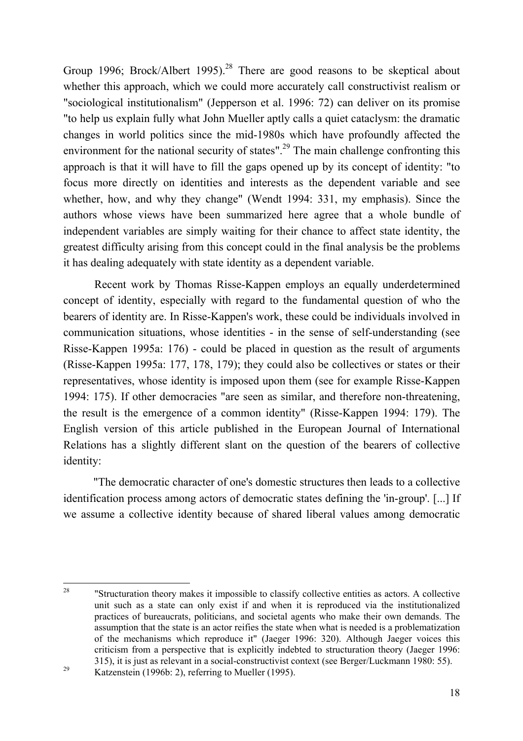Group 1996; Brock/Albert 1995).[28] There are good reasons to be skeptical about whether this approach, which we could more accurately call constructivist realism or "sociological institutionalism" (Jepperson et al. 1996: 72) can deliver on its promise "to help us explain fully what John Mueller aptly calls a quiet cataclysm: the dramatic changes in world politics since the mid-1980s which have profoundly affected the environment for the national security of states".[29] The main challenge confronting this approach is that it will have to fill the gaps opened up by its concept of identity: "to focus more directly on identities and interests as the dependent variable and see whether, how, and why they change" (Wendt 1994: 331, my emphasis). Since the authors whose views have been summarized here agree that a whole bundle of independent variables are simply waiting for their chance to affect state identity, the greatest difficulty arising from this concept could in the final analysis be the problems it has dealing adequately with state identity as a dependent variable.

Recent work by Thomas Risse-Kappen employs an equally underdetermined concept of identity, especially with regard to the fundamental question of who the bearers of identity are. In Risse-Kappen's work, these could be individuals involved in communication situations, whose identities - in the sense of self-understanding (see Risse-Kappen 1995a: 176) - could be placed in question as the result of arguments (Risse-Kappen 1995a: 177, 178, 179); they could also be collectives or states or their representatives, whose identity is imposed upon them (see for example Risse-Kappen 1994: 175). If other democracies "are seen as similar, and therefore non-threatening, the result is the emergence of a common identity" (Risse-Kappen 1994: 179). The English version of this article published in the European Journal of International Relations has a slightly different slant on the question of the bearers of collective identity:

"The democratic character of one's domestic structures then leads to a collective identification process among actors of democratic states defining the 'in-group'. [...] If we assume a collective identity because of shared liberal values among democratic

---

[28] "Structuration theory makes it impossible to classify collective entities as actors. A collective unit such as a state can only exist if and when it is reproduced via the institutionalized practices of bureaucrats, politicians, and societal agents who make their own demands. The assumption that the state is an actor reifies the state when what is needed is a problematization of the mechanisms which reproduce it" (Jaeger 1996: 320). Although Jaeger voices this criticism from a perspective that is explicitly indebted to structuration theory (Jaeger 1996: 315), it is just as relevant in a social-constructivist context (see Berger/Luckmann 1980: 55).

[29] Katzenstein (1996b: 2), referring to Mueller (1995).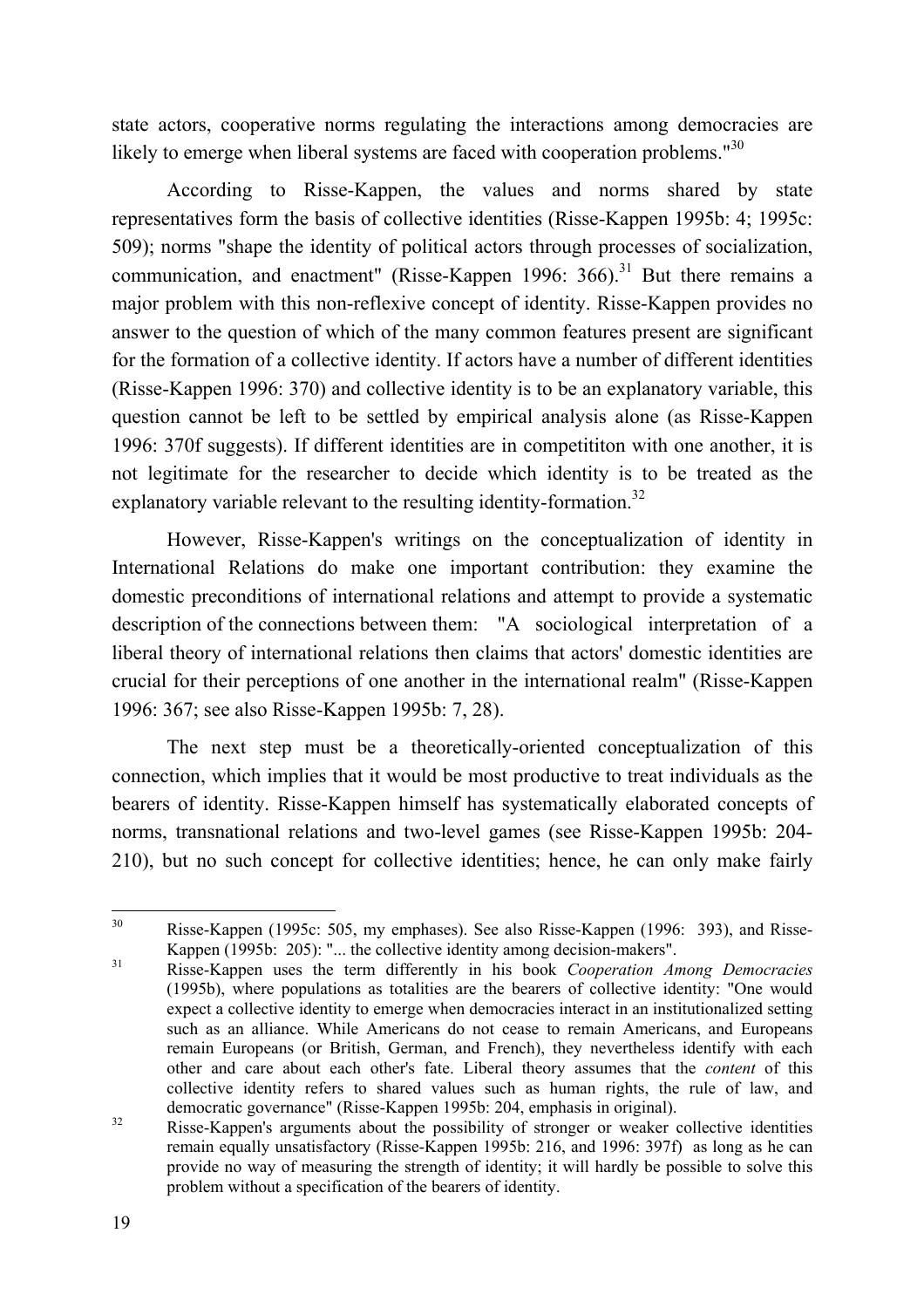state actors, cooperative norms regulating the interactions among democracies are likely to emerge when liberal systems are faced with cooperation problems."[30]

According to Risse-Kappen, the values and norms shared by state representatives form the basis of collective identities (Risse-Kappen 1995b: 4; 1995c: 509); norms "shape the identity of political actors through processes of socialization, communication, and enactment" (Risse-Kappen 1996: 366).[31] But there remains a major problem with this non-reflexive concept of identity. Risse-Kappen provides no answer to the question of which of the many common features present are significant for the formation of a collective identity. If actors have a number of different identities (Risse-Kappen 1996: 370) and collective identity is to be an explanatory variable, this question cannot be left to be settled by empirical analysis alone (as Risse-Kappen 1996: 370f suggests). If different identities are in competititon with one another, it is not legitimate for the researcher to decide which identity is to be treated as the explanatory variable relevant to the resulting identity-formation.[32]

However, Risse-Kappen's writings on the conceptualization of identity in International Relations do make one important contribution: they examine the domestic preconditions of international relations and attempt to provide a systematic description of the connections between them: "A sociological interpretation of a liberal theory of international relations then claims that actors' domestic identities are crucial for their perceptions of one another in the international realm" (Risse-Kappen 1996: 367; see also Risse-Kappen 1995b: 7, 28).

The next step must be a theoretically-oriented conceptualization of this connection, which implies that it would be most productive to treat individuals as the bearers of identity. Risse-Kappen himself has systematically elaborated concepts of norms, transnational relations and two-level games (see Risse-Kappen 1995b: 204-210), but no such concept for collective identities; hence, he can only make fairly

---

[30] Risse-Kappen (1995c: 505, my emphases). See also Risse-Kappen (1996: 393), and Risse-Kappen (1995b: 205): "... the collective identity among decision-makers".

[31] Risse-Kappen uses the term differently in his book *Cooperation Among Democracies* (1995b), where populations as totalities are the bearers of collective identity: "One would expect a collective identity to emerge when democracies interact in an institutionalized setting such as an alliance. While Americans do not cease to remain Americans, and Europeans remain Europeans (or British, German, and French), they nevertheless identify with each other and care about each other's fate. Liberal theory assumes that the *content* of this collective identity refers to shared values such as human rights, the rule of law, and democratic governance" (Risse-Kappen 1995b: 204, emphasis in original).

[32] Risse-Kappen's arguments about the possibility of stronger or weaker collective identities remain equally unsatisfactory (Risse-Kappen 1995b: 216, and 1996: 397f) as long as he can provide no way of measuring the strength of identity; it will hardly be possible to solve this problem without a specification of the bearers of identity.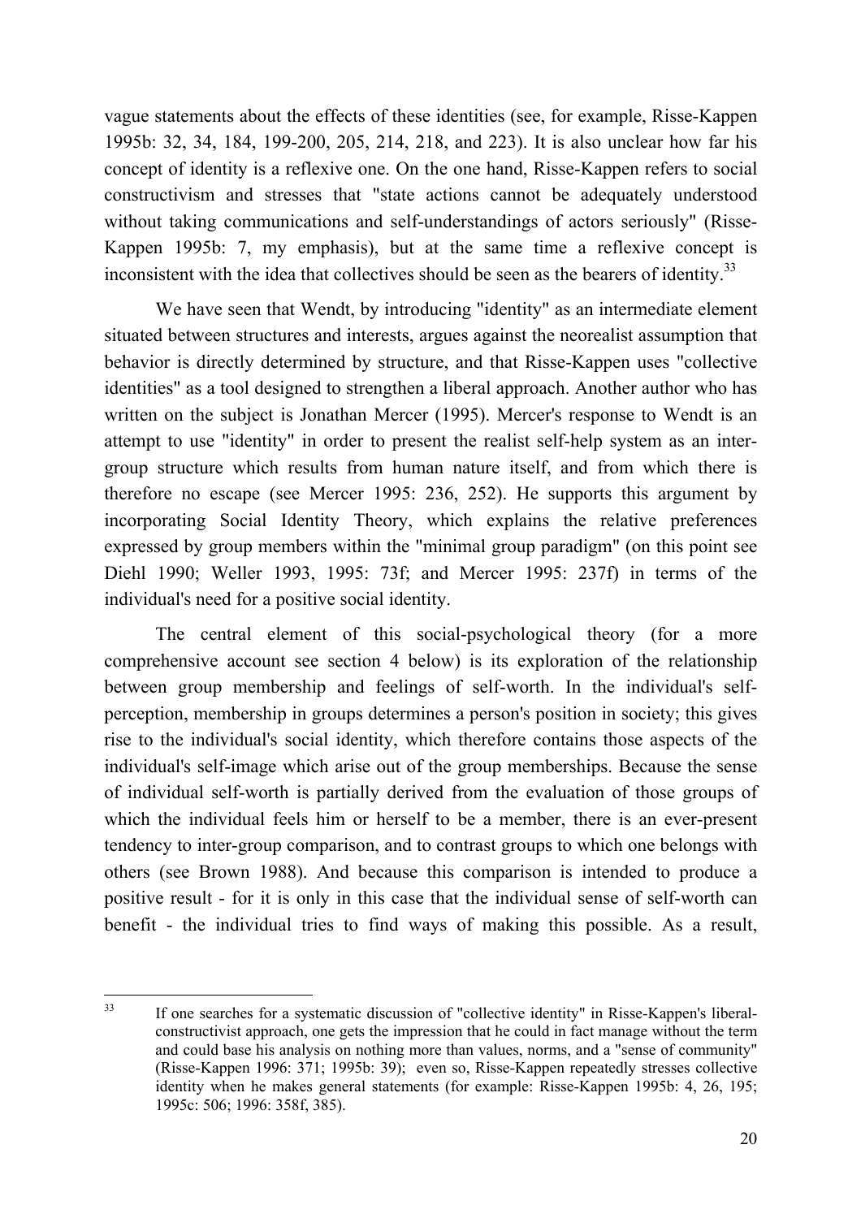vague statements about the effects of these identities (see, for example, Risse-Kappen 1995b: 32, 34, 184, 199-200, 205, 214, 218, and 223). It is also unclear how far his concept of identity is a reflexive one. On the one hand, Risse-Kappen refers to social constructivism and stresses that "state actions cannot be adequately understood without taking communications and self-understandings of actors seriously" (Risse-Kappen 1995b: 7, my emphasis), but at the same time a reflexive concept is inconsistent with the idea that collectives should be seen as the bearers of identity.[33]

We have seen that Wendt, by introducing "identity" as an intermediate element situated between structures and interests, argues against the neorealist assumption that behavior is directly determined by structure, and that Risse-Kappen uses "collective identities" as a tool designed to strengthen a liberal approach. Another author who has written on the subject is Jonathan Mercer (1995). Mercer's response to Wendt is an attempt to use "identity" in order to present the realist self-help system as an inter-group structure which results from human nature itself, and from which there is therefore no escape (see Mercer 1995: 236, 252). He supports this argument by incorporating Social Identity Theory, which explains the relative preferences expressed by group members within the "minimal group paradigm" (on this point see Diehl 1990; Weller 1993, 1995: 73f; and Mercer 1995: 237f) in terms of the individual's need for a positive social identity.

The central element of this social-psychological theory (for a more comprehensive account see section 4 below) is its exploration of the relationship between group membership and feelings of self-worth. In the individual's self-perception, membership in groups determines a person's position in society; this gives rise to the individual's social identity, which therefore contains those aspects of the individual's self-image which arise out of the group memberships. Because the sense of individual self-worth is partially derived from the evaluation of those groups of which the individual feels him or herself to be a member, there is an ever-present tendency to inter-group comparison, and to contrast groups to which one belongs with others (see Brown 1988). And because this comparison is intended to produce a positive result - for it is only in this case that the individual sense of self-worth can benefit - the individual tries to find ways of making this possible. As a result,

---

[33] If one searches for a systematic discussion of "collective identity" in Risse-Kappen's liberal-constructivist approach, one gets the impression that he could in fact manage without the term and could base his analysis on nothing more than values, norms, and a "sense of community" (Risse-Kappen 1996: 371; 1995b: 39); even so, Risse-Kappen repeatedly stresses collective identity when he makes general statements (for example: Risse-Kappen 1995b: 4, 26, 195; 1995c: 506; 1996: 358f, 385).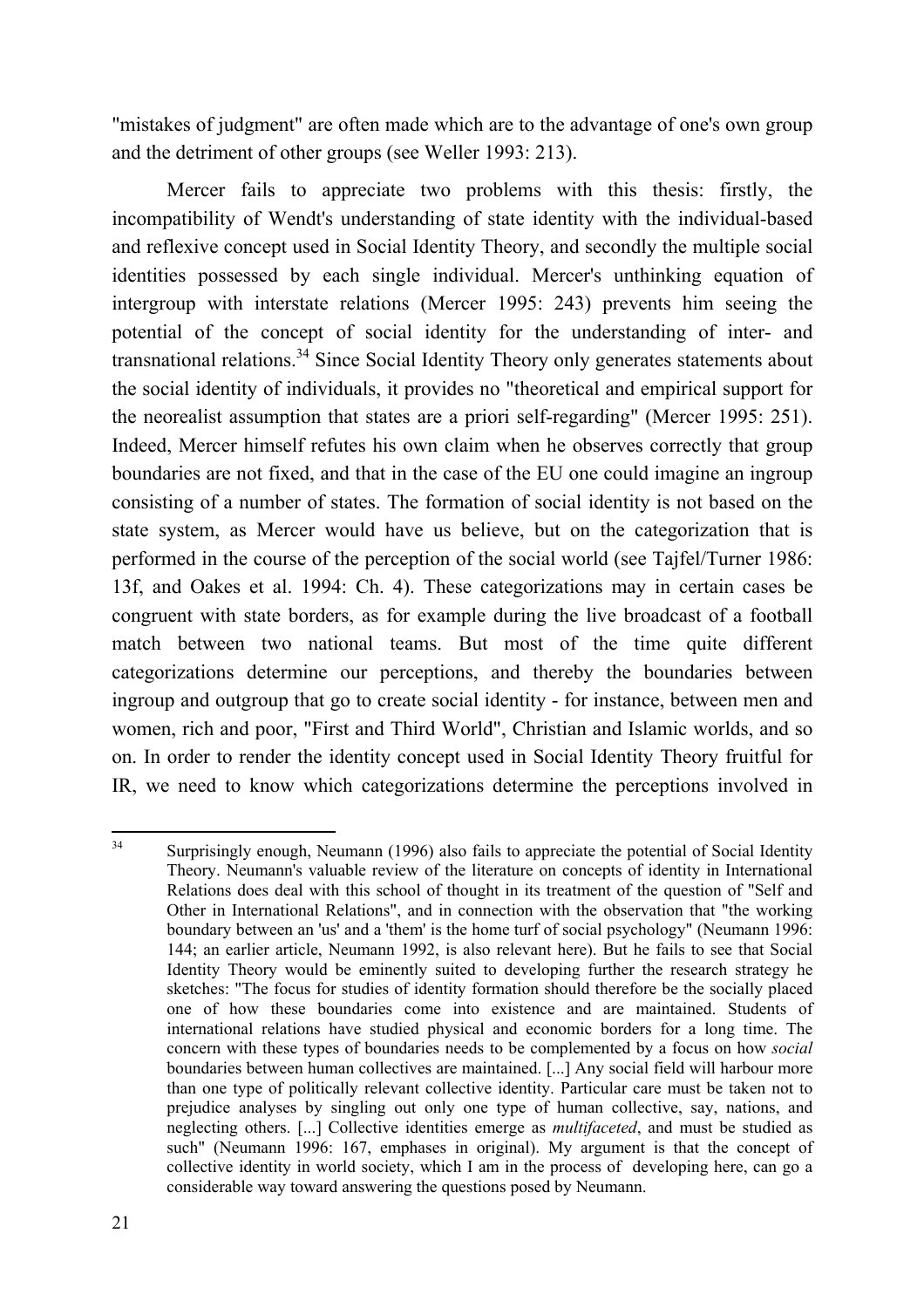"mistakes of judgment" are often made which are to the advantage of one's own group and the detriment of other groups (see Weller 1993: 213).

Mercer fails to appreciate two problems with this thesis: firstly, the incompatibility of Wendt's understanding of state identity with the individual-based and reflexive concept used in Social Identity Theory, and secondly the multiple social identities possessed by each single individual. Mercer's unthinking equation of intergroup with interstate relations (Mercer 1995: 243) prevents him seeing the potential of the concept of social identity for the understanding of inter- and transnational relations.[34] Since Social Identity Theory only generates statements about the social identity of individuals, it provides no "theoretical and empirical support for the neorealist assumption that states are a priori self-regarding" (Mercer 1995: 251). Indeed, Mercer himself refutes his own claim when he observes correctly that group boundaries are not fixed, and that in the case of the EU one could imagine an ingroup consisting of a number of states. The formation of social identity is not based on the state system, as Mercer would have us believe, but on the categorization that is performed in the course of the perception of the social world (see Tajfel/Turner 1986: 13f, and Oakes et al. 1994: Ch. 4). These categorizations may in certain cases be congruent with state borders, as for example during the live broadcast of a football match between two national teams. But most of the time quite different categorizations determine our perceptions, and thereby the boundaries between ingroup and outgroup that go to create social identity - for instance, between men and women, rich and poor, "First and Third World", Christian and Islamic worlds, and so on. In order to render the identity concept used in Social Identity Theory fruitful for IR, we need to know which categorizations determine the perceptions involved in

---

[34] Surprisingly enough, Neumann (1996) also fails to appreciate the potential of Social Identity Theory. Neumann's valuable review of the literature on concepts of identity in International Relations does deal with this school of thought in its treatment of the question of "Self and Other in International Relations", and in connection with the observation that "the working boundary between an 'us' and a 'them' is the home turf of social psychology" (Neumann 1996: 144; an earlier article, Neumann 1992, is also relevant here). But he fails to see that Social Identity Theory would be eminently suited to developing further the research strategy he sketches: "The focus for studies of identity formation should therefore be the socially placed one of how these boundaries come into existence and are maintained. Students of international relations have studied physical and economic borders for a long time. The concern with these types of boundaries needs to be complemented by a focus on how *social* boundaries between human collectives are maintained. [...] Any social field will harbour more than one type of politically relevant collective identity. Particular care must be taken not to prejudice analyses by singling out only one type of human collective, say, nations, and neglecting others. [...] Collective identities emerge as *multifaceted*, and must be studied as such" (Neumann 1996: 167, emphases in original). My argument is that the concept of collective identity in world society, which I am in the process of developing here, can go a considerable way toward answering the questions posed by Neumann.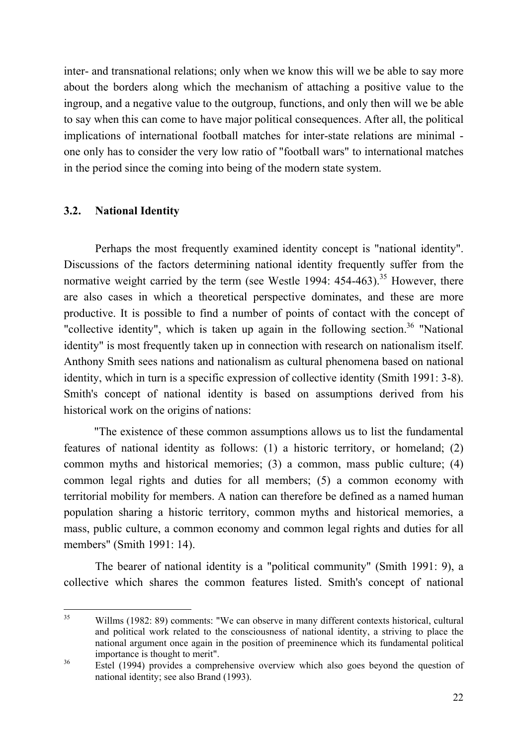inter- and transnational relations; only when we know this will we be able to say more about the borders along which the mechanism of attaching a positive value to the ingroup, and a negative value to the outgroup, functions, and only then will we be able to say when this can come to have major political consequences. After all, the political implications of international football matches for inter-state relations are minimal - one only has to consider the very low ratio of "football wars" to international matches in the period since the coming into being of the modern state system.

### 3.2. National Identity

Perhaps the most frequently examined identity concept is "national identity". Discussions of the factors determining national identity frequently suffer from the normative weight carried by the term (see Westle 1994: 454-463).[35] However, there are also cases in which a theoretical perspective dominates, and these are more productive. It is possible to find a number of points of contact with the concept of "collective identity", which is taken up again in the following section.[36] "National identity" is most frequently taken up in connection with research on nationalism itself. Anthony Smith sees nations and nationalism as cultural phenomena based on national identity, which in turn is a specific expression of collective identity (Smith 1991: 3-8). Smith's concept of national identity is based on assumptions derived from his historical work on the origins of nations:

"The existence of these common assumptions allows us to list the fundamental features of national identity as follows: (1) a historic territory, or homeland; (2) common myths and historical memories; (3) a common, mass public culture; (4) common legal rights and duties for all members; (5) a common economy with territorial mobility for members. A nation can therefore be defined as a named human population sharing a historic territory, common myths and historical memories, a mass, public culture, a common economy and common legal rights and duties for all members" (Smith 1991: 14).

The bearer of national identity is a "political community" (Smith 1991: 9), a collective which shares the common features listed. Smith's concept of national

---

[35] Willms (1982: 89) comments: "We can observe in many different contexts historical, cultural and political work related to the consciousness of national identity, a striving to place the national argument once again in the position of preeminence which its fundamental political importance is thought to merit".

[36] Estel (1994) provides a comprehensive overview which also goes beyond the question of national identity; see also Brand (1993).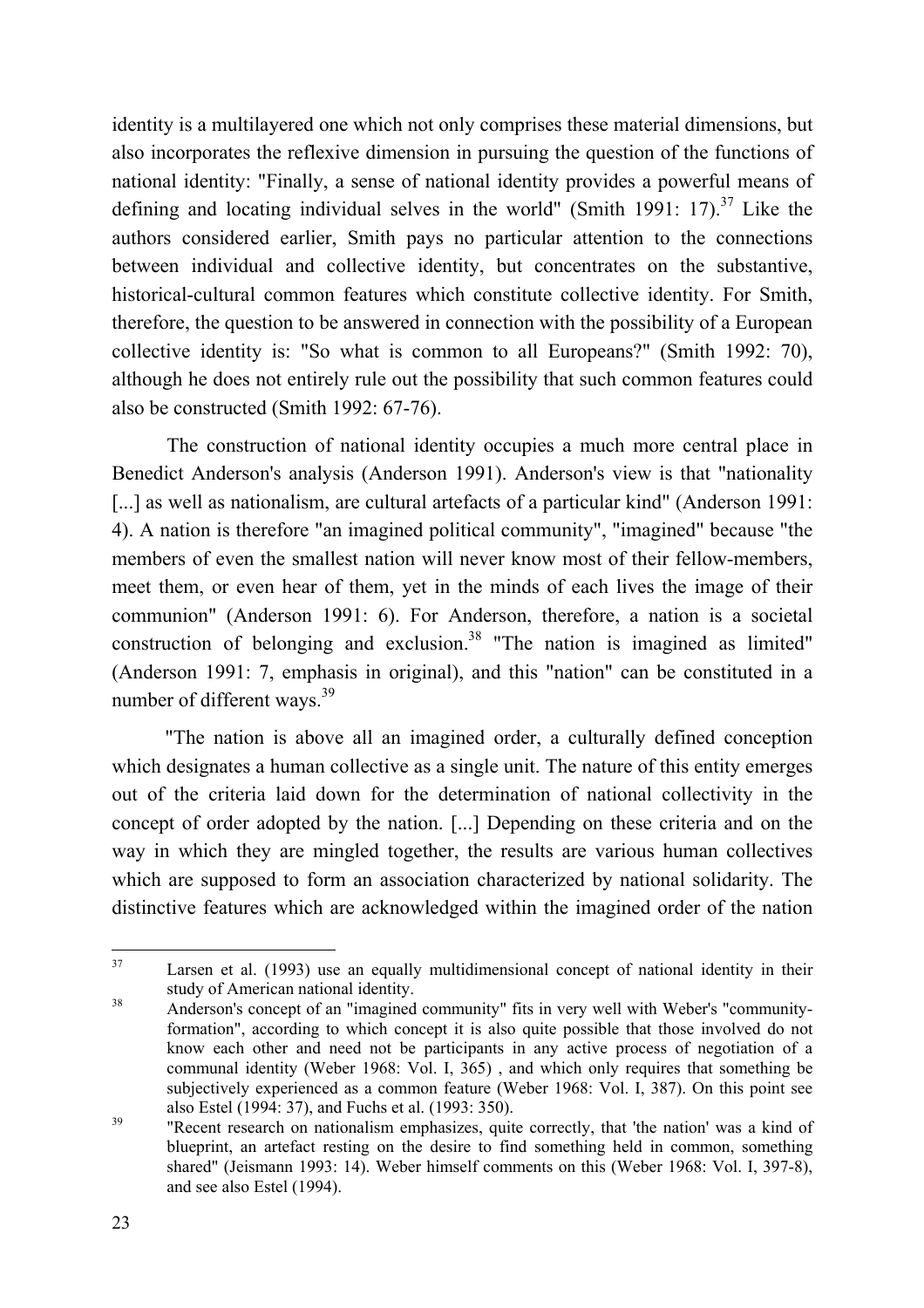identity is a multilayered one which not only comprises these material dimensions, but also incorporates the reflexive dimension in pursuing the question of the functions of national identity: "Finally, a sense of national identity provides a powerful means of defining and locating individual selves in the world" (Smith 1991: 17).[37] Like the authors considered earlier, Smith pays no particular attention to the connections between individual and collective identity, but concentrates on the substantive, historical-cultural common features which constitute collective identity. For Smith, therefore, the question to be answered in connection with the possibility of a European collective identity is: "So what is common to all Europeans?" (Smith 1992: 70), although he does not entirely rule out the possibility that such common features could also be constructed (Smith 1992: 67-76).

The construction of national identity occupies a much more central place in Benedict Anderson's analysis (Anderson 1991). Anderson's view is that "nationality [...] as well as nationalism, are cultural artefacts of a particular kind" (Anderson 1991: 4). A nation is therefore "an imagined political community", "imagined" because "the members of even the smallest nation will never know most of their fellow-members, meet them, or even hear of them, yet in the minds of each lives the image of their communion" (Anderson 1991: 6). For Anderson, therefore, a nation is a societal construction of belonging and exclusion.[38] "The nation is imagined as limited" (Anderson 1991: 7, emphasis in original), and this "nation" can be constituted in a number of different ways.[39]

"The nation is above all an imagined order, a culturally defined conception which designates a human collective as a single unit. The nature of this entity emerges out of the criteria laid down for the determination of national collectivity in the concept of order adopted by the nation. [...] Depending on these criteria and on the way in which they are mingled together, the results are various human collectives which are supposed to form an association characterized by national solidarity. The distinctive features which are acknowledged within the imagined order of the nation

---

[37] Larsen et al. (1993) use an equally multidimensional concept of national identity in their study of American national identity.

[38] Anderson's concept of an "imagined community" fits in very well with Weber's "community-formation", according to which concept it is also quite possible that those involved do not know each other and need not be participants in any active process of negotiation of a communal identity (Weber 1968: Vol. I, 365) , and which only requires that something be subjectively experienced as a common feature (Weber 1968: Vol. I, 387). On this point see also Estel (1994: 37), and Fuchs et al. (1993: 350).

[39] "Recent research on nationalism emphasizes, quite correctly, that 'the nation' was a kind of blueprint, an artefact resting on the desire to find something held in common, something shared" (Jeismann 1993: 14). Weber himself comments on this (Weber 1968: Vol. I, 397-8), and see also Estel (1994).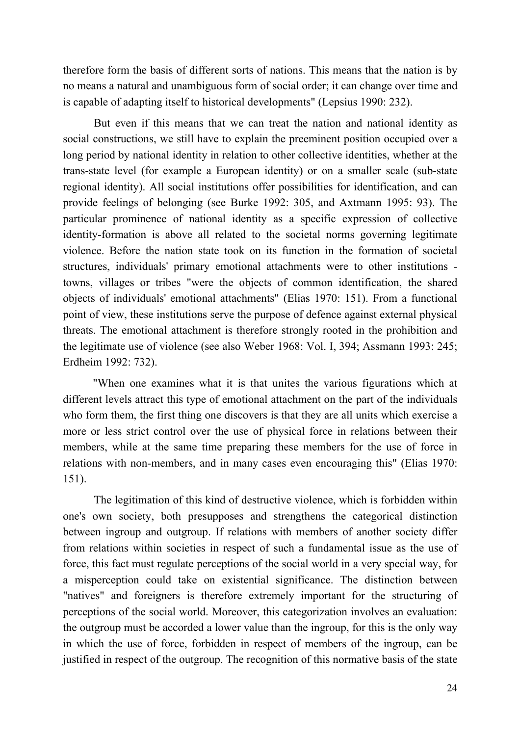therefore form the basis of different sorts of nations. This means that the nation is by no means a natural and unambiguous form of social order; it can change over time and is capable of adapting itself to historical developments" (Lepsius 1990: 232).

But even if this means that we can treat the nation and national identity as social constructions, we still have to explain the preeminent position occupied over a long period by national identity in relation to other collective identities, whether at the trans-state level (for example a European identity) or on a smaller scale (sub-state regional identity). All social institutions offer possibilities for identification, and can provide feelings of belonging (see Burke 1992: 305, and Axtmann 1995: 93). The particular prominence of national identity as a specific expression of collective identity-formation is above all related to the societal norms governing legitimate violence. Before the nation state took on its function in the formation of societal structures, individuals' primary emotional attachments were to other institutions - towns, villages or tribes "were the objects of common identification, the shared objects of individuals' emotional attachments" (Elias 1970: 151). From a functional point of view, these institutions serve the purpose of defence against external physical threats. The emotional attachment is therefore strongly rooted in the prohibition and the legitimate use of violence (see also Weber 1968: Vol. I, 394; Assmann 1993: 245; Erdheim 1992: 732).

"When one examines what it is that unites the various figurations which at different levels attract this type of emotional attachment on the part of the individuals who form them, the first thing one discovers is that they are all units which exercise a more or less strict control over the use of physical force in relations between their members, while at the same time preparing these members for the use of force in relations with non-members, and in many cases even encouraging this" (Elias 1970: 151).

The legitimation of this kind of destructive violence, which is forbidden within one's own society, both presupposes and strengthens the categorical distinction between ingroup and outgroup. If relations with members of another society differ from relations within societies in respect of such a fundamental issue as the use of force, this fact must regulate perceptions of the social world in a very special way, for a misperception could take on existential significance. The distinction between "natives" and foreigners is therefore extremely important for the structuring of perceptions of the social world. Moreover, this categorization involves an evaluation: the outgroup must be accorded a lower value than the ingroup, for this is the only way in which the use of force, forbidden in respect of members of the ingroup, can be justified in respect of the outgroup. The recognition of this normative basis of the state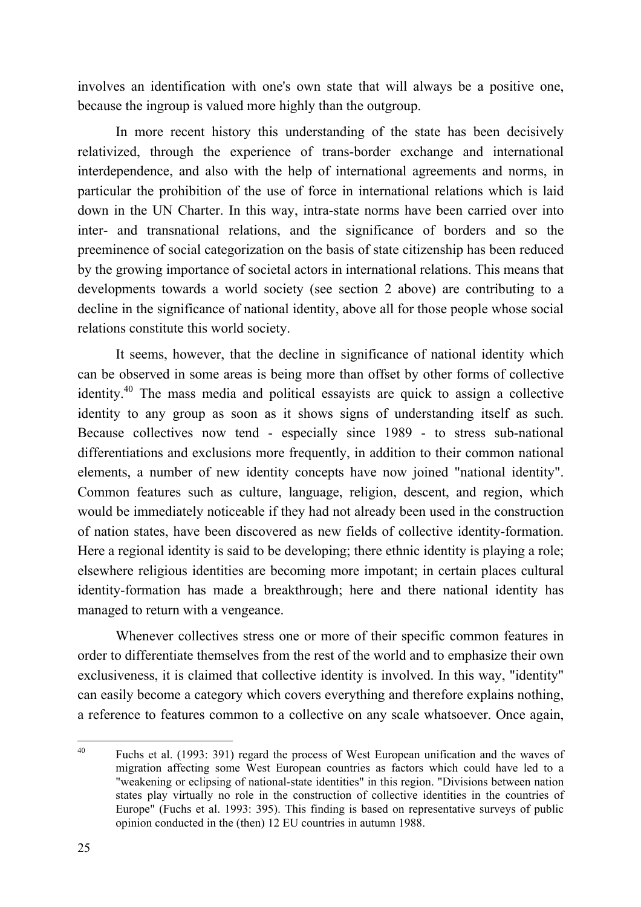involves an identification with one's own state that will always be a positive one, because the ingroup is valued more highly than the outgroup.

In more recent history this understanding of the state has been decisively relativized, through the experience of trans-border exchange and international interdependence, and also with the help of international agreements and norms, in particular the prohibition of the use of force in international relations which is laid down in the UN Charter. In this way, intra-state norms have been carried over into inter- and transnational relations, and the significance of borders and so the preeminence of social categorization on the basis of state citizenship has been reduced by the growing importance of societal actors in international relations. This means that developments towards a world society (see section 2 above) are contributing to a decline in the significance of national identity, above all for those people whose social relations constitute this world society.

It seems, however, that the decline in significance of national identity which can be observed in some areas is being more than offset by other forms of collective identity.[40] The mass media and political essayists are quick to assign a collective identity to any group as soon as it shows signs of understanding itself as such. Because collectives now tend - especially since 1989 - to stress sub-national differentiations and exclusions more frequently, in addition to their common national elements, a number of new identity concepts have now joined "national identity". Common features such as culture, language, religion, descent, and region, which would be immediately noticeable if they had not already been used in the construction of nation states, have been discovered as new fields of collective identity-formation. Here a regional identity is said to be developing; there ethnic identity is playing a role; elsewhere religious identities are becoming more impotant; in certain places cultural identity-formation has made a breakthrough; here and there national identity has managed to return with a vengeance.

Whenever collectives stress one or more of their specific common features in order to differentiate themselves from the rest of the world and to emphasize their own exclusiveness, it is claimed that collective identity is involved. In this way, "identity" can easily become a category which covers everything and therefore explains nothing, a reference to features common to a collective on any scale whatsoever. Once again,

---

[40] Fuchs et al. (1993: 391) regard the process of West European unification and the waves of migration affecting some West European countries as factors which could have led to a "weakening or eclipsing of national-state identities" in this region. "Divisions between nation states play virtually no role in the construction of collective identities in the countries of Europe" (Fuchs et al. 1993: 395). This finding is based on representative surveys of public opinion conducted in the (then) 12 EU countries in autumn 1988.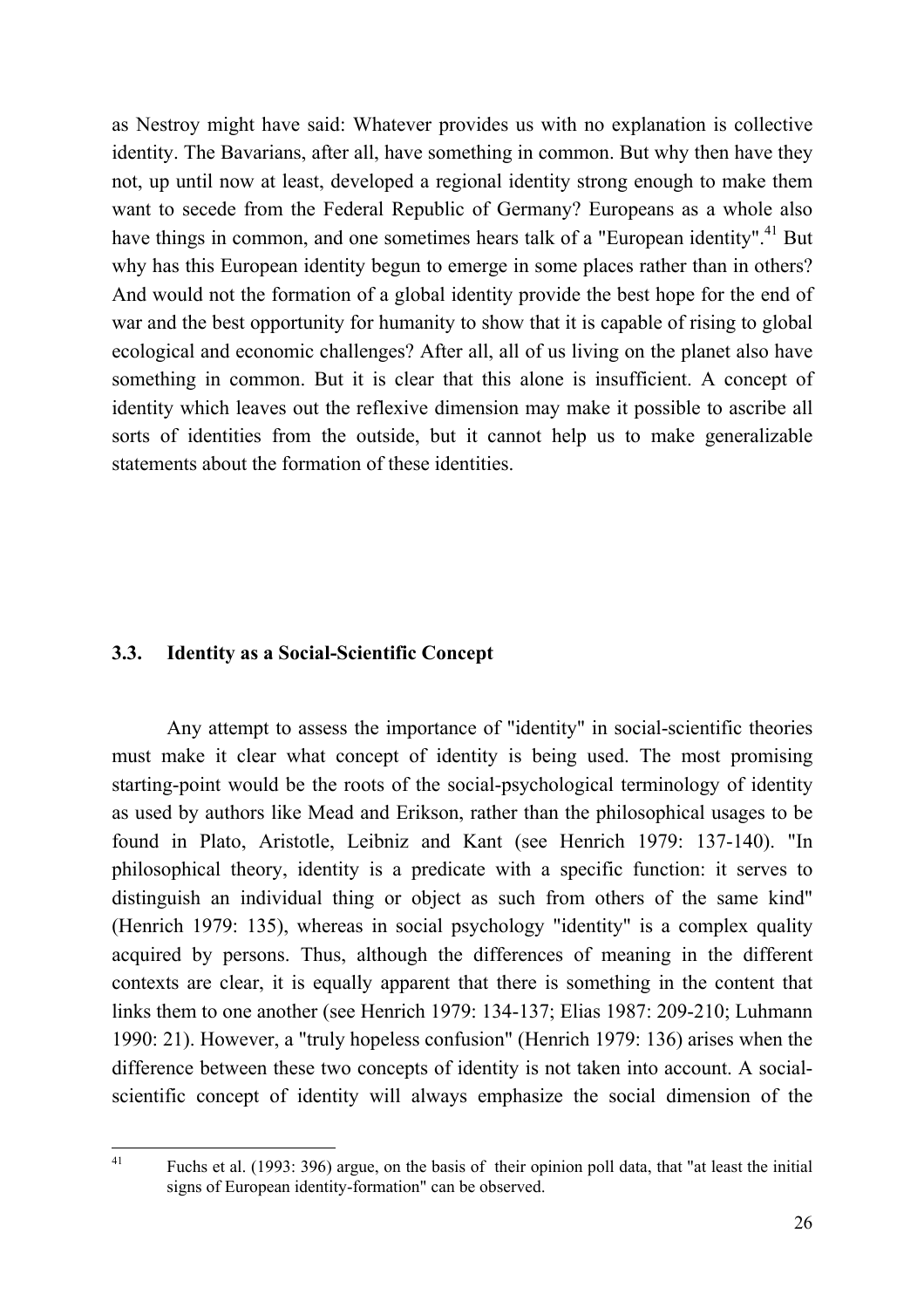as Nestroy might have said: Whatever provides us with no explanation is collective identity. The Bavarians, after all, have something in common. But why then have they not, up until now at least, developed a regional identity strong enough to make them want to secede from the Federal Republic of Germany? Europeans as a whole also have things in common, and one sometimes hears talk of a "European identity".[41] But why has this European identity begun to emerge in some places rather than in others? And would not the formation of a global identity provide the best hope for the end of war and the best opportunity for humanity to show that it is capable of rising to global ecological and economic challenges? After all, all of us living on the planet also have something in common. But it is clear that this alone is insufficient. A concept of identity which leaves out the reflexive dimension may make it possible to ascribe all sorts of identities from the outside, but it cannot help us to make generalizable statements about the formation of these identities.

### 3.3. Identity as a Social-Scientific Concept

Any attempt to assess the importance of "identity" in social-scientific theories must make it clear what concept of identity is being used. The most promising starting-point would be the roots of the social-psychological terminology of identity as used by authors like Mead and Erikson, rather than the philosophical usages to be found in Plato, Aristotle, Leibniz and Kant (see Henrich 1979: 137-140). "In philosophical theory, identity is a predicate with a specific function: it serves to distinguish an individual thing or object as such from others of the same kind" (Henrich 1979: 135), whereas in social psychology "identity" is a complex quality acquired by persons. Thus, although the differences of meaning in the different contexts are clear, it is equally apparent that there is something in the content that links them to one another (see Henrich 1979: 134-137; Elias 1987: 209-210; Luhmann 1990: 21). However, a "truly hopeless confusion" (Henrich 1979: 136) arises when the difference between these two concepts of identity is not taken into account. A social-scientific concept of identity will always emphasize the social dimension of the

[41] Fuchs et al. (1993: 396) argue, on the basis of their opinion poll data, that "at least the initial signs of European identity-formation" can be observed.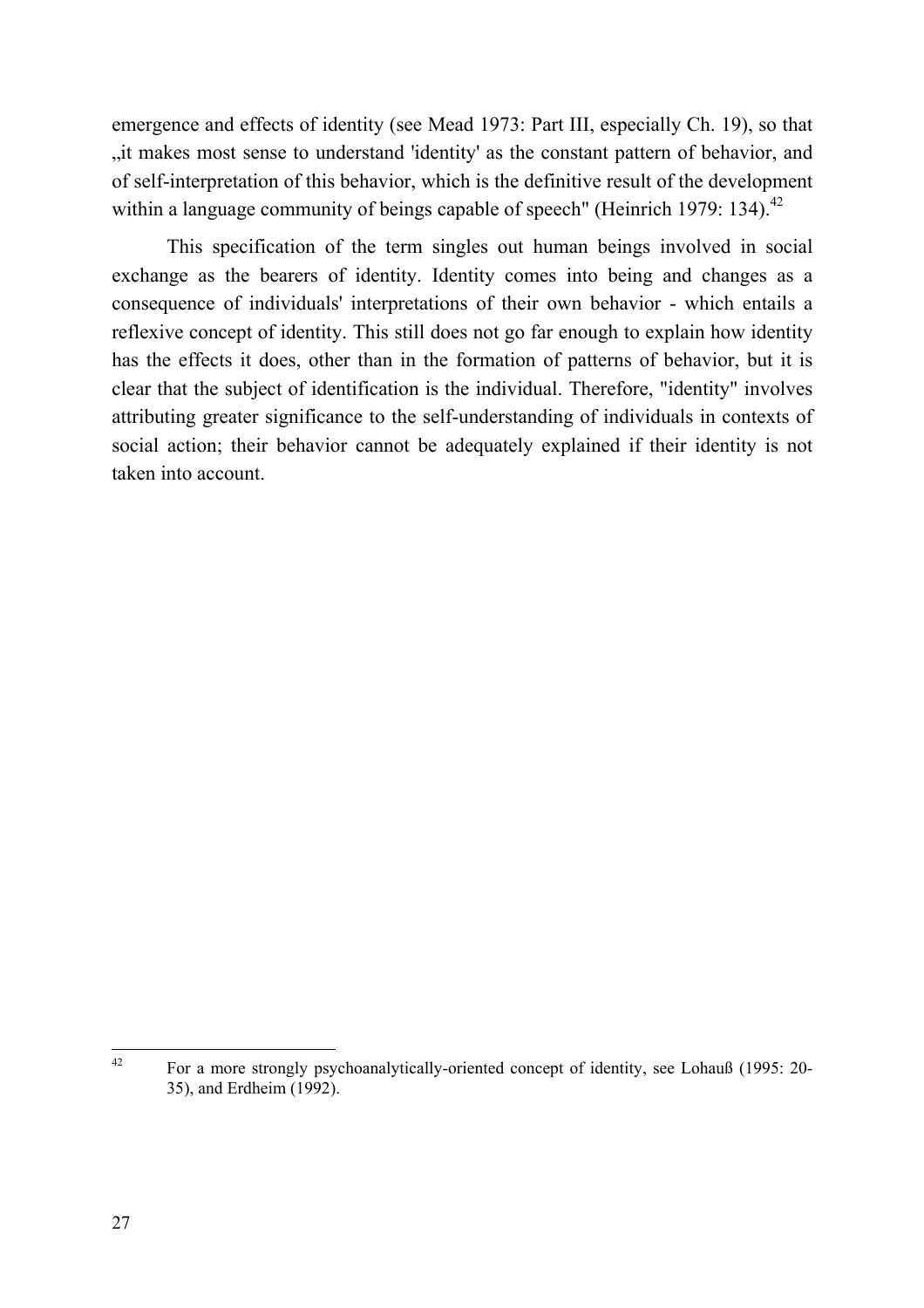emergence and effects of identity (see Mead 1973: Part III, especially Ch. 19), so that „it makes most sense to understand 'identity' as the constant pattern of behavior, and of self-interpretation of this behavior, which is the definitive result of the development within a language community of beings capable of speech" (Heinrich 1979: 134).[42]

This specification of the term singles out human beings involved in social exchange as the bearers of identity. Identity comes into being and changes as a consequence of individuals' interpretations of their own behavior - which entails a reflexive concept of identity. This still does not go far enough to explain how identity has the effects it does, other than in the formation of patterns of behavior, but it is clear that the subject of identification is the individual. Therefore, "identity" involves attributing greater significance to the self-understanding of individuals in contexts of social action; their behavior cannot be adequately explained if their identity is not taken into account.

---

[42] For a more strongly psychoanalytically-oriented concept of identity, see Lohauß (1995: 20-35), and Erdheim (1992).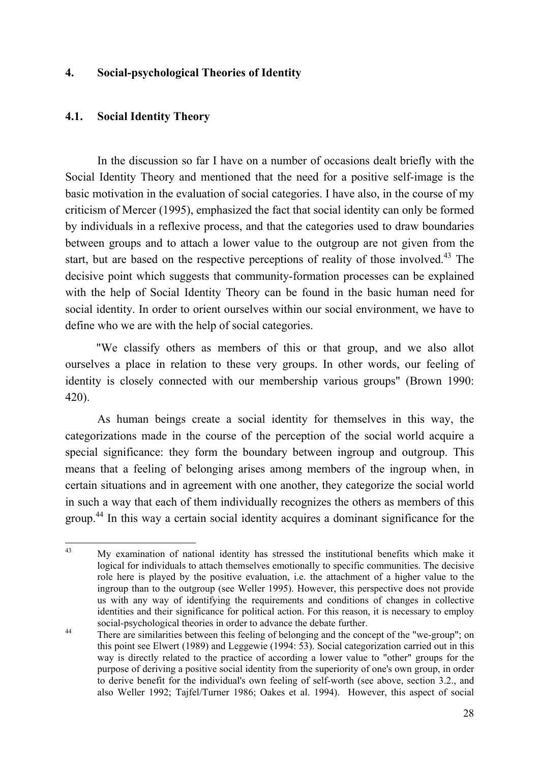## 4. Social-psychological Theories of Identity

### 4.1. Social Identity Theory

In the discussion so far I have on a number of occasions dealt briefly with the Social Identity Theory and mentioned that the need for a positive self-image is the basic motivation in the evaluation of social categories. I have also, in the course of my criticism of Mercer (1995), emphasized the fact that social identity can only be formed by individuals in a reflexive process, and that the categories used to draw boundaries between groups and to attach a lower value to the outgroup are not given from the start, but are based on the respective perceptions of reality of those involved.[43] The decisive point which suggests that community-formation processes can be explained with the help of Social Identity Theory can be found in the basic human need for social identity. In order to orient ourselves within our social environment, we have to define who we are with the help of social categories.

"We classify others as members of this or that group, and we also allot ourselves a place in relation to these very groups. In other words, our feeling of identity is closely connected with our membership various groups" (Brown 1990: 420).

As human beings create a social identity for themselves in this way, the categorizations made in the course of the perception of the social world acquire a special significance: they form the boundary between ingroup and outgroup. This means that a feeling of belonging arises among members of the ingroup when, in certain situations and in agreement with one another, they categorize the social world in such a way that each of them individually recognizes the others as members of this group.[44] In this way a certain social identity acquires a dominant significance for the

---

[43] My examination of national identity has stressed the institutional benefits which make it logical for individuals to attach themselves emotionally to specific communities. The decisive role here is played by the positive evaluation, i.e. the attachment of a higher value to the ingroup than to the outgroup (see Weller 1995). However, this perspective does not provide us with any way of identifying the requirements and conditions of changes in collective identities and their significance for political action. For this reason, it is necessary to employ social-psychological theories in order to advance the debate further.

[44] There are similarities between this feeling of belonging and the concept of the "we-group"; on this point see Elwert (1989) and Leggewie (1994: 53). Social categorization carried out in this way is directly related to the practice of according a lower value to "other" groups for the purpose of deriving a positive social identity from the superiority of one's own group, in order to derive benefit for the individual's own feeling of self-worth (see above, section 3.2., and also Weller 1992; Tajfel/Turner 1986; Oakes et al. 1994). However, this aspect of social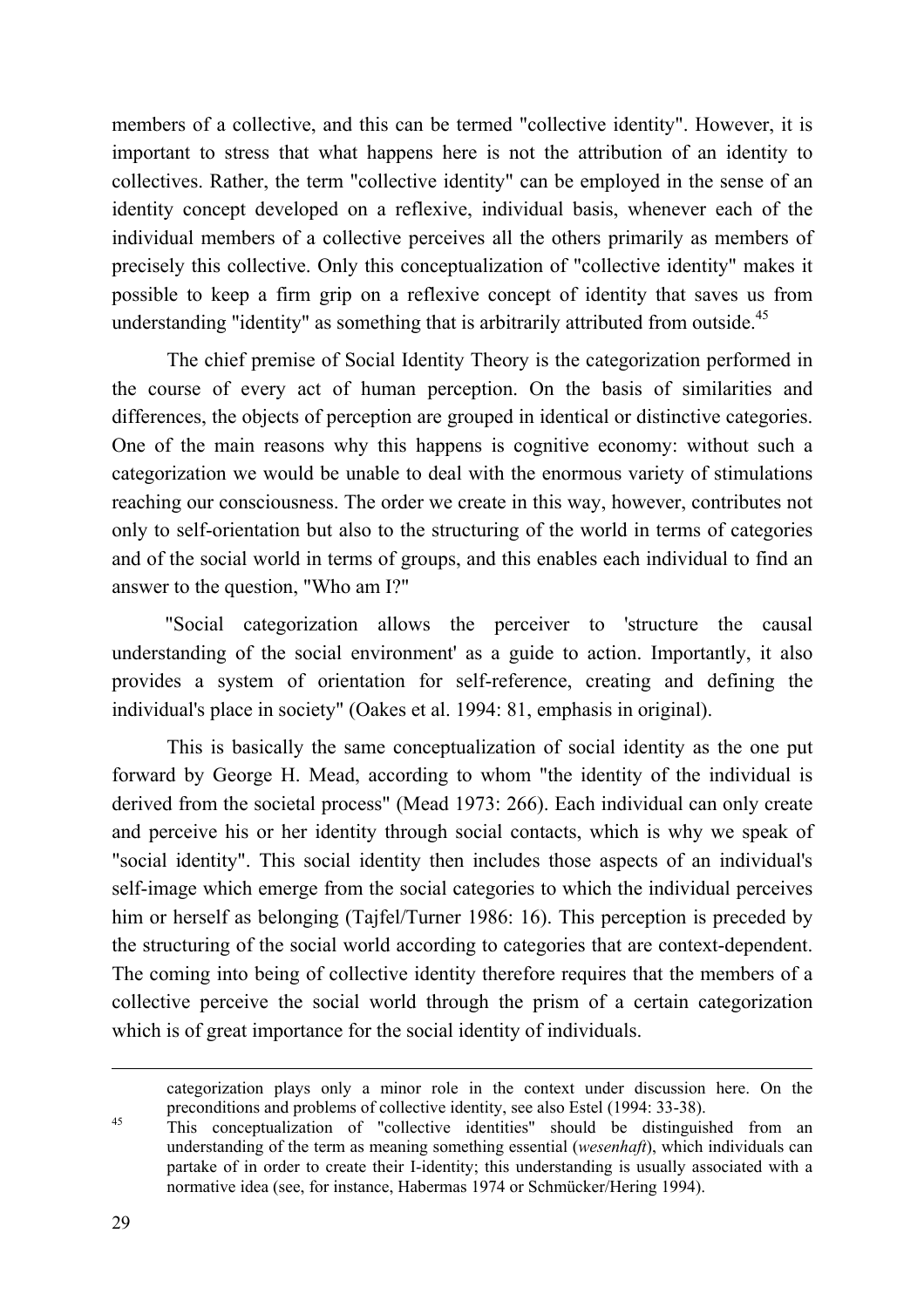members of a collective, and this can be termed "collective identity". However, it is important to stress that what happens here is not the attribution of an identity to collectives. Rather, the term "collective identity" can be employed in the sense of an identity concept developed on a reflexive, individual basis, whenever each of the individual members of a collective perceives all the others primarily as members of precisely this collective. Only this conceptualization of "collective identity" makes it possible to keep a firm grip on a reflexive concept of identity that saves us from understanding "identity" as something that is arbitrarily attributed from outside.[45]

The chief premise of Social Identity Theory is the categorization performed in the course of every act of human perception. On the basis of similarities and differences, the objects of perception are grouped in identical or distinctive categories. One of the main reasons why this happens is cognitive economy: without such a categorization we would be unable to deal with the enormous variety of stimulations reaching our consciousness. The order we create in this way, however, contributes not only to self-orientation but also to the structuring of the world in terms of categories and of the social world in terms of groups, and this enables each individual to find an answer to the question, "Who am I?"

"Social categorization allows the perceiver to 'structure the causal understanding of the social environment' as a guide to action. Importantly, it also provides a system of orientation for self-reference, creating and defining the individual's place in society" (Oakes et al. 1994: 81, emphasis in original).

This is basically the same conceptualization of social identity as the one put forward by George H. Mead, according to whom "the identity of the individual is derived from the societal process" (Mead 1973: 266). Each individual can only create and perceive his or her identity through social contacts, which is why we speak of "social identity". This social identity then includes those aspects of an individual's self-image which emerge from the social categories to which the individual perceives him or herself as belonging (Tajfel/Turner 1986: 16). This perception is preceded by the structuring of the social world according to categories that are context-dependent. The coming into being of collective identity therefore requires that the members of a collective perceive the social world through the prism of a certain categorization which is of great importance for the social identity of individuals.

---

categorization plays only a minor role in the context under discussion here. On the preconditions and problems of collective identity, see also Estel (1994: 33-38).

[45] This conceptualization of "collective identities" should be distinguished from an understanding of the term as meaning something essential (*wesenhaft*), which individuals can partake of in order to create their I-identity; this understanding is usually associated with a normative idea (see, for instance, Habermas 1974 or Schmücker/Hering 1994).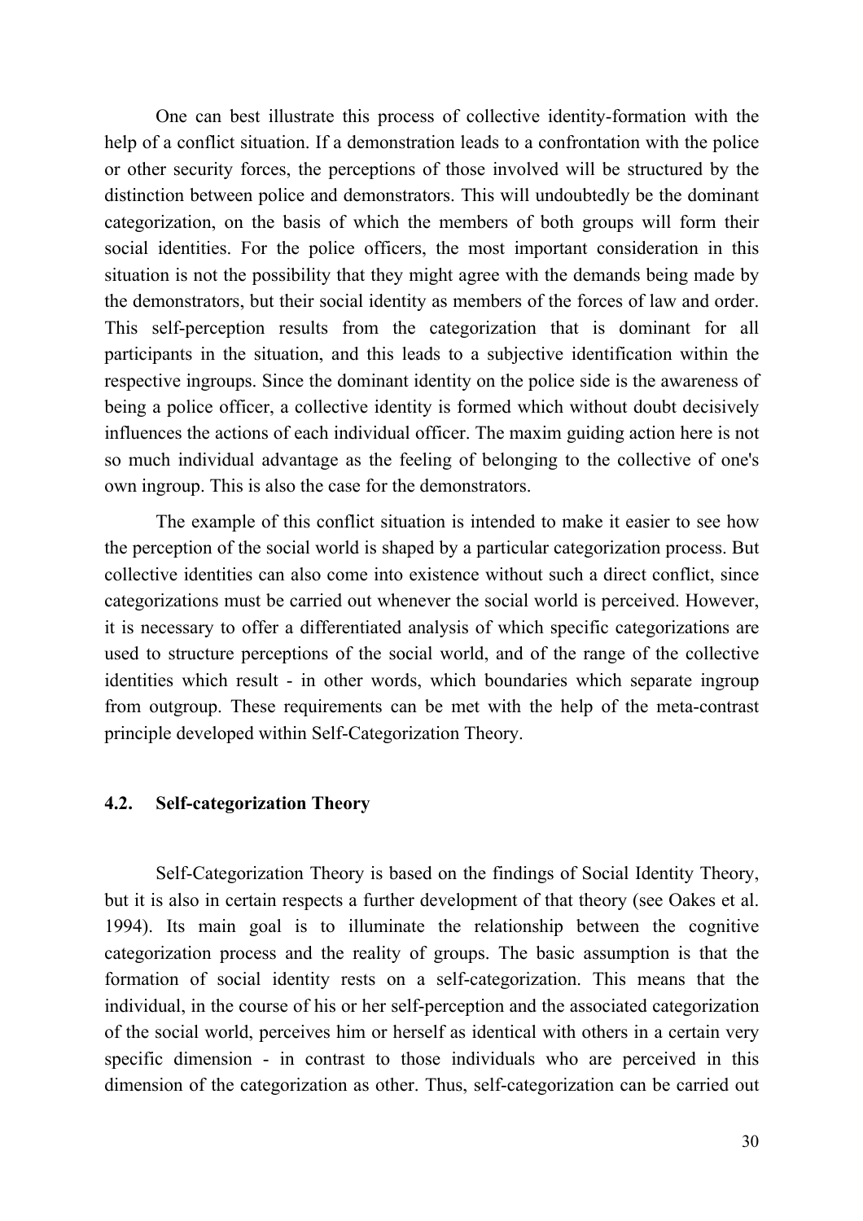One can best illustrate this process of collective identity-formation with the help of a conflict situation. If a demonstration leads to a confrontation with the police or other security forces, the perceptions of those involved will be structured by the distinction between police and demonstrators. This will undoubtedly be the dominant categorization, on the basis of which the members of both groups will form their social identities. For the police officers, the most important consideration in this situation is not the possibility that they might agree with the demands being made by the demonstrators, but their social identity as members of the forces of law and order. This self-perception results from the categorization that is dominant for all participants in the situation, and this leads to a subjective identification within the respective ingroups. Since the dominant identity on the police side is the awareness of being a police officer, a collective identity is formed which without doubt decisively influences the actions of each individual officer. The maxim guiding action here is not so much individual advantage as the feeling of belonging to the collective of one's own ingroup. This is also the case for the demonstrators.

The example of this conflict situation is intended to make it easier to see how the perception of the social world is shaped by a particular categorization process. But collective identities can also come into existence without such a direct conflict, since categorizations must be carried out whenever the social world is perceived. However, it is necessary to offer a differentiated analysis of which specific categorizations are used to structure perceptions of the social world, and of the range of the collective identities which result - in other words, which boundaries which separate ingroup from outgroup. These requirements can be met with the help of the meta-contrast principle developed within Self-Categorization Theory.

## 4.2. Self-categorization Theory

Self-Categorization Theory is based on the findings of Social Identity Theory, but it is also in certain respects a further development of that theory (see Oakes et al. 1994). Its main goal is to illuminate the relationship between the cognitive categorization process and the reality of groups. The basic assumption is that the formation of social identity rests on a self-categorization. This means that the individual, in the course of his or her self-perception and the associated categorization of the social world, perceives him or herself as identical with others in a certain very specific dimension - in contrast to those individuals who are perceived in this dimension of the categorization as other. Thus, self-categorization can be carried out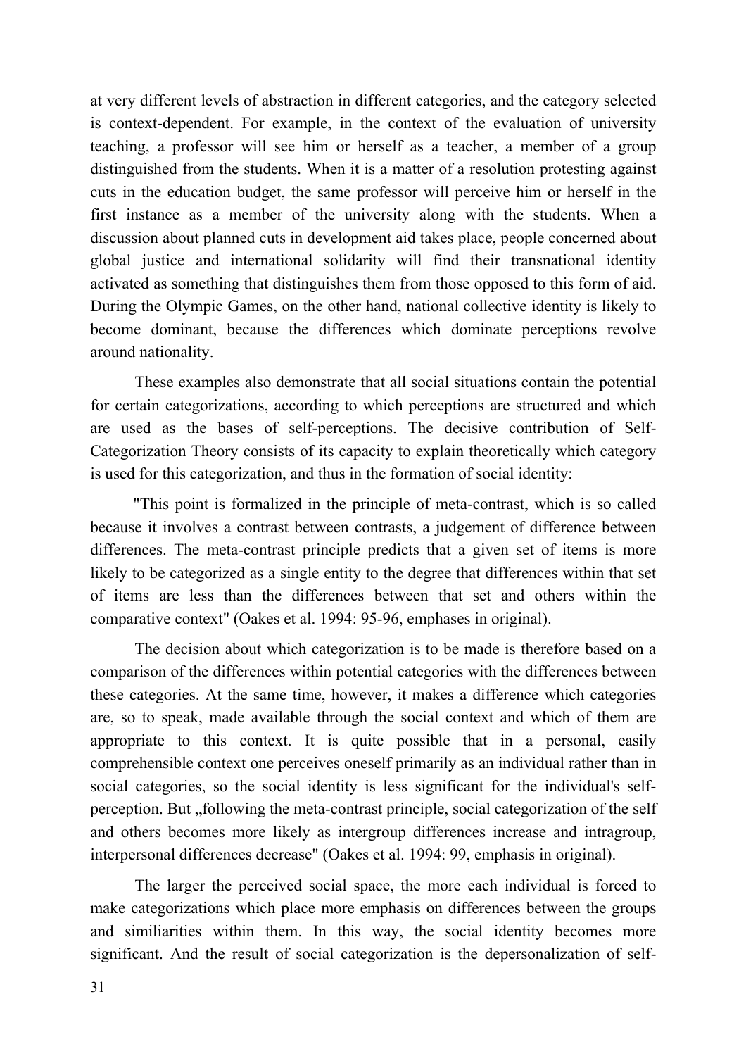at very different levels of abstraction in different categories, and the category selected is context-dependent. For example, in the context of the evaluation of university teaching, a professor will see him or herself as a teacher, a member of a group distinguished from the students. When it is a matter of a resolution protesting against cuts in the education budget, the same professor will perceive him or herself in the first instance as a member of the university along with the students. When a discussion about planned cuts in development aid takes place, people concerned about global justice and international solidarity will find their transnational identity activated as something that distinguishes them from those opposed to this form of aid. During the Olympic Games, on the other hand, national collective identity is likely to become dominant, because the differences which dominate perceptions revolve around nationality.

These examples also demonstrate that all social situations contain the potential for certain categorizations, according to which perceptions are structured and which are used as the bases of self-perceptions. The decisive contribution of Self-Categorization Theory consists of its capacity to explain theoretically which category is used for this categorization, and thus in the formation of social identity:

"This point is formalized in the principle of meta-contrast, which is so called because it involves a contrast between contrasts, a judgement of difference between differences. The meta-contrast principle predicts that a given set of items is more likely to be categorized as a single entity to the degree that differences within that set of items are less than the differences between that set and others within the comparative context" (Oakes et al. 1994: 95-96, emphases in original).

The decision about which categorization is to be made is therefore based on a comparison of the differences within potential categories with the differences between these categories. At the same time, however, it makes a difference which categories are, so to speak, made available through the social context and which of them are appropriate to this context. It is quite possible that in a personal, easily comprehensible context one perceives oneself primarily as an individual rather than in social categories, so the social identity is less significant for the individual's self-perception. But „following the meta-contrast principle, social categorization of the self and others becomes more likely as intergroup differences increase and intragroup, interpersonal differences decrease" (Oakes et al. 1994: 99, emphasis in original).

The larger the perceived social space, the more each individual is forced to make categorizations which place more emphasis on differences between the groups and similiarities within them. In this way, the social identity becomes more significant. And the result of social categorization is the depersonalization of self-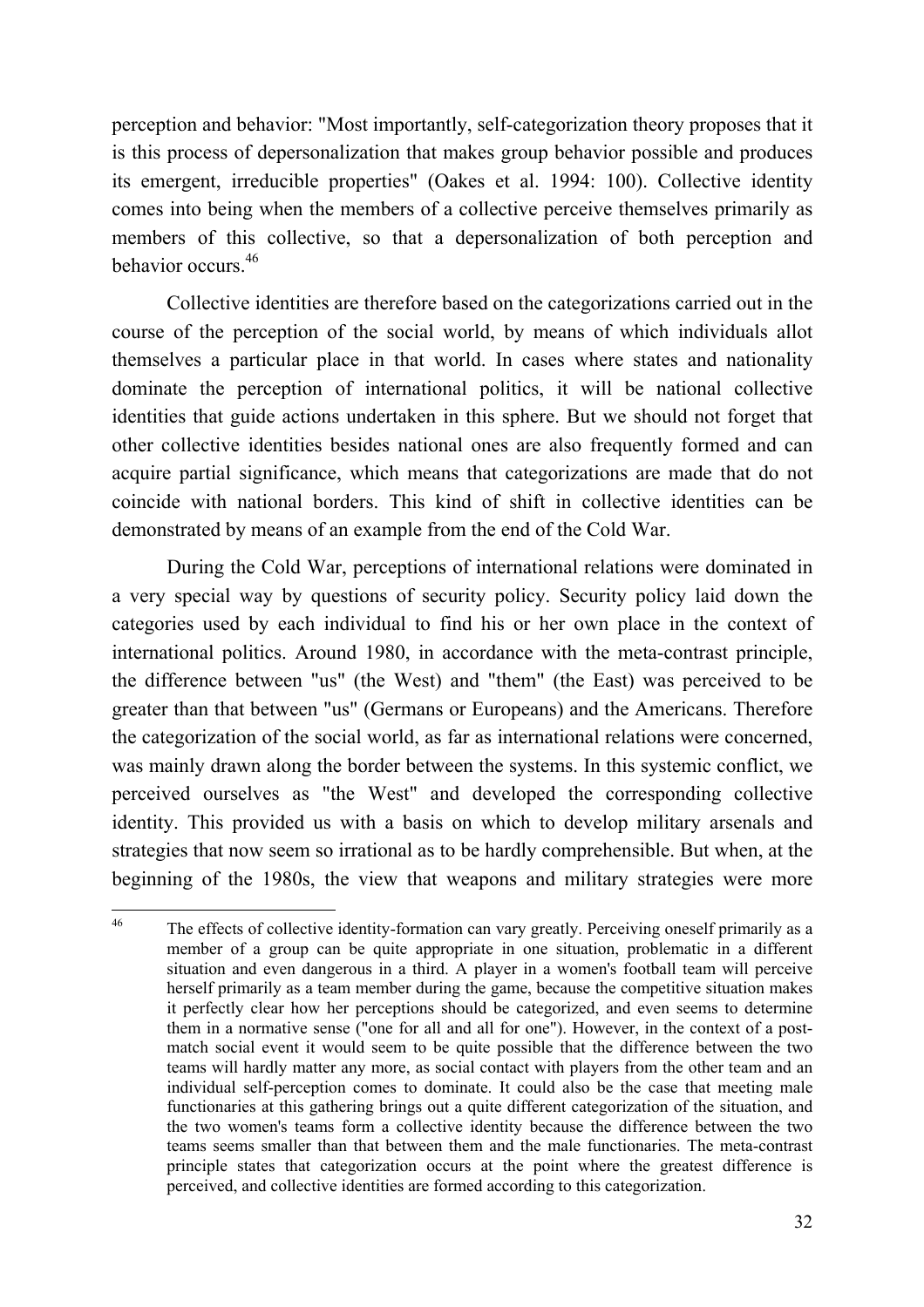perception and behavior: "Most importantly, self-categorization theory proposes that it is this process of depersonalization that makes group behavior possible and produces its emergent, irreducible properties" (Oakes et al. 1994: 100). Collective identity comes into being when the members of a collective perceive themselves primarily as members of this collective, so that a depersonalization of both perception and behavior occurs.[46]

Collective identities are therefore based on the categorizations carried out in the course of the perception of the social world, by means of which individuals allot themselves a particular place in that world. In cases where states and nationality dominate the perception of international politics, it will be national collective identities that guide actions undertaken in this sphere. But we should not forget that other collective identities besides national ones are also frequently formed and can acquire partial significance, which means that categorizations are made that do not coincide with national borders. This kind of shift in collective identities can be demonstrated by means of an example from the end of the Cold War.

During the Cold War, perceptions of international relations were dominated in a very special way by questions of security policy. Security policy laid down the categories used by each individual to find his or her own place in the context of international politics. Around 1980, in accordance with the meta-contrast principle, the difference between "us" (the West) and "them" (the East) was perceived to be greater than that between "us" (Germans or Europeans) and the Americans. Therefore the categorization of the social world, as far as international relations were concerned, was mainly drawn along the border between the systems. In this systemic conflict, we perceived ourselves as "the West" and developed the corresponding collective identity. This provided us with a basis on which to develop military arsenals and strategies that now seem so irrational as to be hardly comprehensible. But when, at the beginning of the 1980s, the view that weapons and military strategies were more

[46] The effects of collective identity-formation can vary greatly. Perceiving oneself primarily as a member of a group can be quite appropriate in one situation, problematic in a different situation and even dangerous in a third. A player in a women's football team will perceive herself primarily as a team member during the game, because the competitive situation makes it perfectly clear how her perceptions should be categorized, and even seems to determine them in a normative sense ("one for all and all for one"). However, in the context of a post-match social event it would seem to be quite possible that the difference between the two teams will hardly matter any more, as social contact with players from the other team and an individual self-perception comes to dominate. It could also be the case that meeting male functionaries at this gathering brings out a quite different categorization of the situation, and the two women's teams form a collective identity because the difference between the two teams seems smaller than that between them and the male functionaries. The meta-contrast principle states that categorization occurs at the point where the greatest difference is perceived, and collective identities are formed according to this categorization.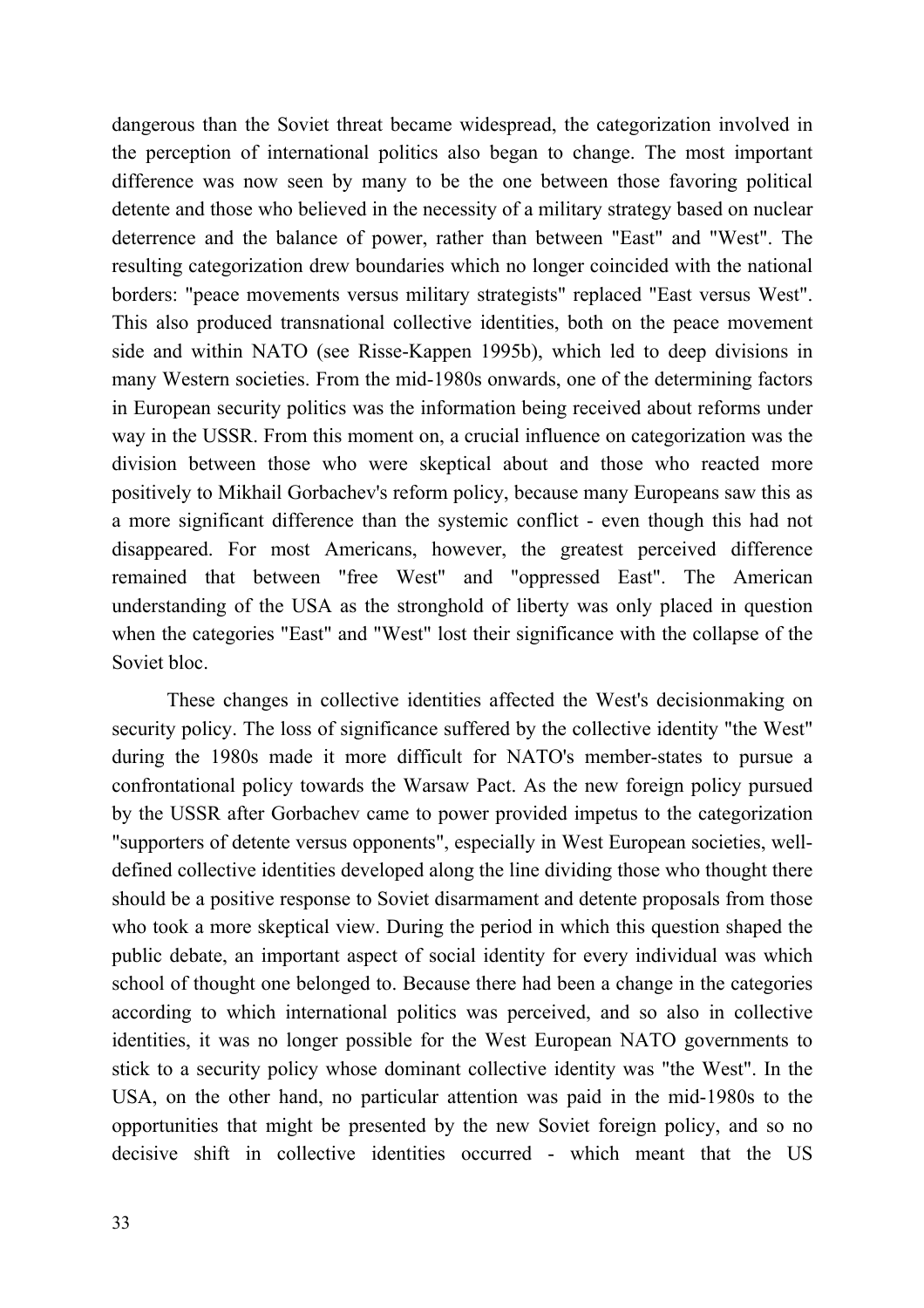dangerous than the Soviet threat became widespread, the categorization involved in the perception of international politics also began to change. The most important difference was now seen by many to be the one between those favoring political detente and those who believed in the necessity of a military strategy based on nuclear deterrence and the balance of power, rather than between "East" and "West". The resulting categorization drew boundaries which no longer coincided with the national borders: "peace movements versus military strategists" replaced "East versus West". This also produced transnational collective identities, both on the peace movement side and within NATO (see Risse-Kappen 1995b), which led to deep divisions in many Western societies. From the mid-1980s onwards, one of the determining factors in European security politics was the information being received about reforms under way in the USSR. From this moment on, a crucial influence on categorization was the division between those who were skeptical about and those who reacted more positively to Mikhail Gorbachev's reform policy, because many Europeans saw this as a more significant difference than the systemic conflict - even though this had not disappeared. For most Americans, however, the greatest perceived difference remained that between "free West" and "oppressed East". The American understanding of the USA as the stronghold of liberty was only placed in question when the categories "East" and "West" lost their significance with the collapse of the Soviet bloc.

These changes in collective identities affected the West's decisionmaking on security policy. The loss of significance suffered by the collective identity "the West" during the 1980s made it more difficult for NATO's member-states to pursue a confrontational policy towards the Warsaw Pact. As the new foreign policy pursued by the USSR after Gorbachev came to power provided impetus to the categorization "supporters of detente versus opponents", especially in West European societies, well-defined collective identities developed along the line dividing those who thought there should be a positive response to Soviet disarmament and detente proposals from those who took a more skeptical view. During the period in which this question shaped the public debate, an important aspect of social identity for every individual was which school of thought one belonged to. Because there had been a change in the categories according to which international politics was perceived, and so also in collective identities, it was no longer possible for the West European NATO governments to stick to a security policy whose dominant collective identity was "the West". In the USA, on the other hand, no particular attention was paid in the mid-1980s to the opportunities that might be presented by the new Soviet foreign policy, and so no decisive shift in collective identities occurred - which meant that the US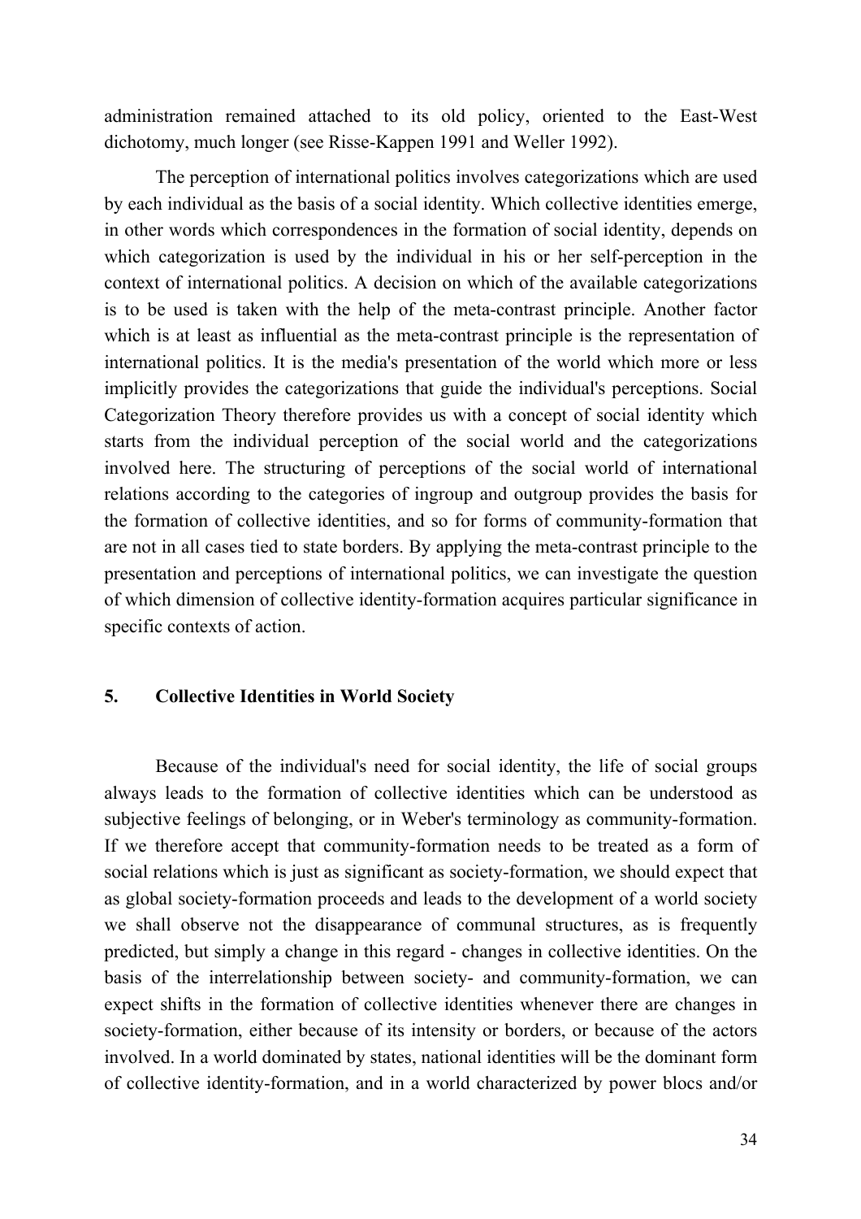administration remained attached to its old policy, oriented to the East-West dichotomy, much longer (see Risse-Kappen 1991 and Weller 1992).

The perception of international politics involves categorizations which are used by each individual as the basis of a social identity. Which collective identities emerge, in other words which correspondences in the formation of social identity, depends on which categorization is used by the individual in his or her self-perception in the context of international politics. A decision on which of the available categorizations is to be used is taken with the help of the meta-contrast principle. Another factor which is at least as influential as the meta-contrast principle is the representation of international politics. It is the media's presentation of the world which more or less implicitly provides the categorizations that guide the individual's perceptions. Social Categorization Theory therefore provides us with a concept of social identity which starts from the individual perception of the social world and the categorizations involved here. The structuring of perceptions of the social world of international relations according to the categories of ingroup and outgroup provides the basis for the formation of collective identities, and so for forms of community-formation that are not in all cases tied to state borders. By applying the meta-contrast principle to the presentation and perceptions of international politics, we can investigate the question of which dimension of collective identity-formation acquires particular significance in specific contexts of action.

## 5. Collective Identities in World Society

Because of the individual's need for social identity, the life of social groups always leads to the formation of collective identities which can be understood as subjective feelings of belonging, or in Weber's terminology as community-formation. If we therefore accept that community-formation needs to be treated as a form of social relations which is just as significant as society-formation, we should expect that as global society-formation proceeds and leads to the development of a world society we shall observe not the disappearance of communal structures, as is frequently predicted, but simply a change in this regard - changes in collective identities. On the basis of the interrelationship between society- and community-formation, we can expect shifts in the formation of collective identities whenever there are changes in society-formation, either because of its intensity or borders, or because of the actors involved. In a world dominated by states, national identities will be the dominant form of collective identity-formation, and in a world characterized by power blocs and/or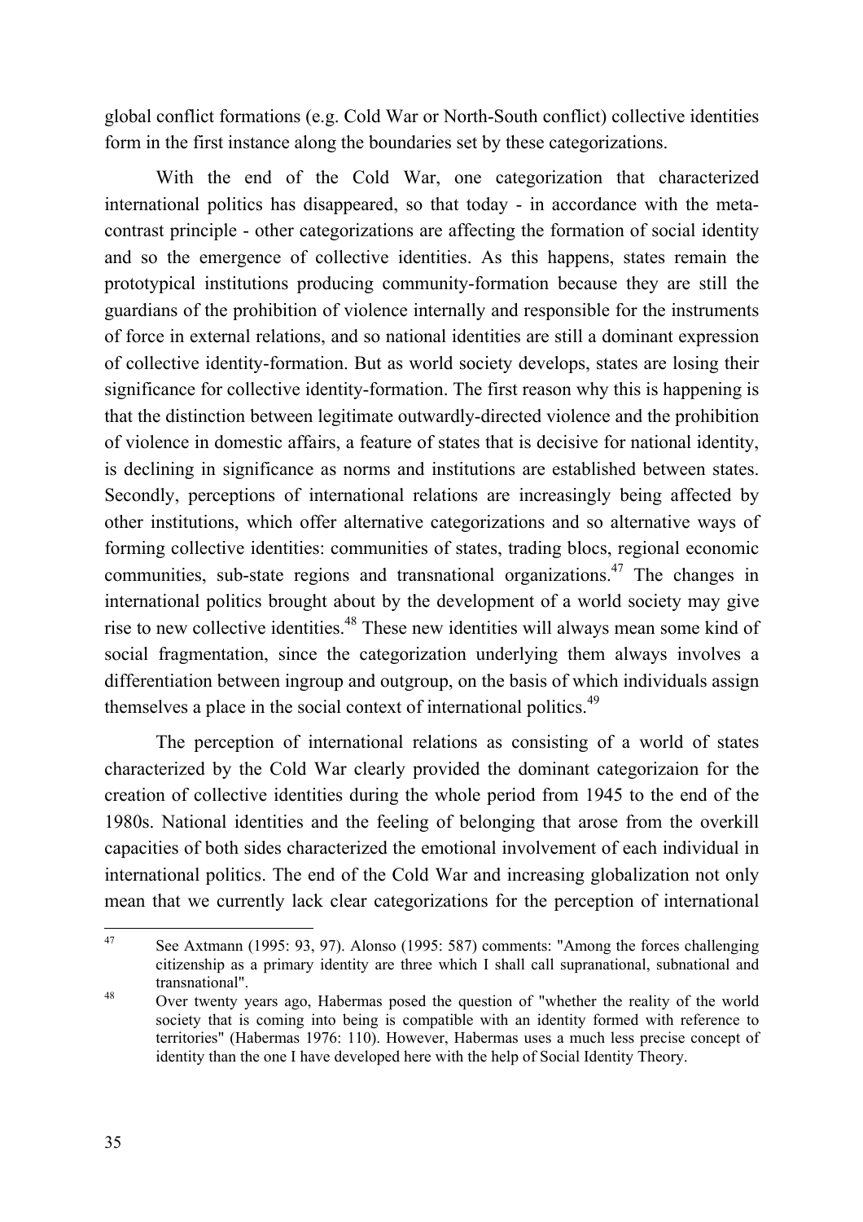global conflict formations (e.g. Cold War or North-South conflict) collective identities form in the first instance along the boundaries set by these categorizations.

With the end of the Cold War, one categorization that characterized international politics has disappeared, so that today - in accordance with the meta-contrast principle - other categorizations are affecting the formation of social identity and so the emergence of collective identities. As this happens, states remain the prototypical institutions producing community-formation because they are still the guardians of the prohibition of violence internally and responsible for the instruments of force in external relations, and so national identities are still a dominant expression of collective identity-formation. But as world society develops, states are losing their significance for collective identity-formation. The first reason why this is happening is that the distinction between legitimate outwardly-directed violence and the prohibition of violence in domestic affairs, a feature of states that is decisive for national identity, is declining in significance as norms and institutions are established between states. Secondly, perceptions of international relations are increasingly being affected by other institutions, which offer alternative categorizations and so alternative ways of forming collective identities: communities of states, trading blocs, regional economic communities, sub-state regions and transnational organizations.[47] The changes in international politics brought about by the development of a world society may give rise to new collective identities.[48] These new identities will always mean some kind of social fragmentation, since the categorization underlying them always involves a differentiation between ingroup and outgroup, on the basis of which individuals assign themselves a place in the social context of international politics.[49]

The perception of international relations as consisting of a world of states characterized by the Cold War clearly provided the dominant categorizaion for the creation of collective identities during the whole period from 1945 to the end of the 1980s. National identities and the feeling of belonging that arose from the overkill capacities of both sides characterized the emotional involvement of each individual in international politics. The end of the Cold War and increasing globalization not only mean that we currently lack clear categorizations for the perception of international

---

47 See Axtmann (1995: 93, 97). Alonso (1995: 587) comments: "Among the forces challenging citizenship as a primary identity are three which I shall call supranational, subnational and transnational".

48 Over twenty years ago, Habermas posed the question of "whether the reality of the world society that is coming into being is compatible with an identity formed with reference to territories" (Habermas 1976: 110). However, Habermas uses a much less precise concept of identity than the one I have developed here with the help of Social Identity Theory.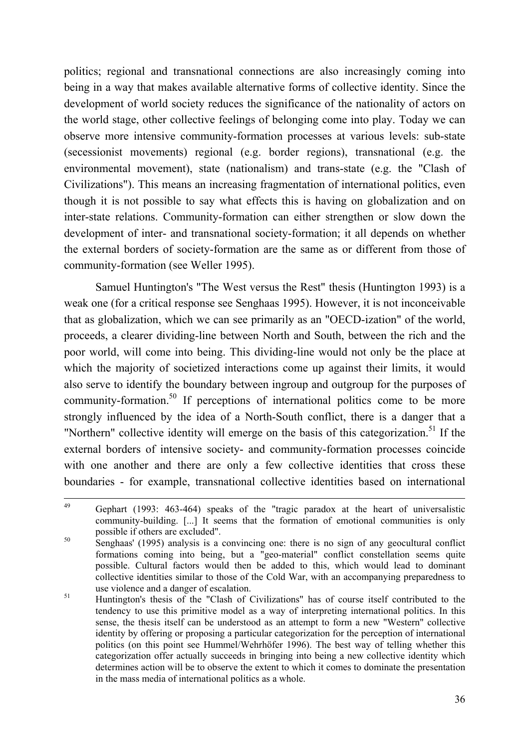politics; regional and transnational connections are also increasingly coming into being in a way that makes available alternative forms of collective identity. Since the development of world society reduces the significance of the nationality of actors on the world stage, other collective feelings of belonging come into play. Today we can observe more intensive community-formation processes at various levels: sub-state (secessionist movements) regional (e.g. border regions), transnational (e.g. the environmental movement), state (nationalism) and trans-state (e.g. the "Clash of Civilizations"). This means an increasing fragmentation of international politics, even though it is not possible to say what effects this is having on globalization and on inter-state relations. Community-formation can either strengthen or slow down the development of inter- and transnational society-formation; it all depends on whether the external borders of society-formation are the same as or different from those of community-formation (see Weller 1995).

Samuel Huntington's "The West versus the Rest" thesis (Huntington 1993) is a weak one (for a critical response see Senghaas 1995). However, it is not inconceivable that as globalization, which we can see primarily as an "OECD-ization" of the world, proceeds, a clearer dividing-line between North and South, between the rich and the poor world, will come into being. This dividing-line would not only be the place at which the majority of societized interactions come up against their limits, it would also serve to identify the boundary between ingroup and outgroup for the purposes of community-formation.[50] If perceptions of international politics come to be more strongly influenced by the idea of a North-South conflict, there is a danger that a "Northern" collective identity will emerge on the basis of this categorization.[51] If the external borders of intensive society- and community-formation processes coincide with one another and there are only a few collective identities that cross these boundaries - for example, transnational collective identities based on international

---

[49] Gephart (1993: 463-464) speaks of the "tragic paradox at the heart of universalistic community-building. [...] It seems that the formation of emotional communities is only possible if others are excluded".

[50] Senghaas' (1995) analysis is a convincing one: there is no sign of any geocultural conflict formations coming into being, but a "geo-material" conflict constellation seems quite possible. Cultural factors would then be added to this, which would lead to dominant collective identities similar to those of the Cold War, with an accompanying preparedness to use violence and a danger of escalation.

[51] Huntington's thesis of the "Clash of Civilizations" has of course itself contributed to the tendency to use this primitive model as a way of interpreting international politics. In this sense, the thesis itself can be understood as an attempt to form a new "Western" collective identity by offering or proposing a particular categorization for the perception of international politics (on this point see Hummel/Wehrhöfer 1996). The best way of telling whether this categorization offer actually succeeds in bringing into being a new collective identity which determines action will be to observe the extent to which it comes to dominate the presentation in the mass media of international politics as a whole.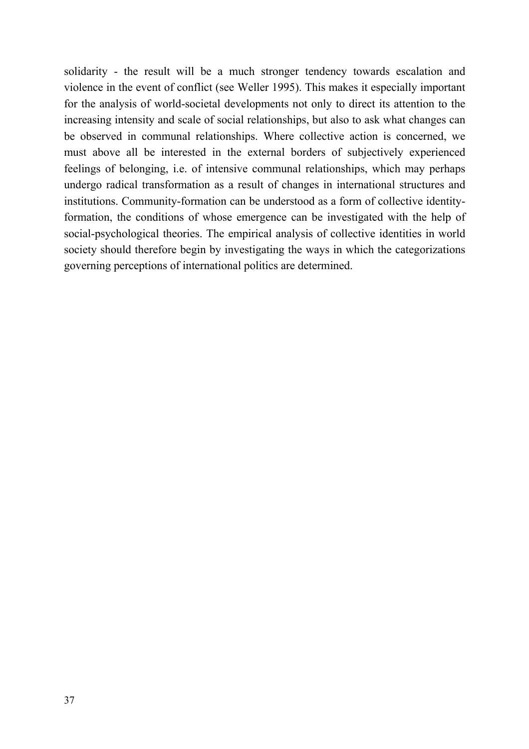solidarity - the result will be a much stronger tendency towards escalation and violence in the event of conflict (see Weller 1995). This makes it especially important for the analysis of world-societal developments not only to direct its attention to the increasing intensity and scale of social relationships, but also to ask what changes can be observed in communal relationships. Where collective action is concerned, we must above all be interested in the external borders of subjectively experienced feelings of belonging, i.e. of intensive communal relationships, which may perhaps undergo radical transformation as a result of changes in international structures and institutions. Community-formation can be understood as a form of collective identity-formation, the conditions of whose emergence can be investigated with the help of social-psychological theories. The empirical analysis of collective identities in world society should therefore begin by investigating the ways in which the categorizations governing perceptions of international politics are determined.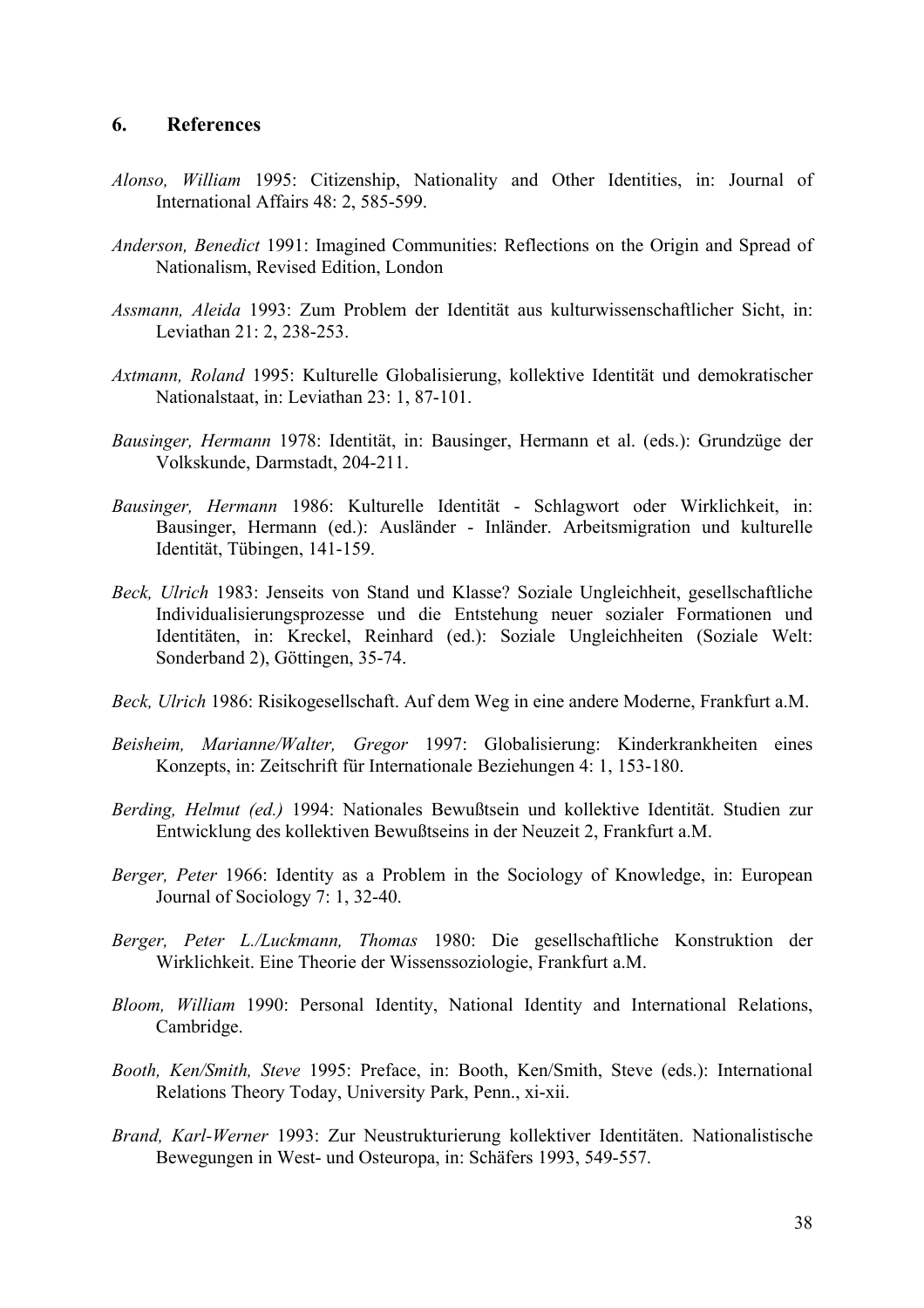## 6. References

*Alonso, William* 1995: Citizenship, Nationality and Other Identities, in: Journal of International Affairs 48: 2, 585-599.

*Anderson, Benedict* 1991: Imagined Communities: Reflections on the Origin and Spread of Nationalism, Revised Edition, London

*Assmann, Aleida* 1993: Zum Problem der Identität aus kulturwissenschaftlicher Sicht, in: Leviathan 21: 2, 238-253.

*Axtmann, Roland* 1995: Kulturelle Globalisierung, kollektive Identität und demokratischer Nationalstaat, in: Leviathan 23: 1, 87-101.

*Bausinger, Hermann* 1978: Identität, in: Bausinger, Hermann et al. (eds.): Grundzüge der Volkskunde, Darmstadt, 204-211.

*Bausinger, Hermann* 1986: Kulturelle Identität - Schlagwort oder Wirklichkeit, in: Bausinger, Hermann (ed.): Ausländer - Inländer. Arbeitsmigration und kulturelle Identität, Tübingen, 141-159.

*Beck, Ulrich* 1983: Jenseits von Stand und Klasse? Soziale Ungleichheit, gesellschaftliche Individualisierungsprozesse und die Entstehung neuer sozialer Formationen und Identitäten, in: Kreckel, Reinhard (ed.): Soziale Ungleichheiten (Soziale Welt: Sonderband 2), Göttingen, 35-74.

*Beck, Ulrich* 1986: Risikogesellschaft. Auf dem Weg in eine andere Moderne, Frankfurt a.M.

*Beisheim, Marianne/Walter, Gregor* 1997: Globalisierung: Kinderkrankheiten eines Konzepts, in: Zeitschrift für Internationale Beziehungen 4: 1, 153-180.

*Berding, Helmut (ed.)* 1994: Nationales Bewußtsein und kollektive Identität. Studien zur Entwicklung des kollektiven Bewußtseins in der Neuzeit 2, Frankfurt a.M.

*Berger, Peter* 1966: Identity as a Problem in the Sociology of Knowledge, in: European Journal of Sociology 7: 1, 32-40.

*Berger, Peter L./Luckmann, Thomas* 1980: Die gesellschaftliche Konstruktion der Wirklichkeit. Eine Theorie der Wissenssoziologie, Frankfurt a.M.

*Bloom, William* 1990: Personal Identity, National Identity and International Relations, Cambridge.

*Booth, Ken/Smith, Steve* 1995: Preface, in: Booth, Ken/Smith, Steve (eds.): International Relations Theory Today, University Park, Penn., xi-xii.

*Brand, Karl-Werner* 1993: Zur Neustrukturierung kollektiver Identitäten. Nationalistische Bewegungen in West- und Osteuropa, in: Schäfers 1993, 549-557.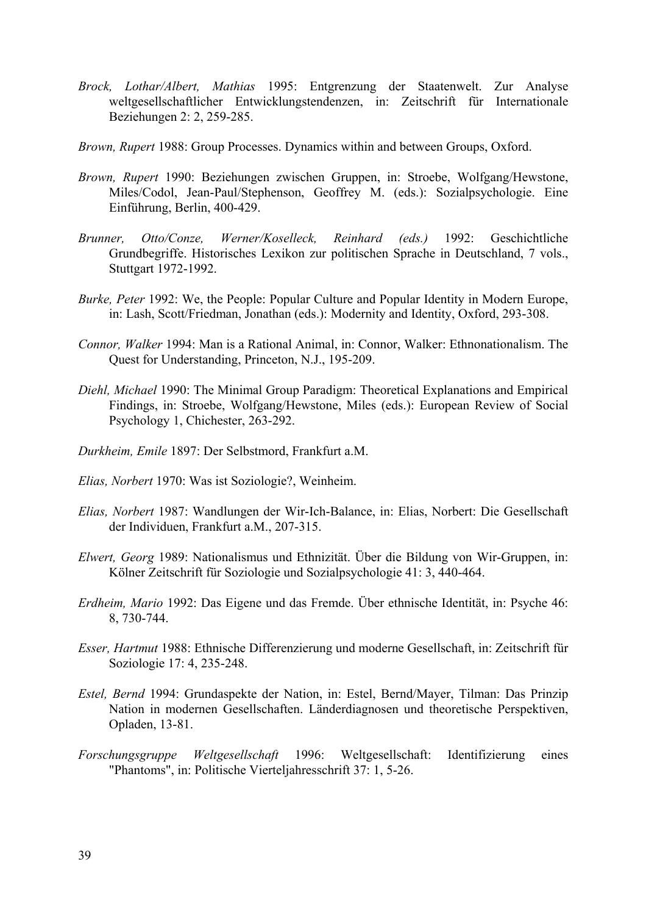*Brock, Lothar/Albert, Mathias* 1995: Entgrenzung der Staatenwelt. Zur Analyse weltgesellschaftlicher Entwicklungstendenzen, in: Zeitschrift für Internationale Beziehungen 2: 2, 259-285.

*Brown, Rupert* 1988: Group Processes. Dynamics within and between Groups, Oxford.

*Brown, Rupert* 1990: Beziehungen zwischen Gruppen, in: Stroebe, Wolfgang/Hewstone, Miles/Codol, Jean-Paul/Stephenson, Geoffrey M. (eds.): Sozialpsychologie. Eine Einführung, Berlin, 400-429.

*Brunner, Otto/Conze, Werner/Koselleck, Reinhard (eds.)* 1992: Geschichtliche Grundbegriffe. Historisches Lexikon zur politischen Sprache in Deutschland, 7 vols., Stuttgart 1972-1992.

*Burke, Peter* 1992: We, the People: Popular Culture and Popular Identity in Modern Europe, in: Lash, Scott/Friedman, Jonathan (eds.): Modernity and Identity, Oxford, 293-308.

*Connor, Walker* 1994: Man is a Rational Animal, in: Connor, Walker: Ethnonationalism. The Quest for Understanding, Princeton, N.J., 195-209.

*Diehl, Michael* 1990: The Minimal Group Paradigm: Theoretical Explanations and Empirical Findings, in: Stroebe, Wolfgang/Hewstone, Miles (eds.): European Review of Social Psychology 1, Chichester, 263-292.

*Durkheim, Emile* 1897: Der Selbstmord, Frankfurt a.M.

*Elias, Norbert* 1970: Was ist Soziologie?, Weinheim.

*Elias, Norbert* 1987: Wandlungen der Wir-Ich-Balance, in: Elias, Norbert: Die Gesellschaft der Individuen, Frankfurt a.M., 207-315.

*Elwert, Georg* 1989: Nationalismus und Ethnizität. Über die Bildung von Wir-Gruppen, in: Kölner Zeitschrift für Soziologie und Sozialpsychologie 41: 3, 440-464.

*Erdheim, Mario* 1992: Das Eigene und das Fremde. Über ethnische Identität, in: Psyche 46: 8, 730-744.

*Esser, Hartmut* 1988: Ethnische Differenzierung und moderne Gesellschaft, in: Zeitschrift für Soziologie 17: 4, 235-248.

*Estel, Bernd* 1994: Grundaspekte der Nation, in: Estel, Bernd/Mayer, Tilman: Das Prinzip Nation in modernen Gesellschaften. Länderdiagnosen und theoretische Perspektiven, Opladen, 13-81.

*Forschungsgruppe Weltgesellschaft* 1996: Weltgesellschaft: Identifizierung eines "Phantoms", in: Politische Vierteljahresschrift 37: 1, 5-26.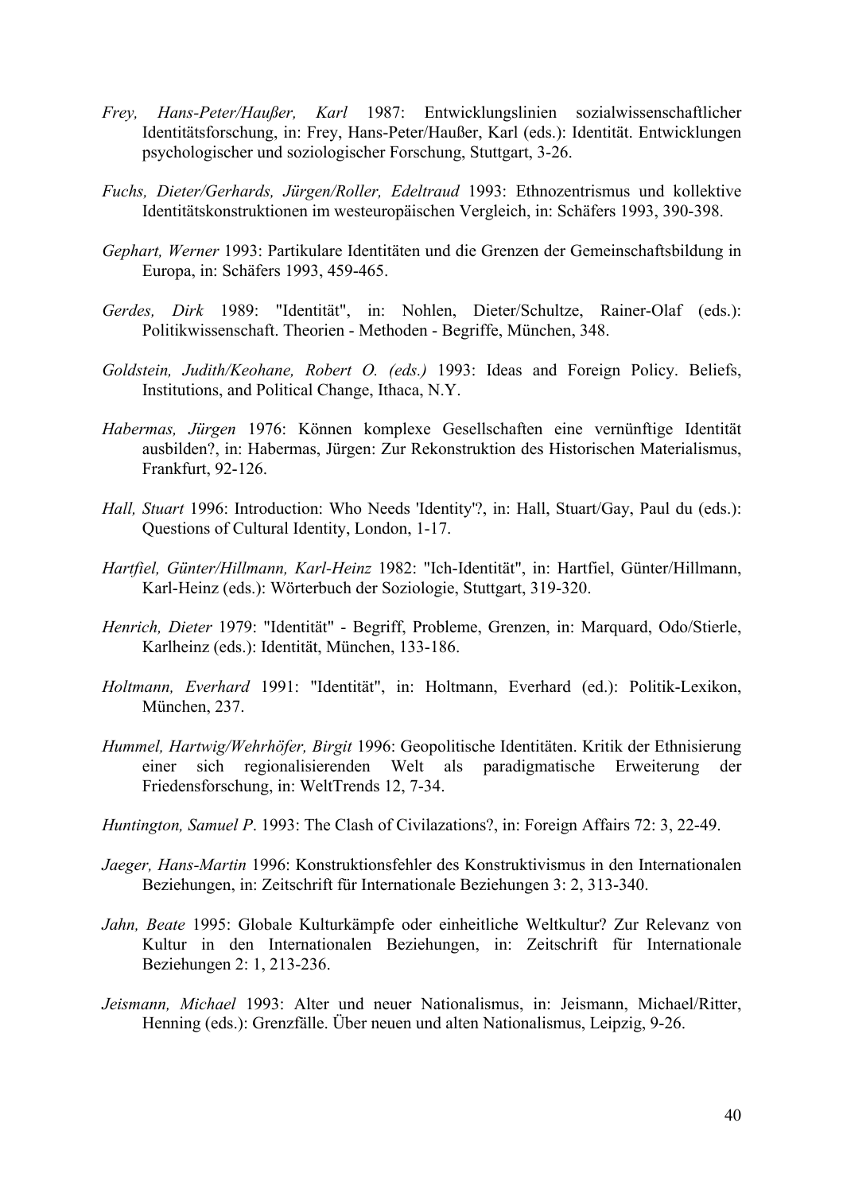*Frey, Hans-Peter/Haußer, Karl* 1987: Entwicklungslinien sozialwissenschaftlicher Identitätsforschung, in: Frey, Hans-Peter/Haußer, Karl (eds.): Identität. Entwicklungen psychologischer und soziologischer Forschung, Stuttgart, 3-26.

*Fuchs, Dieter/Gerhards, Jürgen/Roller, Edeltraud* 1993: Ethnozentrismus und kollektive Identitätskonstruktionen im westeuropäischen Vergleich, in: Schäfers 1993, 390-398.

*Gephart, Werner* 1993: Partikulare Identitäten und die Grenzen der Gemeinschaftsbildung in Europa, in: Schäfers 1993, 459-465.

*Gerdes, Dirk* 1989: "Identität", in: Nohlen, Dieter/Schultze, Rainer-Olaf (eds.): Politikwissenschaft. Theorien - Methoden - Begriffe, München, 348.

*Goldstein, Judith/Keohane, Robert O. (eds.)* 1993: Ideas and Foreign Policy. Beliefs, Institutions, and Political Change, Ithaca, N.Y.

*Habermas, Jürgen* 1976: Können komplexe Gesellschaften eine vernünftige Identität ausbilden?, in: Habermas, Jürgen: Zur Rekonstruktion des Historischen Materialismus, Frankfurt, 92-126.

*Hall, Stuart* 1996: Introduction: Who Needs 'Identity'?, in: Hall, Stuart/Gay, Paul du (eds.): Questions of Cultural Identity, London, 1-17.

*Hartfiel, Günter/Hillmann, Karl-Heinz* 1982: "Ich-Identität", in: Hartfiel, Günter/Hillmann, Karl-Heinz (eds.): Wörterbuch der Soziologie, Stuttgart, 319-320.

*Henrich, Dieter* 1979: "Identität" - Begriff, Probleme, Grenzen, in: Marquard, Odo/Stierle, Karlheinz (eds.): Identität, München, 133-186.

*Holtmann, Everhard* 1991: "Identität", in: Holtmann, Everhard (ed.): Politik-Lexikon, München, 237.

*Hummel, Hartwig/Wehrhöfer, Birgit* 1996: Geopolitische Identitäten. Kritik der Ethnisierung einer sich regionalisierenden Welt als paradigmatische Erweiterung der Friedensforschung, in: WeltTrends 12, 7-34.

*Huntington, Samuel P*. 1993: The Clash of Civilazations?, in: Foreign Affairs 72: 3, 22-49.

*Jaeger, Hans-Martin* 1996: Konstruktionsfehler des Konstruktivismus in den Internationalen Beziehungen, in: Zeitschrift für Internationale Beziehungen 3: 2, 313-340.

*Jahn, Beate* 1995: Globale Kulturkämpfe oder einheitliche Weltkultur? Zur Relevanz von Kultur in den Internationalen Beziehungen, in: Zeitschrift für Internationale Beziehungen 2: 1, 213-236.

*Jeismann, Michael* 1993: Alter und neuer Nationalismus, in: Jeismann, Michael/Ritter, Henning (eds.): Grenzfälle. Über neuen und alten Nationalismus, Leipzig, 9-26.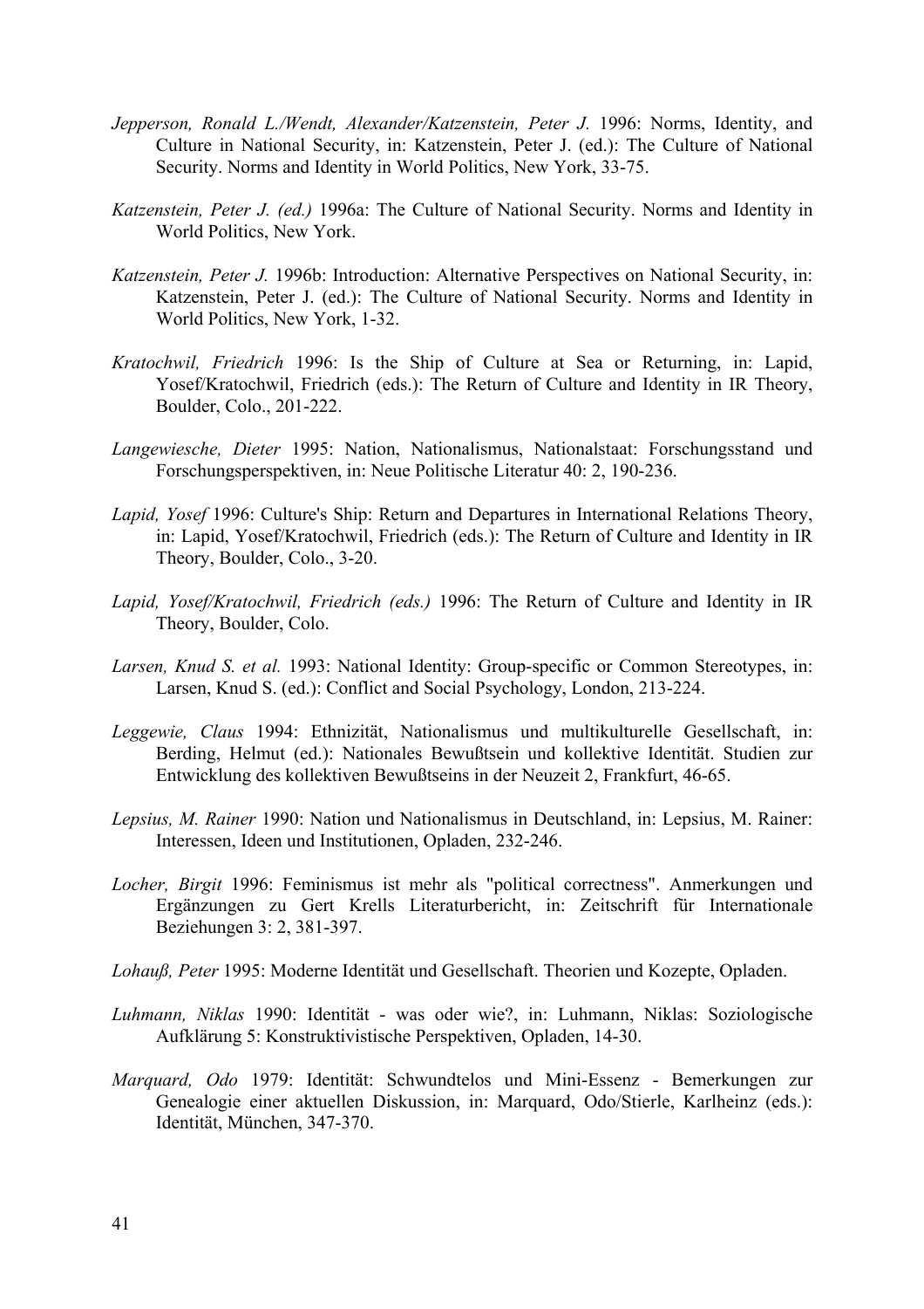*Jepperson, Ronald L./Wendt, Alexander/Katzenstein, Peter J.* 1996: Norms, Identity, and Culture in National Security, in: Katzenstein, Peter J. (ed.): The Culture of National Security. Norms and Identity in World Politics, New York, 33-75.

*Katzenstein, Peter J. (ed.)* 1996a: The Culture of National Security. Norms and Identity in World Politics, New York.

*Katzenstein, Peter J.* 1996b: Introduction: Alternative Perspectives on National Security, in: Katzenstein, Peter J. (ed.): The Culture of National Security. Norms and Identity in World Politics, New York, 1-32.

*Kratochwil, Friedrich* 1996: Is the Ship of Culture at Sea or Returning, in: Lapid, Yosef/Kratochwil, Friedrich (eds.): The Return of Culture and Identity in IR Theory, Boulder, Colo., 201-222.

*Langewiesche, Dieter* 1995: Nation, Nationalismus, Nationalstaat: Forschungsstand und Forschungsperspektiven, in: Neue Politische Literatur 40: 2, 190-236.

*Lapid, Yosef* 1996: Culture's Ship: Return and Departures in International Relations Theory, in: Lapid, Yosef/Kratochwil, Friedrich (eds.): The Return of Culture and Identity in IR Theory, Boulder, Colo., 3-20.

*Lapid, Yosef/Kratochwil, Friedrich (eds.)* 1996: The Return of Culture and Identity in IR Theory, Boulder, Colo.

*Larsen, Knud S. et al.* 1993: National Identity: Group-specific or Common Stereotypes, in: Larsen, Knud S. (ed.): Conflict and Social Psychology, London, 213-224.

*Leggewie, Claus* 1994: Ethnizität, Nationalismus und multikulturelle Gesellschaft, in: Berding, Helmut (ed.): Nationales Bewußtsein und kollektive Identität. Studien zur Entwicklung des kollektiven Bewußtseins in der Neuzeit 2, Frankfurt, 46-65.

*Lepsius, M. Rainer* 1990: Nation und Nationalismus in Deutschland, in: Lepsius, M. Rainer: Interessen, Ideen und Institutionen, Opladen, 232-246.

*Locher, Birgit* 1996: Feminismus ist mehr als "political correctness". Anmerkungen und Ergänzungen zu Gert Krells Literaturbericht, in: Zeitschrift für Internationale Beziehungen 3: 2, 381-397.

*Lohauß, Peter* 1995: Moderne Identität und Gesellschaft. Theorien und Kozepte, Opladen.

*Luhmann, Niklas* 1990: Identität - was oder wie?, in: Luhmann, Niklas: Soziologische Aufklärung 5: Konstruktivistische Perspektiven, Opladen, 14-30.

*Marquard, Odo* 1979: Identität: Schwundtelos und Mini-Essenz - Bemerkungen zur Genealogie einer aktuellen Diskussion, in: Marquard, Odo/Stierle, Karlheinz (eds.): Identität, München, 347-370.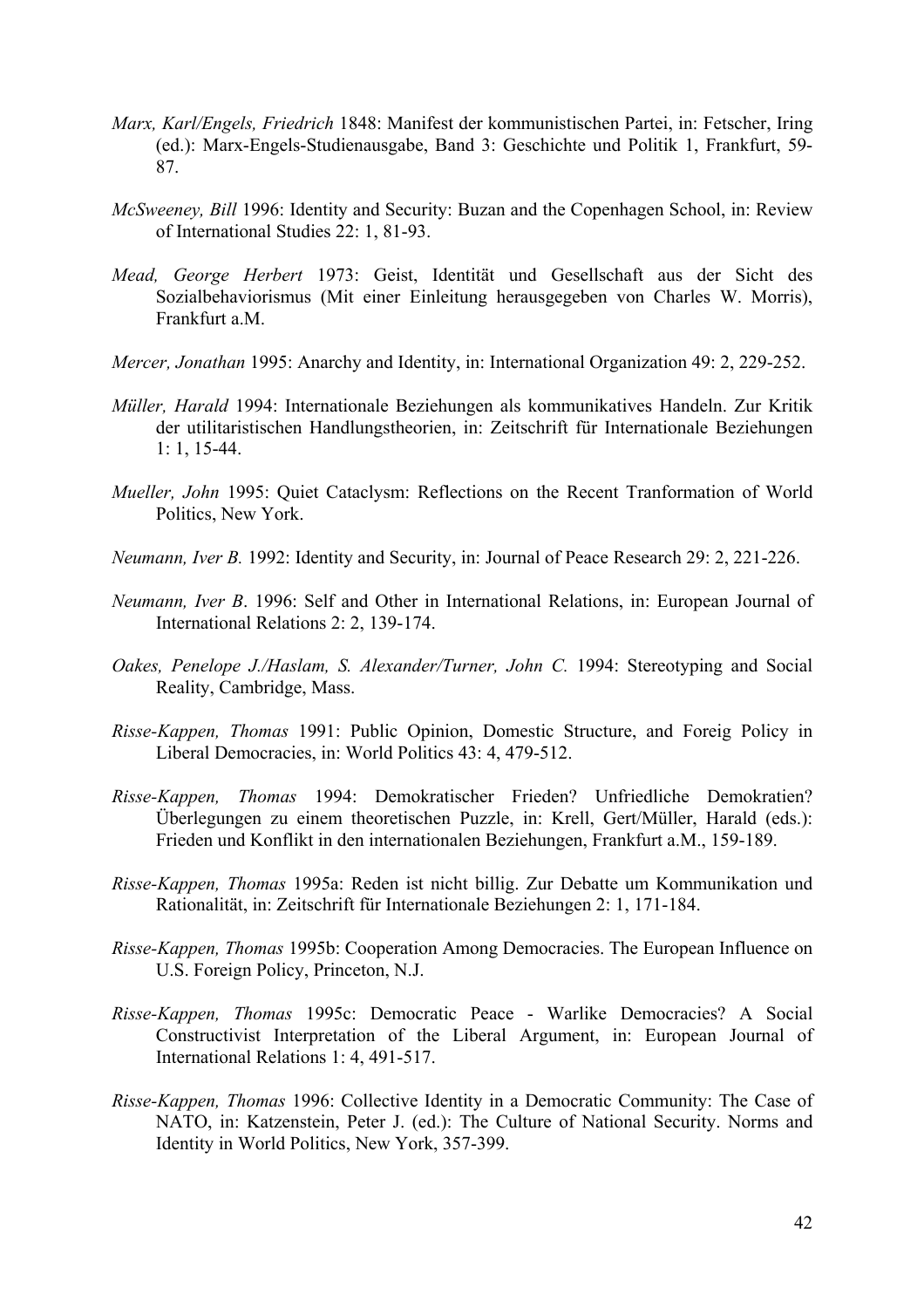*Marx, Karl/Engels, Friedrich* 1848: Manifest der kommunistischen Partei, in: Fetscher, Iring (ed.): Marx-Engels-Studienausgabe, Band 3: Geschichte und Politik 1, Frankfurt, 59-87.

*McSweeney, Bill* 1996: Identity and Security: Buzan and the Copenhagen School, in: Review of International Studies 22: 1, 81-93.

*Mead, George Herbert* 1973: Geist, Identität und Gesellschaft aus der Sicht des Sozialbehaviorismus (Mit einer Einleitung herausgegeben von Charles W. Morris), Frankfurt a.M.

*Mercer, Jonathan* 1995: Anarchy and Identity, in: International Organization 49: 2, 229-252.

*Müller, Harald* 1994: Internationale Beziehungen als kommunikatives Handeln. Zur Kritik der utilitaristischen Handlungstheorien, in: Zeitschrift für Internationale Beziehungen 1: 1, 15-44.

*Mueller, John* 1995: Quiet Cataclysm: Reflections on the Recent Tranformation of World Politics, New York.

*Neumann, Iver B.* 1992: Identity and Security, in: Journal of Peace Research 29: 2, 221-226.

*Neumann, Iver B*. 1996: Self and Other in International Relations, in: European Journal of International Relations 2: 2, 139-174.

*Oakes, Penelope J./Haslam, S. Alexander/Turner, John C.* 1994: Stereotyping and Social Reality, Cambridge, Mass.

*Risse-Kappen, Thomas* 1991: Public Opinion, Domestic Structure, and Foreig Policy in Liberal Democracies, in: World Politics 43: 4, 479-512.

*Risse-Kappen, Thomas* 1994: Demokratischer Frieden? Unfriedliche Demokratien? Überlegungen zu einem theoretischen Puzzle, in: Krell, Gert/Müller, Harald (eds.): Frieden und Konflikt in den internationalen Beziehungen, Frankfurt a.M., 159-189.

*Risse-Kappen, Thomas* 1995a: Reden ist nicht billig. Zur Debatte um Kommunikation und Rationalität, in: Zeitschrift für Internationale Beziehungen 2: 1, 171-184.

*Risse-Kappen, Thomas* 1995b: Cooperation Among Democracies. The European Influence on U.S. Foreign Policy, Princeton, N.J.

*Risse-Kappen, Thomas* 1995c: Democratic Peace - Warlike Democracies? A Social Constructivist Interpretation of the Liberal Argument, in: European Journal of International Relations 1: 4, 491-517.

*Risse-Kappen, Thomas* 1996: Collective Identity in a Democratic Community: The Case of NATO, in: Katzenstein, Peter J. (ed.): The Culture of National Security. Norms and Identity in World Politics, New York, 357-399.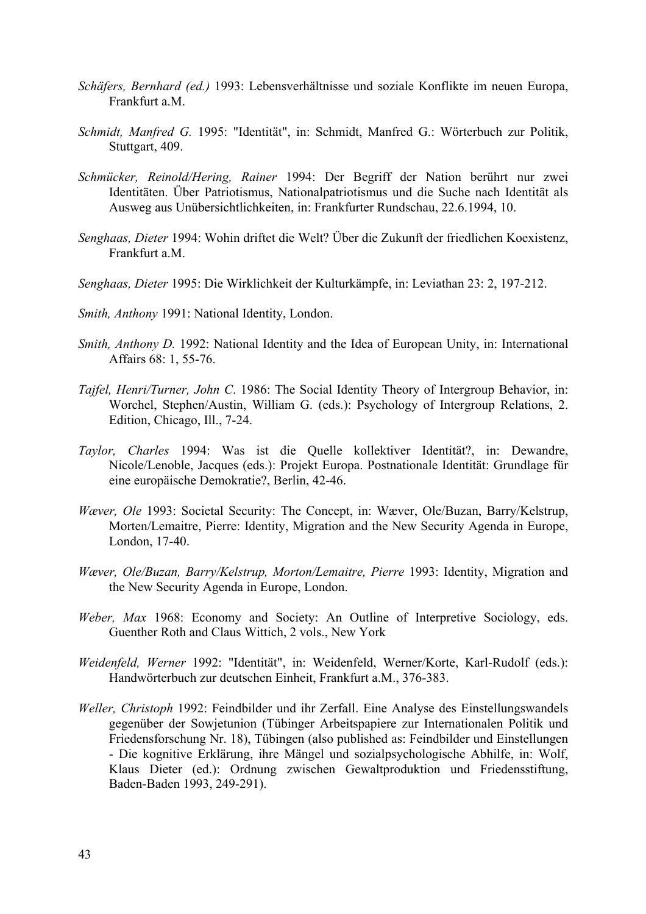*Schäfers, Bernhard (ed.)* 1993: Lebensverhältnisse und soziale Konflikte im neuen Europa, Frankfurt a.M.

*Schmidt, Manfred G.* 1995: "Identität", in: Schmidt, Manfred G.: Wörterbuch zur Politik, Stuttgart, 409.

*Schmücker, Reinold/Hering, Rainer* 1994: Der Begriff der Nation berührt nur zwei Identitäten. Über Patriotismus, Nationalpatriotismus und die Suche nach Identität als Ausweg aus Unübersichtlichkeiten, in: Frankfurter Rundschau, 22.6.1994, 10.

*Senghaas, Dieter* 1994: Wohin driftet die Welt? Über die Zukunft der friedlichen Koexistenz, Frankfurt a.M.

*Senghaas, Dieter* 1995: Die Wirklichkeit der Kulturkämpfe, in: Leviathan 23: 2, 197-212.

*Smith, Anthony* 1991: National Identity, London.

*Smith, Anthony D.* 1992: National Identity and the Idea of European Unity, in: International Affairs 68: 1, 55-76.

*Tajfel, Henri/Turner, John C*. 1986: The Social Identity Theory of Intergroup Behavior, in: Worchel, Stephen/Austin, William G. (eds.): Psychology of Intergroup Relations, 2. Edition, Chicago, Ill., 7-24.

*Taylor, Charles* 1994: Was ist die Quelle kollektiver Identität?, in: Dewandre, Nicole/Lenoble, Jacques (eds.): Projekt Europa. Postnationale Identität: Grundlage für eine europäische Demokratie?, Berlin, 42-46.

*Wæver, Ole* 1993: Societal Security: The Concept, in: Wæver, Ole/Buzan, Barry/Kelstrup, Morten/Lemaitre, Pierre: Identity, Migration and the New Security Agenda in Europe, London, 17-40.

*Wæver, Ole/Buzan, Barry/Kelstrup, Morton/Lemaitre, Pierre* 1993: Identity, Migration and the New Security Agenda in Europe, London.

*Weber, Max* 1968: Economy and Society: An Outline of Interpretive Sociology, eds. Guenther Roth and Claus Wittich, 2 vols., New York

*Weidenfeld, Werner* 1992: "Identität", in: Weidenfeld, Werner/Korte, Karl-Rudolf (eds.): Handwörterbuch zur deutschen Einheit, Frankfurt a.M., 376-383.

*Weller, Christoph* 1992: Feindbilder und ihr Zerfall. Eine Analyse des Einstellungswandels gegenüber der Sowjetunion (Tübinger Arbeitspapiere zur Internationalen Politik und Friedensforschung Nr. 18), Tübingen (also published as: Feindbilder und Einstellungen - Die kognitive Erklärung, ihre Mängel und sozialpsychologische Abhilfe, in: Wolf, Klaus Dieter (ed.): Ordnung zwischen Gewaltproduktion und Friedensstiftung, Baden-Baden 1993, 249-291).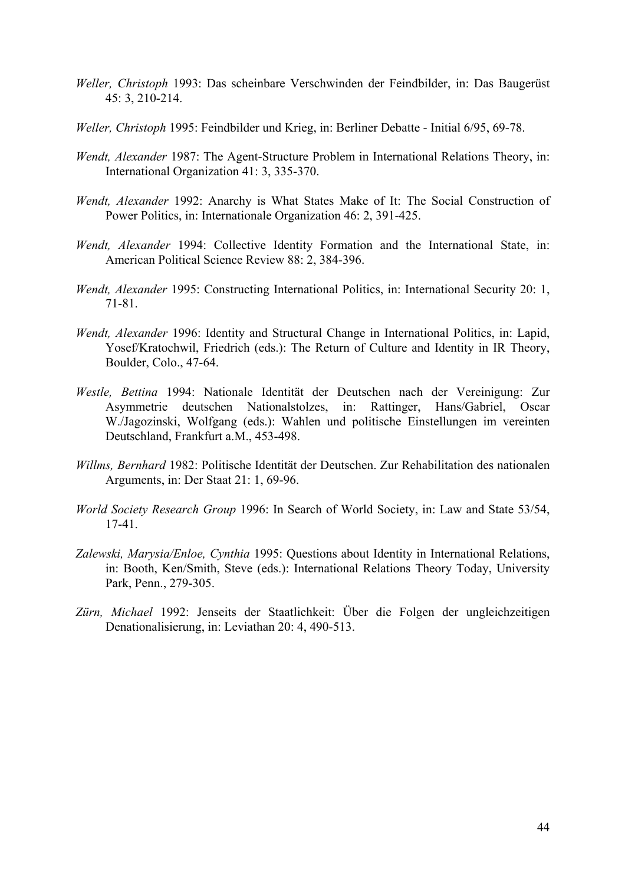*Weller, Christoph* 1993: Das scheinbare Verschwinden der Feindbilder, in: Das Baugerüst 45: 3, 210-214.

*Weller, Christoph* 1995: Feindbilder und Krieg, in: Berliner Debatte - Initial 6/95, 69-78.

*Wendt, Alexander* 1987: The Agent-Structure Problem in International Relations Theory, in: International Organization 41: 3, 335-370.

*Wendt, Alexander* 1992: Anarchy is What States Make of It: The Social Construction of Power Politics, in: Internationale Organization 46: 2, 391-425.

*Wendt, Alexander* 1994: Collective Identity Formation and the International State, in: American Political Science Review 88: 2, 384-396.

*Wendt, Alexander* 1995: Constructing International Politics, in: International Security 20: 1, 71-81.

*Wendt, Alexander* 1996: Identity and Structural Change in International Politics, in: Lapid, Yosef/Kratochwil, Friedrich (eds.): The Return of Culture and Identity in IR Theory, Boulder, Colo., 47-64.

*Westle, Bettina* 1994: Nationale Identität der Deutschen nach der Vereinigung: Zur Asymmetrie deutschen Nationalstolzes, in: Rattinger, Hans/Gabriel, Oscar W./Jagozinski, Wolfgang (eds.): Wahlen und politische Einstellungen im vereinten Deutschland, Frankfurt a.M., 453-498.

*Willms, Bernhard* 1982: Politische Identität der Deutschen. Zur Rehabilitation des nationalen Arguments, in: Der Staat 21: 1, 69-96.

*World Society Research Group* 1996: In Search of World Society, in: Law and State 53/54, 17-41.

*Zalewski, Marysia/Enloe, Cynthia* 1995: Questions about Identity in International Relations, in: Booth, Ken/Smith, Steve (eds.): International Relations Theory Today, University Park, Penn., 279-305.

*Zürn, Michael* 1992: Jenseits der Staatlichkeit: Über die Folgen der ungleichzeitigen Denationalisierung, in: Leviathan 20: 4, 490-513.